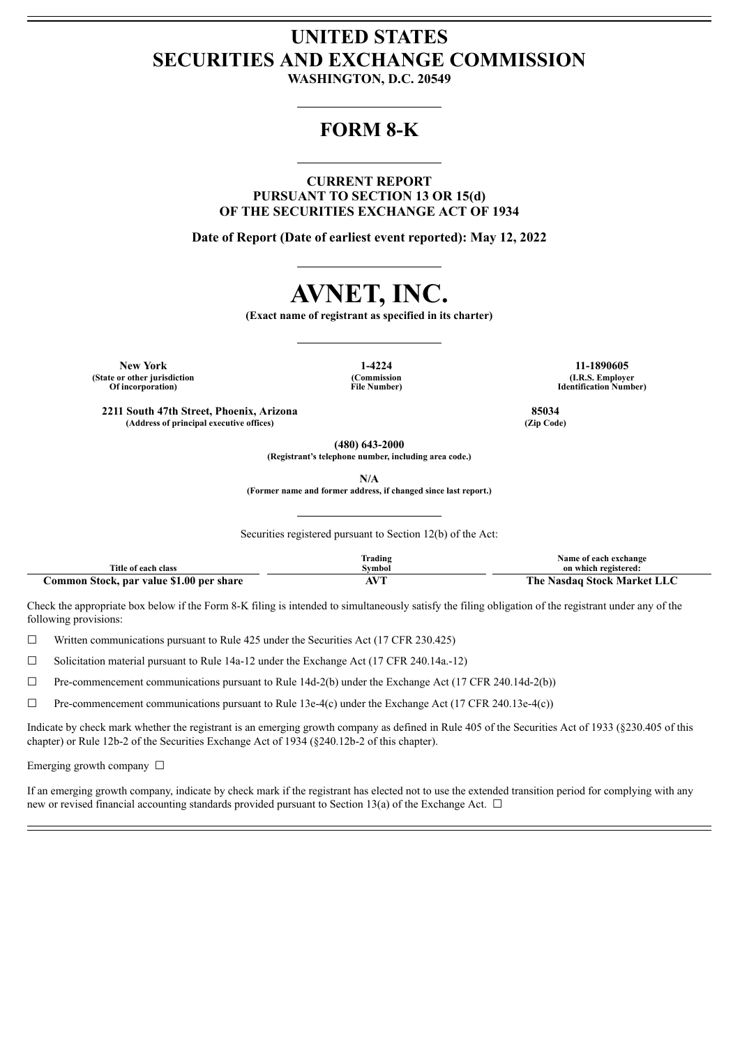# UNITED STATES
# SECURITIES AND EXCHANGE COMMISSION

**WASHINGTON, D.C. 20549**

## FORM 8-K

**CURRENT REPORT**
**PURSUANT TO SECTION 13 OR 15(d)**
**OF THE SECURITIES EXCHANGE ACT OF 1934**

**Date of Report (Date of earliest event reported): May 12, 2022**

# AVNET, INC.

**(Exact name of registrant as specified in its charter)**

| New York | 1-4224 | 11-1890605 |
|---|---|---|
| (State or other jurisdiction Of incorporation) | (Commission File Number) | (I.R.S. Employer Identification Number) |

| 2211 South 47th Street, Phoenix, Arizona | 85034 |
|---|---|
| (Address of principal executive offices) | (Zip Code) |

**(480) 643-2000**
**(Registrant's telephone number, including area code.)**

**N/A**
**(Former name and former address, if changed since last report.)**

Securities registered pursuant to Section 12(b) of the Act:

| Title of each class | Trading Symbol | Name of each exchange on which registered: |
|---|---|---|
| **Common Stock, par value $1.00 per share** | **AVT** | **The Nasdaq Stock Market LLC** |

Check the appropriate box below if the Form 8-K filing is intended to simultaneously satisfy the filing obligation of the registrant under any of the following provisions:

☐ Written communications pursuant to Rule 425 under the Securities Act (17 CFR 230.425)

☐ Solicitation material pursuant to Rule 14a-12 under the Exchange Act (17 CFR 240.14a.-12)

☐ Pre-commencement communications pursuant to Rule 14d-2(b) under the Exchange Act (17 CFR 240.14d-2(b))

☐ Pre-commencement communications pursuant to Rule 13e-4(c) under the Exchange Act (17 CFR 240.13e-4(c))

Indicate by check mark whether the registrant is an emerging growth company as defined in Rule 405 of the Securities Act of 1933 (§230.405 of this chapter) or Rule 12b-2 of the Securities Exchange Act of 1934 (§240.12b-2 of this chapter).

Emerging growth company ☐

If an emerging growth company, indicate by check mark if the registrant has elected not to use the extended transition period for complying with any new or revised financial accounting standards provided pursuant to Section 13(a) of the Exchange Act. ☐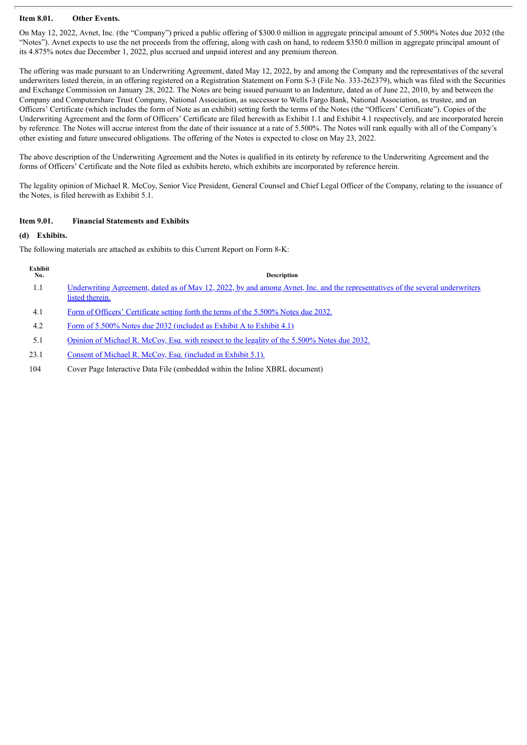**Item 8.01. Other Events.**

On May 12, 2022, Avnet, Inc. (the "Company") priced a public offering of $300.0 million in aggregate principal amount of 5.500% Notes due 2032 (the "Notes"). Avnet expects to use the net proceeds from the offering, along with cash on hand, to redeem $350.0 million in aggregate principal amount of its 4.875% notes due December 1, 2022, plus accrued and unpaid interest and any premium thereon.

The offering was made pursuant to an Underwriting Agreement, dated May 12, 2022, by and among the Company and the representatives of the several underwriters listed therein, in an offering registered on a Registration Statement on Form S-3 (File No. 333-262379), which was filed with the Securities and Exchange Commission on January 28, 2022. The Notes are being issued pursuant to an Indenture, dated as of June 22, 2010, by and between the Company and Computershare Trust Company, National Association, as successor to Wells Fargo Bank, National Association, as trustee, and an Officers' Certificate (which includes the form of Note as an exhibit) setting forth the terms of the Notes (the "Officers' Certificate"). Copies of the Underwriting Agreement and the form of Officers' Certificate are filed herewith as Exhibit 1.1 and Exhibit 4.1 respectively, and are incorporated herein by reference. The Notes will accrue interest from the date of their issuance at a rate of 5.500%. The Notes will rank equally with all of the Company's other existing and future unsecured obligations. The offering of the Notes is expected to close on May 23, 2022.

The above description of the Underwriting Agreement and the Notes is qualified in its entirety by reference to the Underwriting Agreement and the forms of Officers' Certificate and the Note filed as exhibits hereto, which exhibits are incorporated by reference herein.

The legality opinion of Michael R. McCoy, Senior Vice President, General Counsel and Chief Legal Officer of the Company, relating to the issuance of the Notes, is filed herewith as Exhibit 5.1.

**Item 9.01. Financial Statements and Exhibits**

**(d) Exhibits.**

The following materials are attached as exhibits to this Current Report on Form 8-K:

| Exhibit No. | Description |
|---|---|
| 1.1 | Underwriting Agreement, dated as of May 12, 2022, by and among Avnet, Inc. and the representatives of the several underwriters listed therein. |
| 4.1 | Form of Officers' Certificate setting forth the terms of the 5.500% Notes due 2032. |
| 4.2 | Form of 5.500% Notes due 2032 (included as Exhibit A to Exhibit 4.1) |
| 5.1 | Opinion of Michael R. McCoy, Esq. with respect to the legality of the 5.500% Notes due 2032. |
| 23.1 | Consent of Michael R. McCoy, Esq. (included in Exhibit 5.1). |
| 104 | Cover Page Interactive Data File (embedded within the Inline XBRL document) |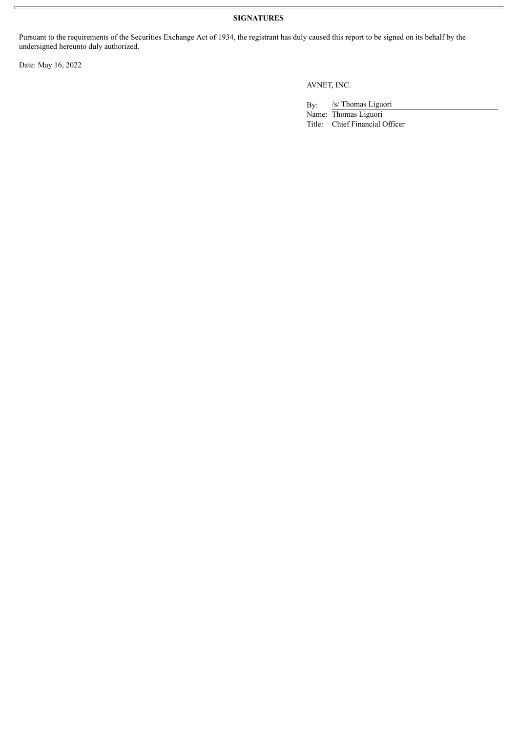**SIGNATURES**

Pursuant to the requirements of the Securities Exchange Act of 1934, the registrant has duly caused this report to be signed on its behalf by the undersigned hereunto duly authorized.

Date: May 16, 2022

AVNET, INC.

By: /s/ Thomas Liguori

Name: Thomas Liguori

Title: Chief Financial Officer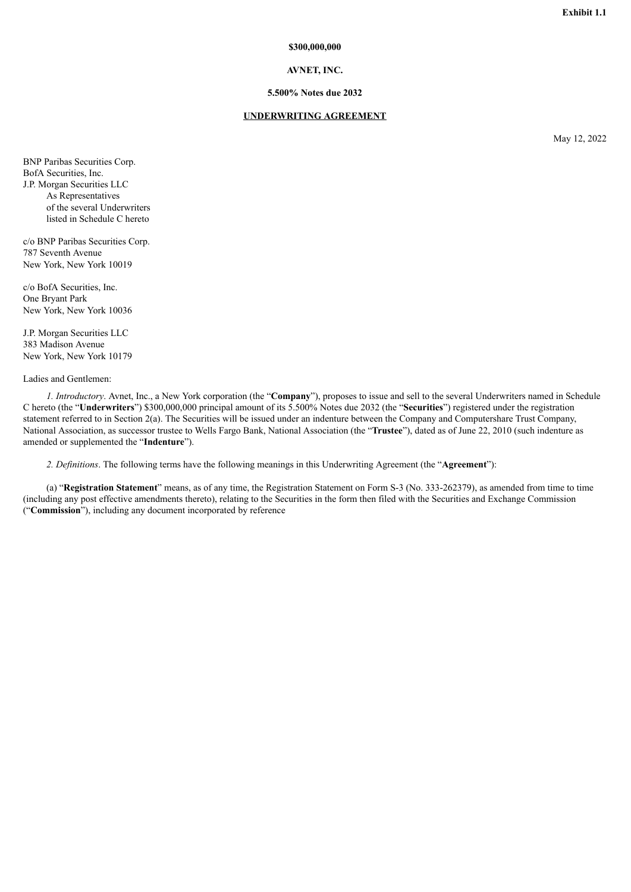**Exhibit 1.1**

**$300,000,000**

**AVNET, INC.**

**5.500% Notes due 2032**

**UNDERWRITING AGREEMENT**

May 12, 2022

BNP Paribas Securities Corp.
BofA Securities, Inc.
J.P. Morgan Securities LLC
As Representatives
of the several Underwriters
listed in Schedule C hereto

c/o BNP Paribas Securities Corp.
787 Seventh Avenue
New York, New York 10019

c/o BofA Securities, Inc.
One Bryant Park
New York, New York 10036

J.P. Morgan Securities LLC
383 Madison Avenue
New York, New York 10179

Ladies and Gentlemen:

*1. Introductory*. Avnet, Inc., a New York corporation (the "**Company**"), proposes to issue and sell to the several Underwriters named in Schedule C hereto (the "**Underwriters**") $300,000,000 principal amount of its 5.500% Notes due 2032 (the "**Securities**") registered under the registration statement referred to in Section 2(a). The Securities will be issued under an indenture between the Company and Computershare Trust Company, National Association, as successor trustee to Wells Fargo Bank, National Association (the "**Trustee**"), dated as of June 22, 2010 (such indenture as amended or supplemented the "**Indenture**").

*2. Definitions*. The following terms have the following meanings in this Underwriting Agreement (the "**Agreement**"):

(a) "**Registration Statement**" means, as of any time, the Registration Statement on Form S-3 (No. 333-262379), as amended from time to time (including any post effective amendments thereto), relating to the Securities in the form then filed with the Securities and Exchange Commission ("**Commission**"), including any document incorporated by reference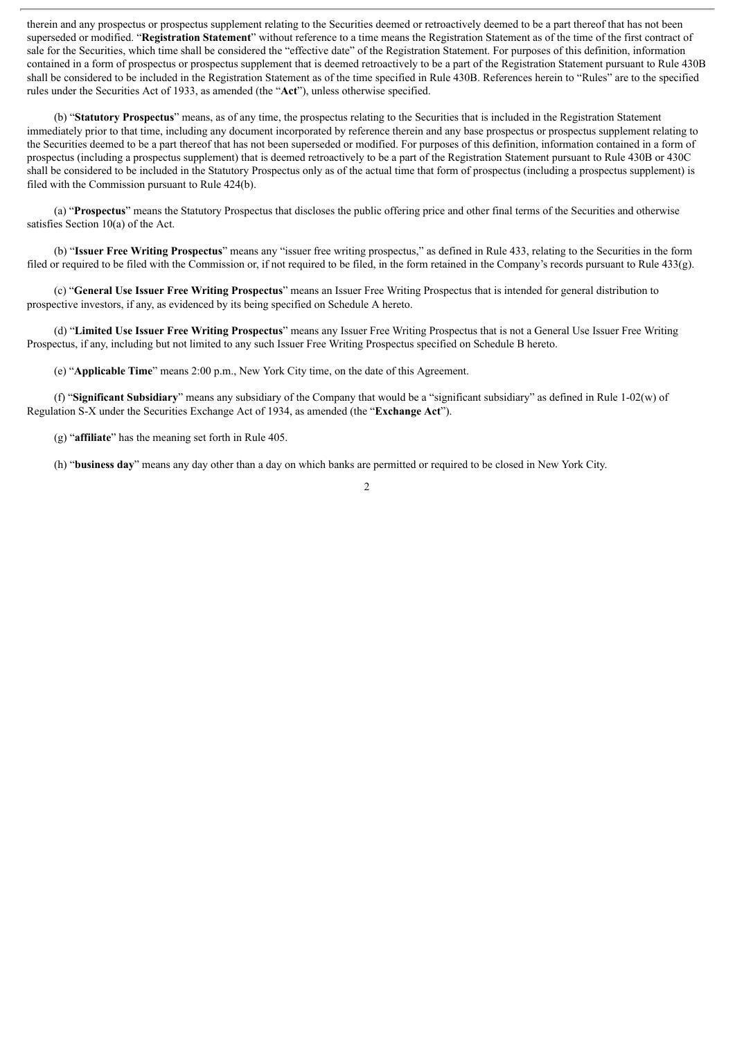therein and any prospectus or prospectus supplement relating to the Securities deemed or retroactively deemed to be a part thereof that has not been superseded or modified. "**Registration Statement**" without reference to a time means the Registration Statement as of the time of the first contract of sale for the Securities, which time shall be considered the "effective date" of the Registration Statement. For purposes of this definition, information contained in a form of prospectus or prospectus supplement that is deemed retroactively to be a part of the Registration Statement pursuant to Rule 430B shall be considered to be included in the Registration Statement as of the time specified in Rule 430B. References herein to "Rules" are to the specified rules under the Securities Act of 1933, as amended (the "**Act**"), unless otherwise specified.

(b) "**Statutory Prospectus**" means, as of any time, the prospectus relating to the Securities that is included in the Registration Statement immediately prior to that time, including any document incorporated by reference therein and any base prospectus or prospectus supplement relating to the Securities deemed to be a part thereof that has not been superseded or modified. For purposes of this definition, information contained in a form of prospectus (including a prospectus supplement) that is deemed retroactively to be a part of the Registration Statement pursuant to Rule 430B or 430C shall be considered to be included in the Statutory Prospectus only as of the actual time that form of prospectus (including a prospectus supplement) is filed with the Commission pursuant to Rule 424(b).

(a) "**Prospectus**" means the Statutory Prospectus that discloses the public offering price and other final terms of the Securities and otherwise satisfies Section 10(a) of the Act.

(b) "**Issuer Free Writing Prospectus**" means any "issuer free writing prospectus," as defined in Rule 433, relating to the Securities in the form filed or required to be filed with the Commission or, if not required to be filed, in the form retained in the Company's records pursuant to Rule 433(g).

(c) "**General Use Issuer Free Writing Prospectus**" means an Issuer Free Writing Prospectus that is intended for general distribution to prospective investors, if any, as evidenced by its being specified on Schedule A hereto.

(d) "**Limited Use Issuer Free Writing Prospectus**" means any Issuer Free Writing Prospectus that is not a General Use Issuer Free Writing Prospectus, if any, including but not limited to any such Issuer Free Writing Prospectus specified on Schedule B hereto.

(e) "**Applicable Time**" means 2:00 p.m., New York City time, on the date of this Agreement.

(f) "**Significant Subsidiary**" means any subsidiary of the Company that would be a "significant subsidiary" as defined in Rule 1-02(w) of Regulation S-X under the Securities Exchange Act of 1934, as amended (the "**Exchange Act**").

(g) "**affiliate**" has the meaning set forth in Rule 405.

(h) "**business day**" means any day other than a day on which banks are permitted or required to be closed in New York City.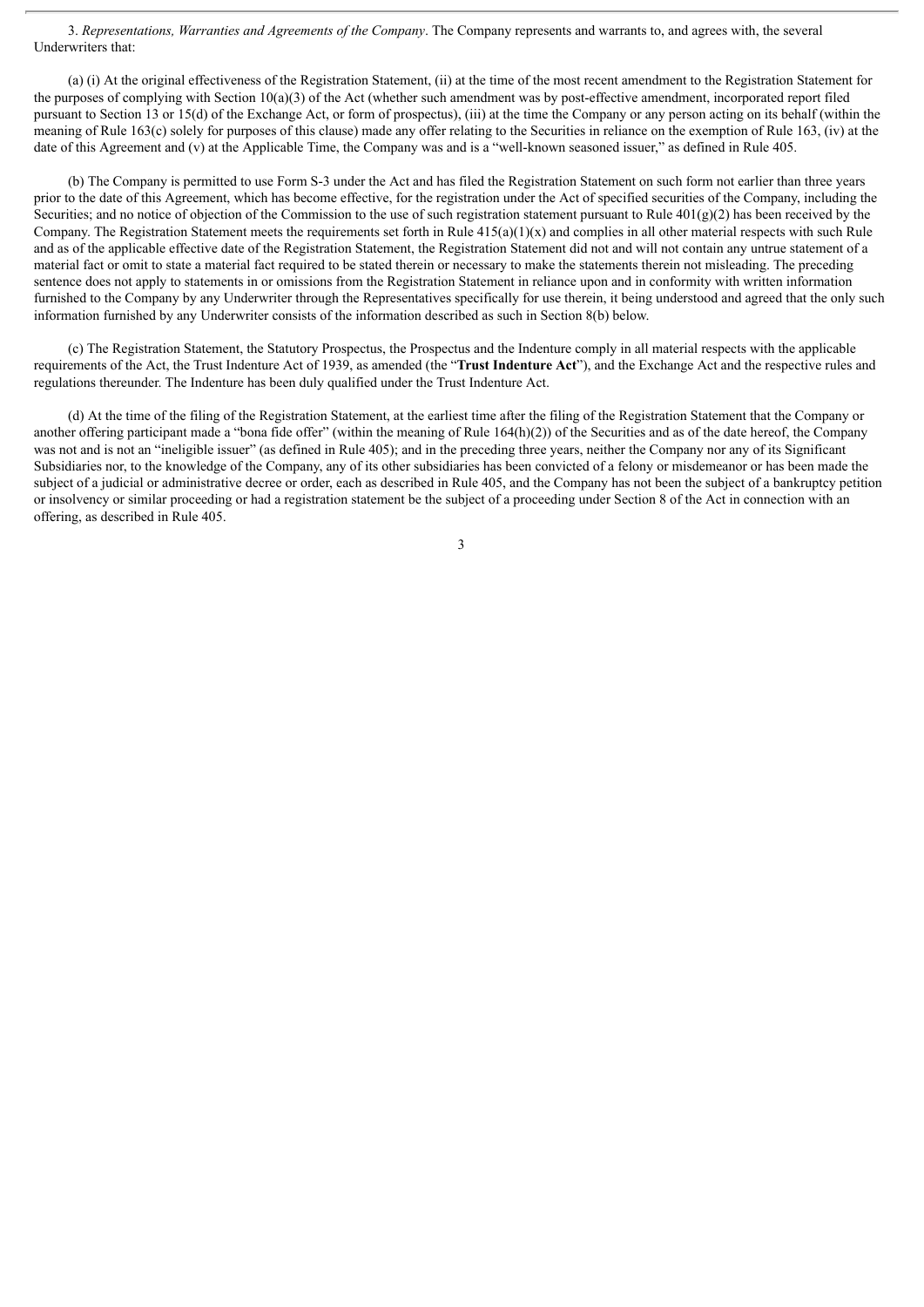3. *Representations, Warranties and Agreements of the Company*. The Company represents and warrants to, and agrees with, the several Underwriters that:

(a) (i) At the original effectiveness of the Registration Statement, (ii) at the time of the most recent amendment to the Registration Statement for the purposes of complying with Section 10(a)(3) of the Act (whether such amendment was by post-effective amendment, incorporated report filed pursuant to Section 13 or 15(d) of the Exchange Act, or form of prospectus), (iii) at the time the Company or any person acting on its behalf (within the meaning of Rule 163(c) solely for purposes of this clause) made any offer relating to the Securities in reliance on the exemption of Rule 163, (iv) at the date of this Agreement and (v) at the Applicable Time, the Company was and is a "well-known seasoned issuer," as defined in Rule 405.

(b) The Company is permitted to use Form S-3 under the Act and has filed the Registration Statement on such form not earlier than three years prior to the date of this Agreement, which has become effective, for the registration under the Act of specified securities of the Company, including the Securities; and no notice of objection of the Commission to the use of such registration statement pursuant to Rule 401(g)(2) has been received by the Company. The Registration Statement meets the requirements set forth in Rule 415(a)(1)(x) and complies in all other material respects with such Rule and as of the applicable effective date of the Registration Statement, the Registration Statement did not and will not contain any untrue statement of a material fact or omit to state a material fact required to be stated therein or necessary to make the statements therein not misleading. The preceding sentence does not apply to statements in or omissions from the Registration Statement in reliance upon and in conformity with written information furnished to the Company by any Underwriter through the Representatives specifically for use therein, it being understood and agreed that the only such information furnished by any Underwriter consists of the information described as such in Section 8(b) below.

(c) The Registration Statement, the Statutory Prospectus, the Prospectus and the Indenture comply in all material respects with the applicable requirements of the Act, the Trust Indenture Act of 1939, as amended (the "**Trust Indenture Act**"), and the Exchange Act and the respective rules and regulations thereunder. The Indenture has been duly qualified under the Trust Indenture Act.

(d) At the time of the filing of the Registration Statement, at the earliest time after the filing of the Registration Statement that the Company or another offering participant made a "bona fide offer" (within the meaning of Rule 164(h)(2)) of the Securities and as of the date hereof, the Company was not and is not an "ineligible issuer" (as defined in Rule 405); and in the preceding three years, neither the Company nor any of its Significant Subsidiaries nor, to the knowledge of the Company, any of its other subsidiaries has been convicted of a felony or misdemeanor or has been made the subject of a judicial or administrative decree or order, each as described in Rule 405, and the Company has not been the subject of a bankruptcy petition or insolvency or similar proceeding or had a registration statement be the subject of a proceeding under Section 8 of the Act in connection with an offering, as described in Rule 405.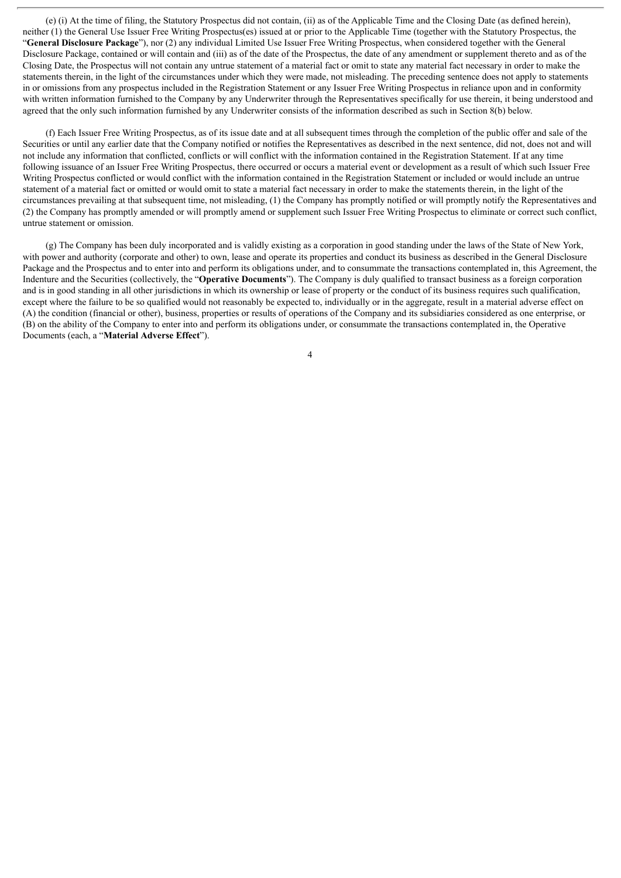(e) (i) At the time of filing, the Statutory Prospectus did not contain, (ii) as of the Applicable Time and the Closing Date (as defined herein), neither (1) the General Use Issuer Free Writing Prospectus(es) issued at or prior to the Applicable Time (together with the Statutory Prospectus, the "**General Disclosure Package**"), nor (2) any individual Limited Use Issuer Free Writing Prospectus, when considered together with the General Disclosure Package, contained or will contain and (iii) as of the date of the Prospectus, the date of any amendment or supplement thereto and as of the Closing Date, the Prospectus will not contain any untrue statement of a material fact or omit to state any material fact necessary in order to make the statements therein, in the light of the circumstances under which they were made, not misleading. The preceding sentence does not apply to statements in or omissions from any prospectus included in the Registration Statement or any Issuer Free Writing Prospectus in reliance upon and in conformity with written information furnished to the Company by any Underwriter through the Representatives specifically for use therein, it being understood and agreed that the only such information furnished by any Underwriter consists of the information described as such in Section 8(b) below.

(f) Each Issuer Free Writing Prospectus, as of its issue date and at all subsequent times through the completion of the public offer and sale of the Securities or until any earlier date that the Company notified or notifies the Representatives as described in the next sentence, did not, does not and will not include any information that conflicted, conflicts or will conflict with the information contained in the Registration Statement. If at any time following issuance of an Issuer Free Writing Prospectus, there occurred or occurs a material event or development as a result of which such Issuer Free Writing Prospectus conflicted or would conflict with the information contained in the Registration Statement or included or would include an untrue statement of a material fact or omitted or would omit to state a material fact necessary in order to make the statements therein, in the light of the circumstances prevailing at that subsequent time, not misleading, (1) the Company has promptly notified or will promptly notify the Representatives and (2) the Company has promptly amended or will promptly amend or supplement such Issuer Free Writing Prospectus to eliminate or correct such conflict, untrue statement or omission.

(g) The Company has been duly incorporated and is validly existing as a corporation in good standing under the laws of the State of New York, with power and authority (corporate and other) to own, lease and operate its properties and conduct its business as described in the General Disclosure Package and the Prospectus and to enter into and perform its obligations under, and to consummate the transactions contemplated in, this Agreement, the Indenture and the Securities (collectively, the "**Operative Documents**"). The Company is duly qualified to transact business as a foreign corporation and is in good standing in all other jurisdictions in which its ownership or lease of property or the conduct of its business requires such qualification, except where the failure to be so qualified would not reasonably be expected to, individually or in the aggregate, result in a material adverse effect on (A) the condition (financial or other), business, properties or results of operations of the Company and its subsidiaries considered as one enterprise, or (B) on the ability of the Company to enter into and perform its obligations under, or consummate the transactions contemplated in, the Operative Documents (each, a "**Material Adverse Effect**").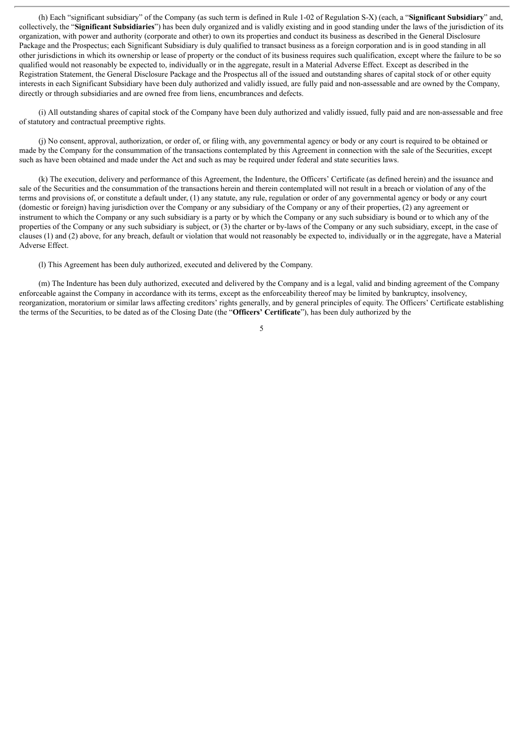(h) Each “significant subsidiary” of the Company (as such term is defined in Rule 1-02 of Regulation S-X) (each, a “**Significant Subsidiary**” and, collectively, the “**Significant Subsidiaries**”) has been duly organized and is validly existing and in good standing under the laws of the jurisdiction of its organization, with power and authority (corporate and other) to own its properties and conduct its business as described in the General Disclosure Package and the Prospectus; each Significant Subsidiary is duly qualified to transact business as a foreign corporation and is in good standing in all other jurisdictions in which its ownership or lease of property or the conduct of its business requires such qualification, except where the failure to be so qualified would not reasonably be expected to, individually or in the aggregate, result in a Material Adverse Effect. Except as described in the Registration Statement, the General Disclosure Package and the Prospectus all of the issued and outstanding shares of capital stock of or other equity interests in each Significant Subsidiary have been duly authorized and validly issued, are fully paid and non-assessable and are owned by the Company, directly or through subsidiaries and are owned free from liens, encumbrances and defects.

(i) All outstanding shares of capital stock of the Company have been duly authorized and validly issued, fully paid and are non-assessable and free of statutory and contractual preemptive rights.

(j) No consent, approval, authorization, or order of, or filing with, any governmental agency or body or any court is required to be obtained or made by the Company for the consummation of the transactions contemplated by this Agreement in connection with the sale of the Securities, except such as have been obtained and made under the Act and such as may be required under federal and state securities laws.

(k) The execution, delivery and performance of this Agreement, the Indenture, the Officers’ Certificate (as defined herein) and the issuance and sale of the Securities and the consummation of the transactions herein and therein contemplated will not result in a breach or violation of any of the terms and provisions of, or constitute a default under, (1) any statute, any rule, regulation or order of any governmental agency or body or any court (domestic or foreign) having jurisdiction over the Company or any subsidiary of the Company or any of their properties, (2) any agreement or instrument to which the Company or any such subsidiary is a party or by which the Company or any such subsidiary is bound or to which any of the properties of the Company or any such subsidiary is subject, or (3) the charter or by-laws of the Company or any such subsidiary, except, in the case of clauses (1) and (2) above, for any breach, default or violation that would not reasonably be expected to, individually or in the aggregate, have a Material Adverse Effect.

(l) This Agreement has been duly authorized, executed and delivered by the Company.

(m) The Indenture has been duly authorized, executed and delivered by the Company and is a legal, valid and binding agreement of the Company enforceable against the Company in accordance with its terms, except as the enforceability thereof may be limited by bankruptcy, insolvency, reorganization, moratorium or similar laws affecting creditors’ rights generally, and by general principles of equity. The Officers’ Certificate establishing the terms of the Securities, to be dated as of the Closing Date (the “**Officers’ Certificate**”), has been duly authorized by the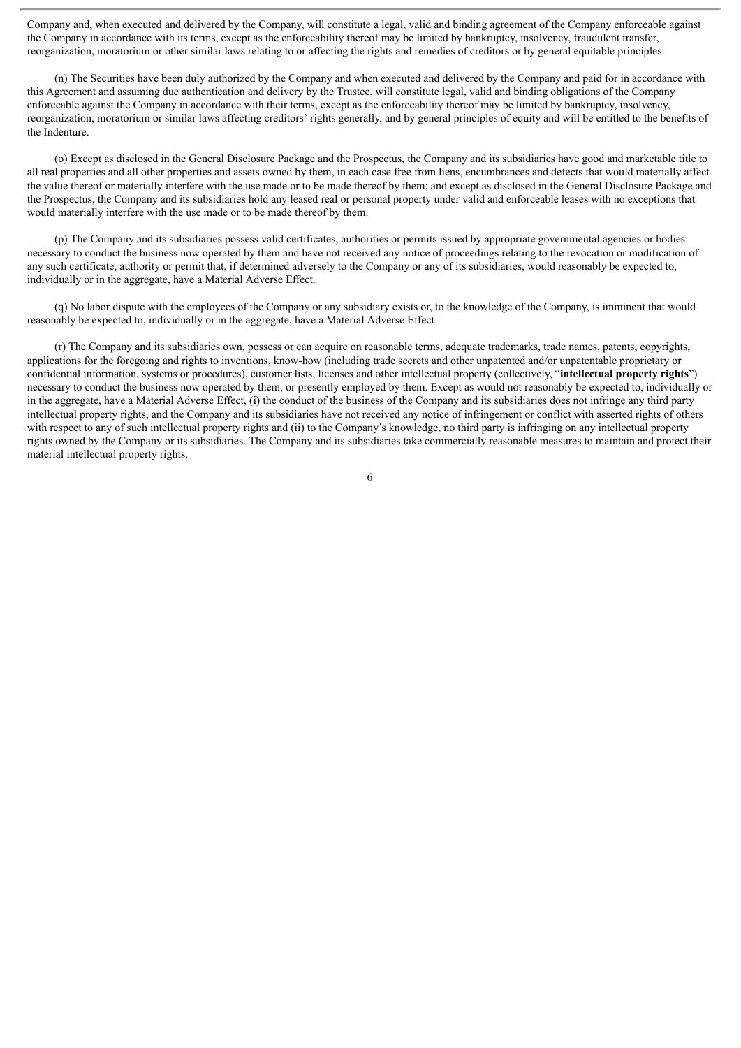Company and, when executed and delivered by the Company, will constitute a legal, valid and binding agreement of the Company enforceable against the Company in accordance with its terms, except as the enforceability thereof may be limited by bankruptcy, insolvency, fraudulent transfer, reorganization, moratorium or other similar laws relating to or affecting the rights and remedies of creditors or by general equitable principles.

(n) The Securities have been duly authorized by the Company and when executed and delivered by the Company and paid for in accordance with this Agreement and assuming due authentication and delivery by the Trustee, will constitute legal, valid and binding obligations of the Company enforceable against the Company in accordance with their terms, except as the enforceability thereof may be limited by bankruptcy, insolvency, reorganization, moratorium or similar laws affecting creditors' rights generally, and by general principles of equity and will be entitled to the benefits of the Indenture.

(o) Except as disclosed in the General Disclosure Package and the Prospectus, the Company and its subsidiaries have good and marketable title to all real properties and all other properties and assets owned by them, in each case free from liens, encumbrances and defects that would materially affect the value thereof or materially interfere with the use made or to be made thereof by them; and except as disclosed in the General Disclosure Package and the Prospectus, the Company and its subsidiaries hold any leased real or personal property under valid and enforceable leases with no exceptions that would materially interfere with the use made or to be made thereof by them.

(p) The Company and its subsidiaries possess valid certificates, authorities or permits issued by appropriate governmental agencies or bodies necessary to conduct the business now operated by them and have not received any notice of proceedings relating to the revocation or modification of any such certificate, authority or permit that, if determined adversely to the Company or any of its subsidiaries, would reasonably be expected to, individually or in the aggregate, have a Material Adverse Effect.

(q) No labor dispute with the employees of the Company or any subsidiary exists or, to the knowledge of the Company, is imminent that would reasonably be expected to, individually or in the aggregate, have a Material Adverse Effect.

(r) The Company and its subsidiaries own, possess or can acquire on reasonable terms, adequate trademarks, trade names, patents, copyrights, applications for the foregoing and rights to inventions, know-how (including trade secrets and other unpatented and/or unpatentable proprietary or confidential information, systems or procedures), customer lists, licenses and other intellectual property (collectively, "**intellectual property rights**") necessary to conduct the business now operated by them, or presently employed by them. Except as would not reasonably be expected to, individually or in the aggregate, have a Material Adverse Effect, (i) the conduct of the business of the Company and its subsidiaries does not infringe any third party intellectual property rights, and the Company and its subsidiaries have not received any notice of infringement or conflict with asserted rights of others with respect to any of such intellectual property rights and (ii) to the Company's knowledge, no third party is infringing on any intellectual property rights owned by the Company or its subsidiaries. The Company and its subsidiaries take commercially reasonable measures to maintain and protect their material intellectual property rights.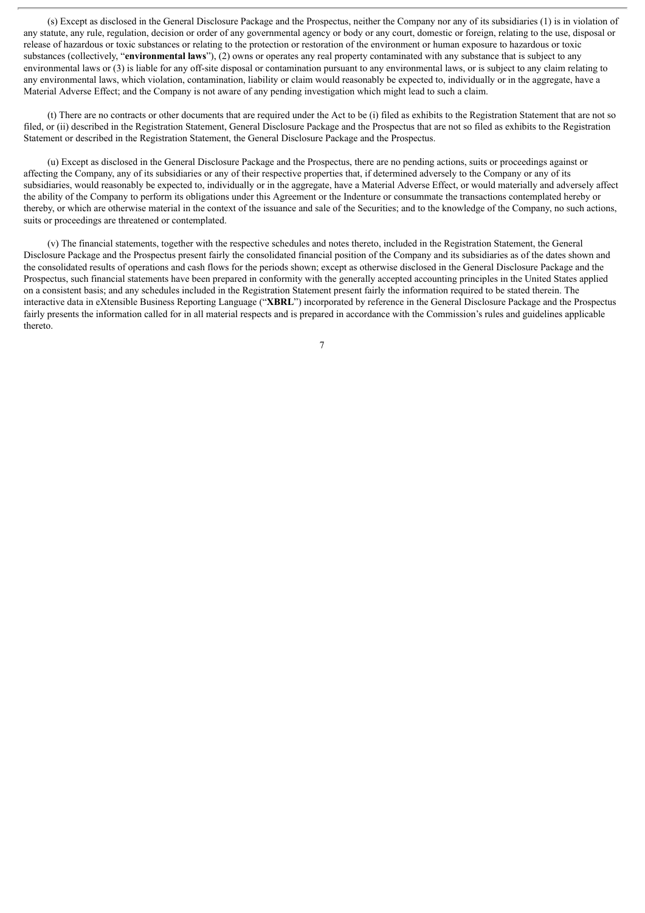(s) Except as disclosed in the General Disclosure Package and the Prospectus, neither the Company nor any of its subsidiaries (1) is in violation of any statute, any rule, regulation, decision or order of any governmental agency or body or any court, domestic or foreign, relating to the use, disposal or release of hazardous or toxic substances or relating to the protection or restoration of the environment or human exposure to hazardous or toxic substances (collectively, "**environmental laws**"), (2) owns or operates any real property contaminated with any substance that is subject to any environmental laws or (3) is liable for any off-site disposal or contamination pursuant to any environmental laws, or is subject to any claim relating to any environmental laws, which violation, contamination, liability or claim would reasonably be expected to, individually or in the aggregate, have a Material Adverse Effect; and the Company is not aware of any pending investigation which might lead to such a claim.

(t) There are no contracts or other documents that are required under the Act to be (i) filed as exhibits to the Registration Statement that are not so filed, or (ii) described in the Registration Statement, General Disclosure Package and the Prospectus that are not so filed as exhibits to the Registration Statement or described in the Registration Statement, the General Disclosure Package and the Prospectus.

(u) Except as disclosed in the General Disclosure Package and the Prospectus, there are no pending actions, suits or proceedings against or affecting the Company, any of its subsidiaries or any of their respective properties that, if determined adversely to the Company or any of its subsidiaries, would reasonably be expected to, individually or in the aggregate, have a Material Adverse Effect, or would materially and adversely affect the ability of the Company to perform its obligations under this Agreement or the Indenture or consummate the transactions contemplated hereby or thereby, or which are otherwise material in the context of the issuance and sale of the Securities; and to the knowledge of the Company, no such actions, suits or proceedings are threatened or contemplated.

(v) The financial statements, together with the respective schedules and notes thereto, included in the Registration Statement, the General Disclosure Package and the Prospectus present fairly the consolidated financial position of the Company and its subsidiaries as of the dates shown and the consolidated results of operations and cash flows for the periods shown; except as otherwise disclosed in the General Disclosure Package and the Prospectus, such financial statements have been prepared in conformity with the generally accepted accounting principles in the United States applied on a consistent basis; and any schedules included in the Registration Statement present fairly the information required to be stated therein. The interactive data in eXtensible Business Reporting Language ("**XBRL**") incorporated by reference in the General Disclosure Package and the Prospectus fairly presents the information called for in all material respects and is prepared in accordance with the Commission's rules and guidelines applicable thereto.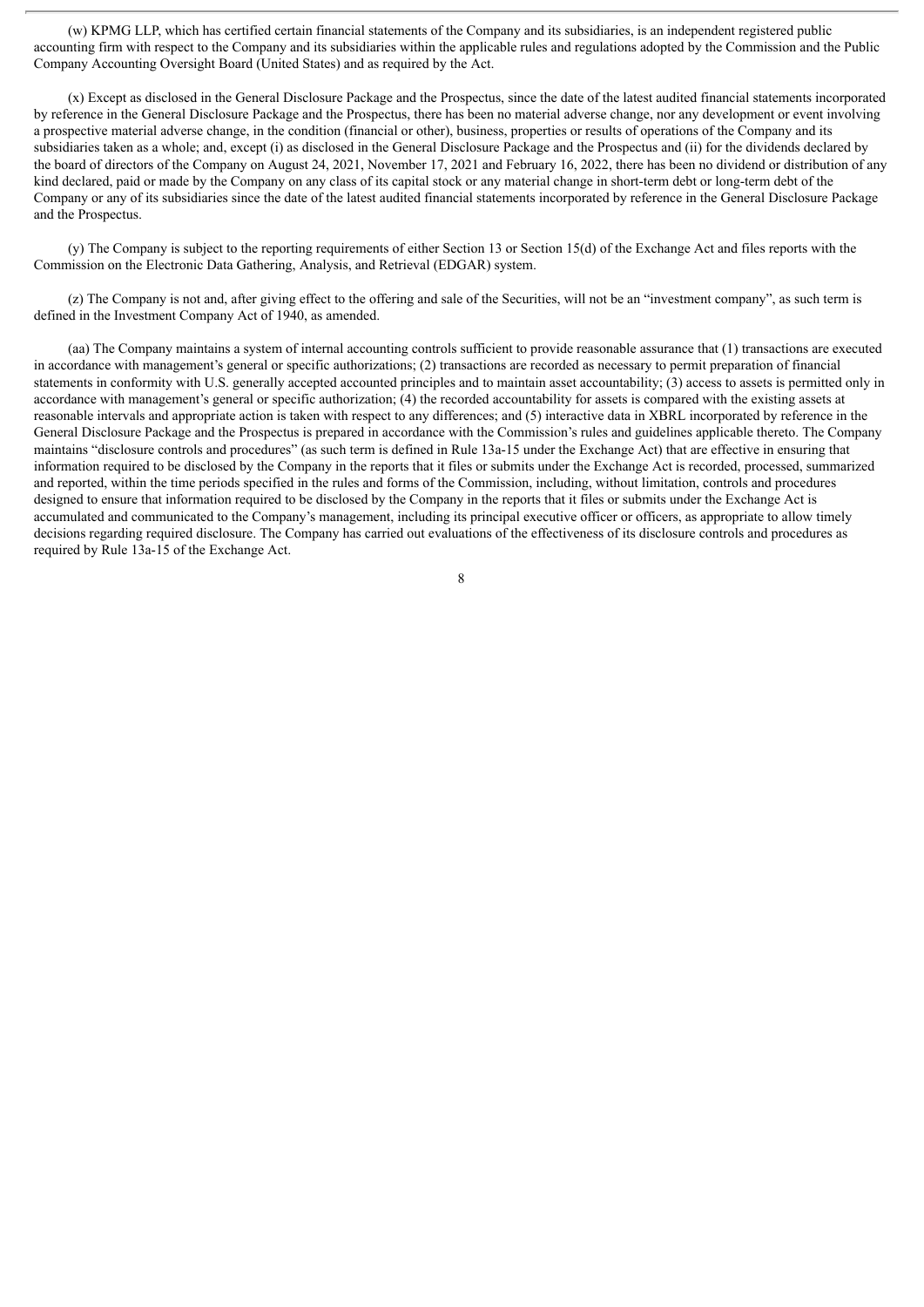(w) KPMG LLP, which has certified certain financial statements of the Company and its subsidiaries, is an independent registered public accounting firm with respect to the Company and its subsidiaries within the applicable rules and regulations adopted by the Commission and the Public Company Accounting Oversight Board (United States) and as required by the Act.

(x) Except as disclosed in the General Disclosure Package and the Prospectus, since the date of the latest audited financial statements incorporated by reference in the General Disclosure Package and the Prospectus, there has been no material adverse change, nor any development or event involving a prospective material adverse change, in the condition (financial or other), business, properties or results of operations of the Company and its subsidiaries taken as a whole; and, except (i) as disclosed in the General Disclosure Package and the Prospectus and (ii) for the dividends declared by the board of directors of the Company on August 24, 2021, November 17, 2021 and February 16, 2022, there has been no dividend or distribution of any kind declared, paid or made by the Company on any class of its capital stock or any material change in short-term debt or long-term debt of the Company or any of its subsidiaries since the date of the latest audited financial statements incorporated by reference in the General Disclosure Package and the Prospectus.

(y) The Company is subject to the reporting requirements of either Section 13 or Section 15(d) of the Exchange Act and files reports with the Commission on the Electronic Data Gathering, Analysis, and Retrieval (EDGAR) system.

(z) The Company is not and, after giving effect to the offering and sale of the Securities, will not be an "investment company", as such term is defined in the Investment Company Act of 1940, as amended.

(aa) The Company maintains a system of internal accounting controls sufficient to provide reasonable assurance that (1) transactions are executed in accordance with management's general or specific authorizations; (2) transactions are recorded as necessary to permit preparation of financial statements in conformity with U.S. generally accepted accounted principles and to maintain asset accountability; (3) access to assets is permitted only in accordance with management's general or specific authorization; (4) the recorded accountability for assets is compared with the existing assets at reasonable intervals and appropriate action is taken with respect to any differences; and (5) interactive data in XBRL incorporated by reference in the General Disclosure Package and the Prospectus is prepared in accordance with the Commission's rules and guidelines applicable thereto. The Company maintains "disclosure controls and procedures" (as such term is defined in Rule 13a-15 under the Exchange Act) that are effective in ensuring that information required to be disclosed by the Company in the reports that it files or submits under the Exchange Act is recorded, processed, summarized and reported, within the time periods specified in the rules and forms of the Commission, including, without limitation, controls and procedures designed to ensure that information required to be disclosed by the Company in the reports that it files or submits under the Exchange Act is accumulated and communicated to the Company's management, including its principal executive officer or officers, as appropriate to allow timely decisions regarding required disclosure. The Company has carried out evaluations of the effectiveness of its disclosure controls and procedures as required by Rule 13a-15 of the Exchange Act.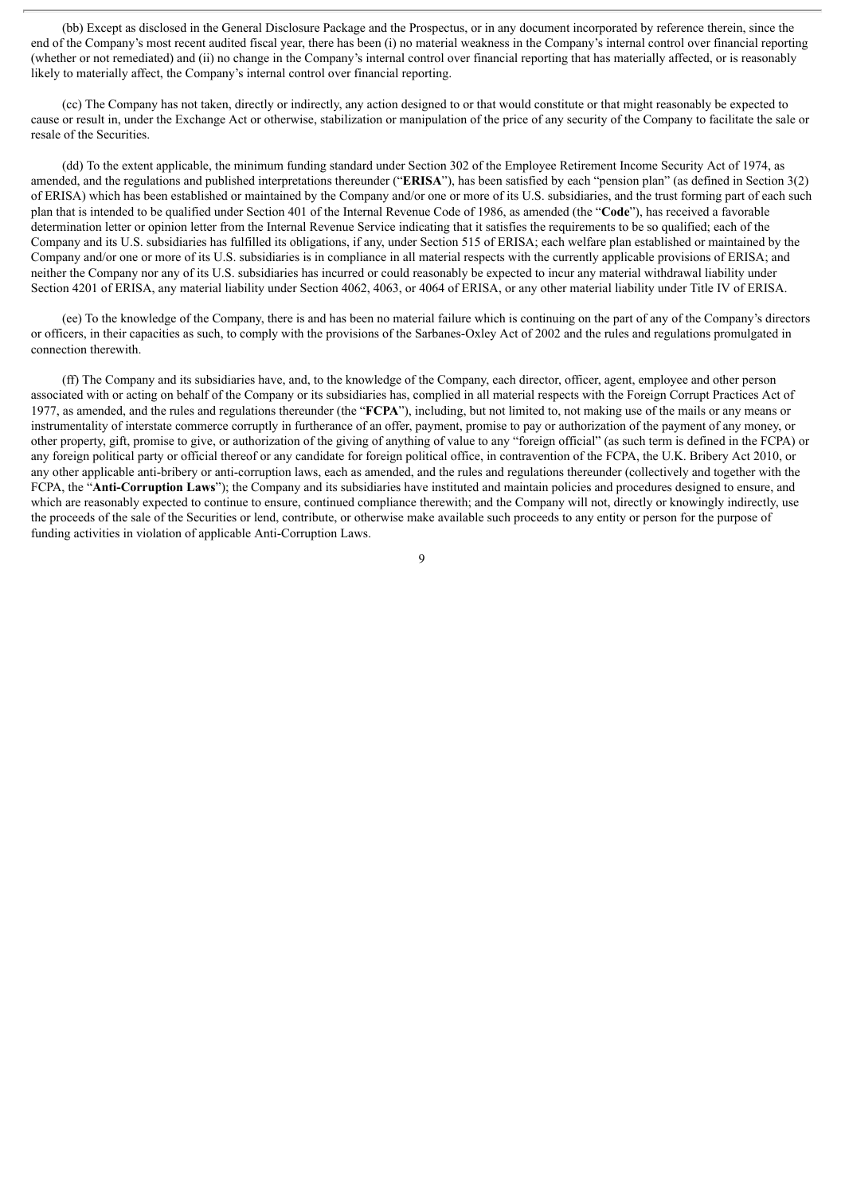(bb) Except as disclosed in the General Disclosure Package and the Prospectus, or in any document incorporated by reference therein, since the end of the Company's most recent audited fiscal year, there has been (i) no material weakness in the Company's internal control over financial reporting (whether or not remediated) and (ii) no change in the Company's internal control over financial reporting that has materially affected, or is reasonably likely to materially affect, the Company's internal control over financial reporting.

(cc) The Company has not taken, directly or indirectly, any action designed to or that would constitute or that might reasonably be expected to cause or result in, under the Exchange Act or otherwise, stabilization or manipulation of the price of any security of the Company to facilitate the sale or resale of the Securities.

(dd) To the extent applicable, the minimum funding standard under Section 302 of the Employee Retirement Income Security Act of 1974, as amended, and the regulations and published interpretations thereunder ("**ERISA**"), has been satisfied by each "pension plan" (as defined in Section 3(2) of ERISA) which has been established or maintained by the Company and/or one or more of its U.S. subsidiaries, and the trust forming part of each such plan that is intended to be qualified under Section 401 of the Internal Revenue Code of 1986, as amended (the "**Code**"), has received a favorable determination letter or opinion letter from the Internal Revenue Service indicating that it satisfies the requirements to be so qualified; each of the Company and its U.S. subsidiaries has fulfilled its obligations, if any, under Section 515 of ERISA; each welfare plan established or maintained by the Company and/or one or more of its U.S. subsidiaries is in compliance in all material respects with the currently applicable provisions of ERISA; and neither the Company nor any of its U.S. subsidiaries has incurred or could reasonably be expected to incur any material withdrawal liability under Section 4201 of ERISA, any material liability under Section 4062, 4063, or 4064 of ERISA, or any other material liability under Title IV of ERISA.

(ee) To the knowledge of the Company, there is and has been no material failure which is continuing on the part of any of the Company's directors or officers, in their capacities as such, to comply with the provisions of the Sarbanes-Oxley Act of 2002 and the rules and regulations promulgated in connection therewith.

(ff) The Company and its subsidiaries have, and, to the knowledge of the Company, each director, officer, agent, employee and other person associated with or acting on behalf of the Company or its subsidiaries has, complied in all material respects with the Foreign Corrupt Practices Act of 1977, as amended, and the rules and regulations thereunder (the "**FCPA**"), including, but not limited to, not making use of the mails or any means or instrumentality of interstate commerce corruptly in furtherance of an offer, payment, promise to pay or authorization of the payment of any money, or other property, gift, promise to give, or authorization of the giving of anything of value to any "foreign official" (as such term is defined in the FCPA) or any foreign political party or official thereof or any candidate for foreign political office, in contravention of the FCPA, the U.K. Bribery Act 2010, or any other applicable anti-bribery or anti-corruption laws, each as amended, and the rules and regulations thereunder (collectively and together with the FCPA, the "**Anti-Corruption Laws**"); the Company and its subsidiaries have instituted and maintain policies and procedures designed to ensure, and which are reasonably expected to continue to ensure, continued compliance therewith; and the Company will not, directly or knowingly indirectly, use the proceeds of the sale of the Securities or lend, contribute, or otherwise make available such proceeds to any entity or person for the purpose of funding activities in violation of applicable Anti-Corruption Laws.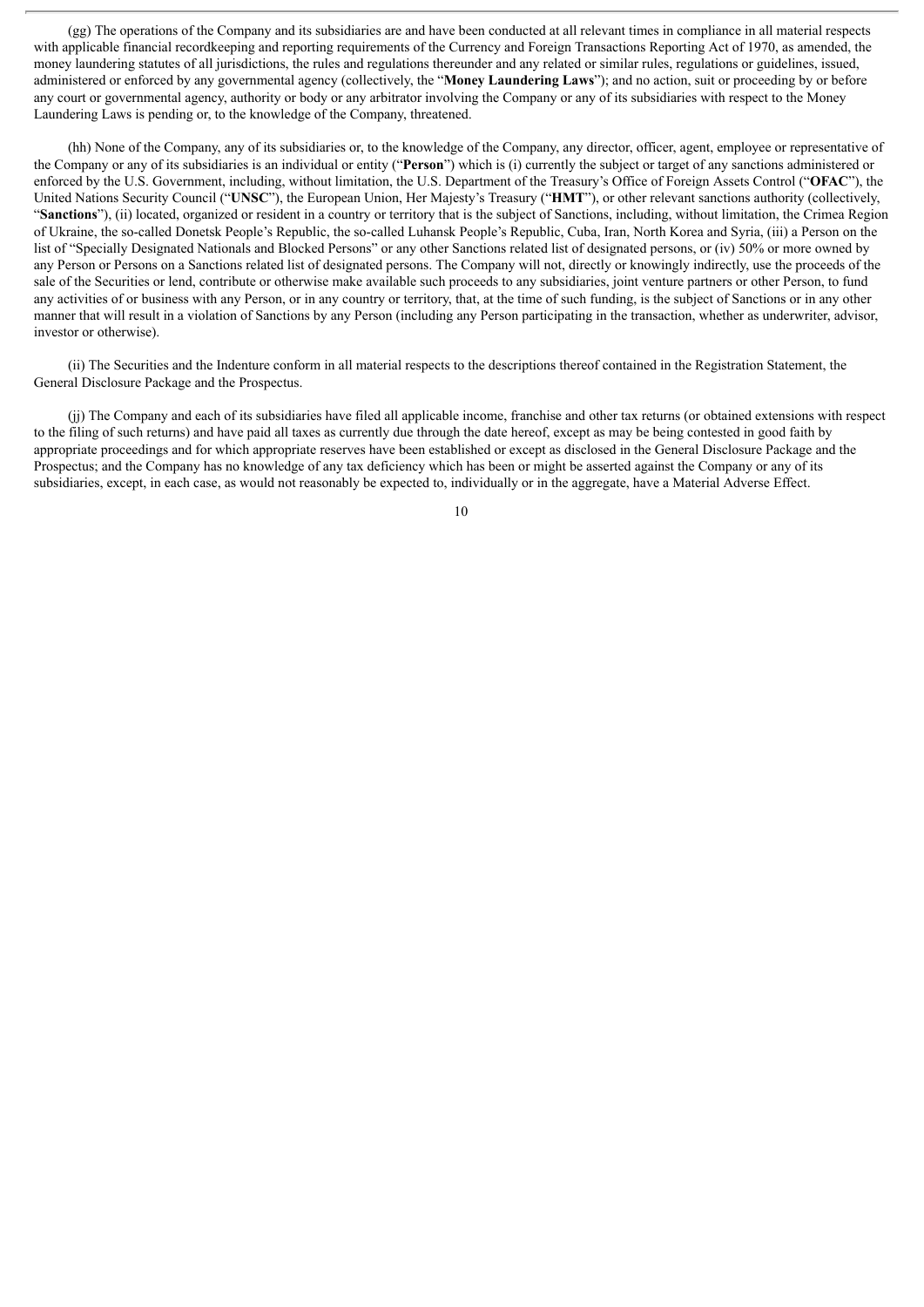(gg) The operations of the Company and its subsidiaries are and have been conducted at all relevant times in compliance in all material respects with applicable financial recordkeeping and reporting requirements of the Currency and Foreign Transactions Reporting Act of 1970, as amended, the money laundering statutes of all jurisdictions, the rules and regulations thereunder and any related or similar rules, regulations or guidelines, issued, administered or enforced by any governmental agency (collectively, the "**Money Laundering Laws**"); and no action, suit or proceeding by or before any court or governmental agency, authority or body or any arbitrator involving the Company or any of its subsidiaries with respect to the Money Laundering Laws is pending or, to the knowledge of the Company, threatened.

(hh) None of the Company, any of its subsidiaries or, to the knowledge of the Company, any director, officer, agent, employee or representative of the Company or any of its subsidiaries is an individual or entity ("**Person**") which is (i) currently the subject or target of any sanctions administered or enforced by the U.S. Government, including, without limitation, the U.S. Department of the Treasury's Office of Foreign Assets Control ("**OFAC**"), the United Nations Security Council ("**UNSC**"), the European Union, Her Majesty's Treasury ("**HMT**"), or other relevant sanctions authority (collectively, "**Sanctions**"), (ii) located, organized or resident in a country or territory that is the subject of Sanctions, including, without limitation, the Crimea Region of Ukraine, the so-called Donetsk People's Republic, the so-called Luhansk People's Republic, Cuba, Iran, North Korea and Syria, (iii) a Person on the list of "Specially Designated Nationals and Blocked Persons" or any other Sanctions related list of designated persons, or (iv) 50% or more owned by any Person or Persons on a Sanctions related list of designated persons. The Company will not, directly or knowingly indirectly, use the proceeds of the sale of the Securities or lend, contribute or otherwise make available such proceeds to any subsidiaries, joint venture partners or other Person, to fund any activities of or business with any Person, or in any country or territory, that, at the time of such funding, is the subject of Sanctions or in any other manner that will result in a violation of Sanctions by any Person (including any Person participating in the transaction, whether as underwriter, advisor, investor or otherwise).

(ii) The Securities and the Indenture conform in all material respects to the descriptions thereof contained in the Registration Statement, the General Disclosure Package and the Prospectus.

(jj) The Company and each of its subsidiaries have filed all applicable income, franchise and other tax returns (or obtained extensions with respect to the filing of such returns) and have paid all taxes as currently due through the date hereof, except as may be being contested in good faith by appropriate proceedings and for which appropriate reserves have been established or except as disclosed in the General Disclosure Package and the Prospectus; and the Company has no knowledge of any tax deficiency which has been or might be asserted against the Company or any of its subsidiaries, except, in each case, as would not reasonably be expected to, individually or in the aggregate, have a Material Adverse Effect.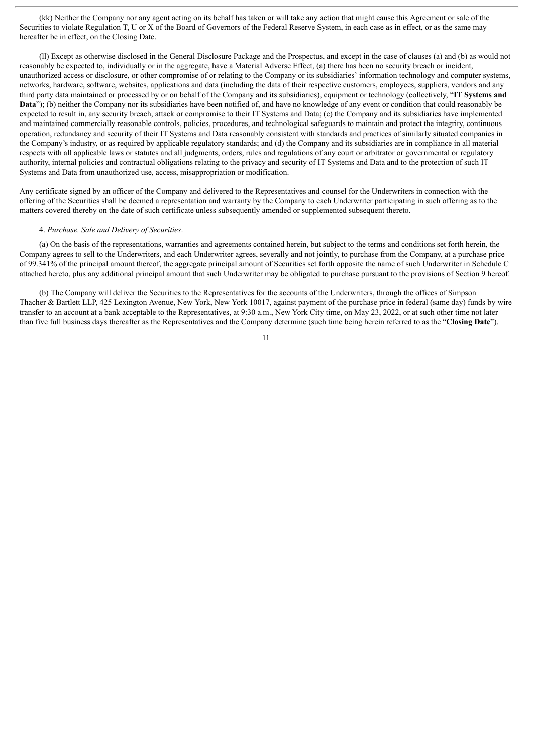(kk) Neither the Company nor any agent acting on its behalf has taken or will take any action that might cause this Agreement or sale of the Securities to violate Regulation T, U or X of the Board of Governors of the Federal Reserve System, in each case as in effect, or as the same may hereafter be in effect, on the Closing Date.

(ll) Except as otherwise disclosed in the General Disclosure Package and the Prospectus, and except in the case of clauses (a) and (b) as would not reasonably be expected to, individually or in the aggregate, have a Material Adverse Effect, (a) there has been no security breach or incident, unauthorized access or disclosure, or other compromise of or relating to the Company or its subsidiaries' information technology and computer systems, networks, hardware, software, websites, applications and data (including the data of their respective customers, employees, suppliers, vendors and any third party data maintained or processed by or on behalf of the Company and its subsidiaries), equipment or technology (collectively, "**IT Systems and Data**"); (b) neither the Company nor its subsidiaries have been notified of, and have no knowledge of any event or condition that could reasonably be expected to result in, any security breach, attack or compromise to their IT Systems and Data; (c) the Company and its subsidiaries have implemented and maintained commercially reasonable controls, policies, procedures, and technological safeguards to maintain and protect the integrity, continuous operation, redundancy and security of their IT Systems and Data reasonably consistent with standards and practices of similarly situated companies in the Company's industry, or as required by applicable regulatory standards; and (d) the Company and its subsidiaries are in compliance in all material respects with all applicable laws or statutes and all judgments, orders, rules and regulations of any court or arbitrator or governmental or regulatory authority, internal policies and contractual obligations relating to the privacy and security of IT Systems and Data and to the protection of such IT Systems and Data from unauthorized use, access, misappropriation or modification.

Any certificate signed by an officer of the Company and delivered to the Representatives and counsel for the Underwriters in connection with the offering of the Securities shall be deemed a representation and warranty by the Company to each Underwriter participating in such offering as to the matters covered thereby on the date of such certificate unless subsequently amended or supplemented subsequent thereto.

4. *Purchase, Sale and Delivery of Securities*.

(a) On the basis of the representations, warranties and agreements contained herein, but subject to the terms and conditions set forth herein, the Company agrees to sell to the Underwriters, and each Underwriter agrees, severally and not jointly, to purchase from the Company, at a purchase price of 99.341% of the principal amount thereof, the aggregate principal amount of Securities set forth opposite the name of such Underwriter in Schedule C attached hereto, plus any additional principal amount that such Underwriter may be obligated to purchase pursuant to the provisions of Section 9 hereof.

(b) The Company will deliver the Securities to the Representatives for the accounts of the Underwriters, through the offices of Simpson Thacher & Bartlett LLP, 425 Lexington Avenue, New York, New York 10017, against payment of the purchase price in federal (same day) funds by wire transfer to an account at a bank acceptable to the Representatives, at 9:30 a.m., New York City time, on May 23, 2022, or at such other time not later than five full business days thereafter as the Representatives and the Company determine (such time being herein referred to as the "**Closing Date**").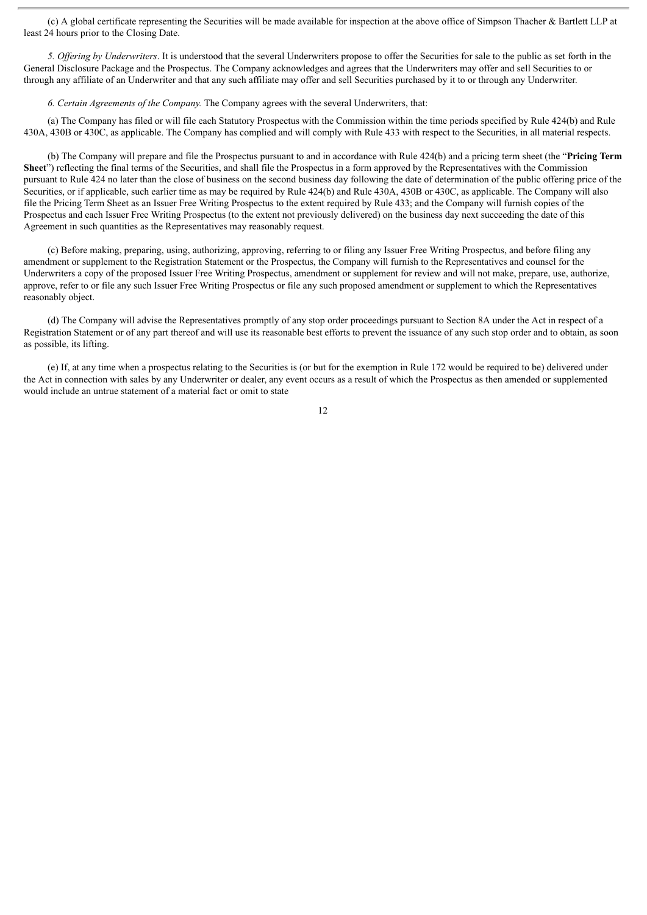(c) A global certificate representing the Securities will be made available for inspection at the above office of Simpson Thacher & Bartlett LLP at least 24 hours prior to the Closing Date.

*5. Offering by Underwriters*. It is understood that the several Underwriters propose to offer the Securities for sale to the public as set forth in the General Disclosure Package and the Prospectus. The Company acknowledges and agrees that the Underwriters may offer and sell Securities to or through any affiliate of an Underwriter and that any such affiliate may offer and sell Securities purchased by it to or through any Underwriter.

*6. Certain Agreements of the Company.* The Company agrees with the several Underwriters, that:

(a) The Company has filed or will file each Statutory Prospectus with the Commission within the time periods specified by Rule 424(b) and Rule 430A, 430B or 430C, as applicable. The Company has complied and will comply with Rule 433 with respect to the Securities, in all material respects.

(b) The Company will prepare and file the Prospectus pursuant to and in accordance with Rule 424(b) and a pricing term sheet (the "**Pricing Term Sheet**") reflecting the final terms of the Securities, and shall file the Prospectus in a form approved by the Representatives with the Commission pursuant to Rule 424 no later than the close of business on the second business day following the date of determination of the public offering price of the Securities, or if applicable, such earlier time as may be required by Rule 424(b) and Rule 430A, 430B or 430C, as applicable. The Company will also file the Pricing Term Sheet as an Issuer Free Writing Prospectus to the extent required by Rule 433; and the Company will furnish copies of the Prospectus and each Issuer Free Writing Prospectus (to the extent not previously delivered) on the business day next succeeding the date of this Agreement in such quantities as the Representatives may reasonably request.

(c) Before making, preparing, using, authorizing, approving, referring to or filing any Issuer Free Writing Prospectus, and before filing any amendment or supplement to the Registration Statement or the Prospectus, the Company will furnish to the Representatives and counsel for the Underwriters a copy of the proposed Issuer Free Writing Prospectus, amendment or supplement for review and will not make, prepare, use, authorize, approve, refer to or file any such Issuer Free Writing Prospectus or file any such proposed amendment or supplement to which the Representatives reasonably object.

(d) The Company will advise the Representatives promptly of any stop order proceedings pursuant to Section 8A under the Act in respect of a Registration Statement or of any part thereof and will use its reasonable best efforts to prevent the issuance of any such stop order and to obtain, as soon as possible, its lifting.

(e) If, at any time when a prospectus relating to the Securities is (or but for the exemption in Rule 172 would be required to be) delivered under the Act in connection with sales by any Underwriter or dealer, any event occurs as a result of which the Prospectus as then amended or supplemented would include an untrue statement of a material fact or omit to state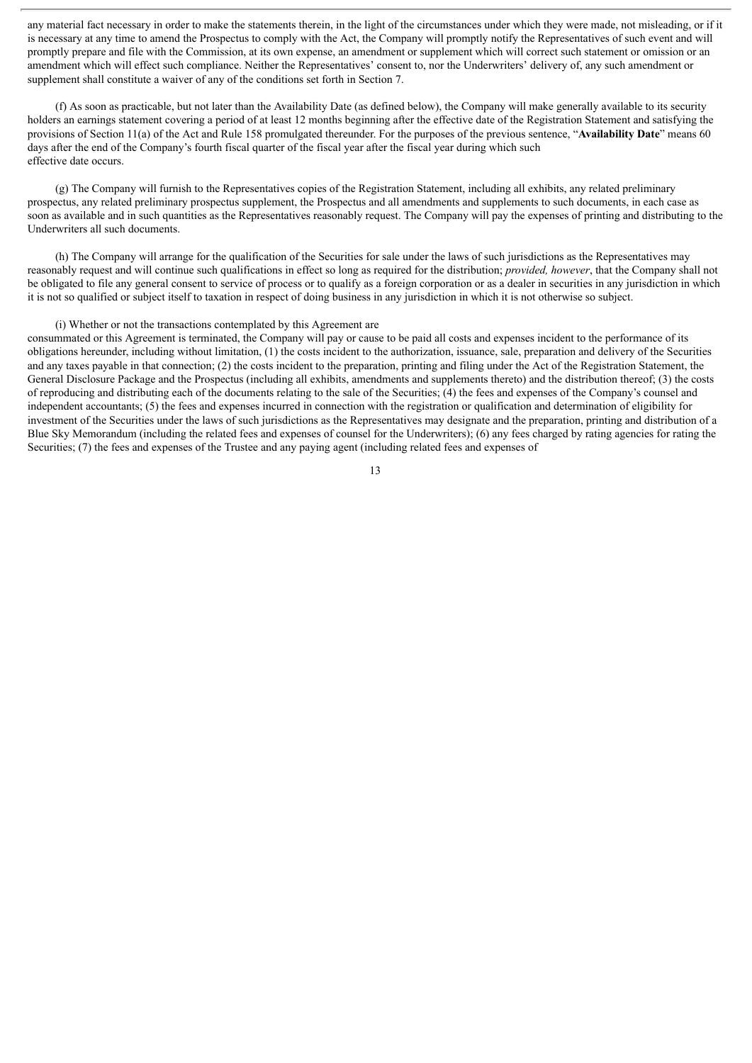any material fact necessary in order to make the statements therein, in the light of the circumstances under which they were made, not misleading, or if it is necessary at any time to amend the Prospectus to comply with the Act, the Company will promptly notify the Representatives of such event and will promptly prepare and file with the Commission, at its own expense, an amendment or supplement which will correct such statement or omission or an amendment which will effect such compliance. Neither the Representatives' consent to, nor the Underwriters' delivery of, any such amendment or supplement shall constitute a waiver of any of the conditions set forth in Section 7.

(f) As soon as practicable, but not later than the Availability Date (as defined below), the Company will make generally available to its security holders an earnings statement covering a period of at least 12 months beginning after the effective date of the Registration Statement and satisfying the provisions of Section 11(a) of the Act and Rule 158 promulgated thereunder. For the purposes of the previous sentence, "**Availability Date**" means 60 days after the end of the Company's fourth fiscal quarter of the fiscal year after the fiscal year during which such effective date occurs.

(g) The Company will furnish to the Representatives copies of the Registration Statement, including all exhibits, any related preliminary prospectus, any related preliminary prospectus supplement, the Prospectus and all amendments and supplements to such documents, in each case as soon as available and in such quantities as the Representatives reasonably request. The Company will pay the expenses of printing and distributing to the Underwriters all such documents.

(h) The Company will arrange for the qualification of the Securities for sale under the laws of such jurisdictions as the Representatives may reasonably request and will continue such qualifications in effect so long as required for the distribution; *provided, however*, that the Company shall not be obligated to file any general consent to service of process or to qualify as a foreign corporation or as a dealer in securities in any jurisdiction in which it is not so qualified or subject itself to taxation in respect of doing business in any jurisdiction in which it is not otherwise so subject.

(i) Whether or not the transactions contemplated by this Agreement are consummated or this Agreement is terminated, the Company will pay or cause to be paid all costs and expenses incident to the performance of its obligations hereunder, including without limitation, (1) the costs incident to the authorization, issuance, sale, preparation and delivery of the Securities and any taxes payable in that connection; (2) the costs incident to the preparation, printing and filing under the Act of the Registration Statement, the General Disclosure Package and the Prospectus (including all exhibits, amendments and supplements thereto) and the distribution thereof; (3) the costs of reproducing and distributing each of the documents relating to the sale of the Securities; (4) the fees and expenses of the Company's counsel and independent accountants; (5) the fees and expenses incurred in connection with the registration or qualification and determination of eligibility for investment of the Securities under the laws of such jurisdictions as the Representatives may designate and the preparation, printing and distribution of a Blue Sky Memorandum (including the related fees and expenses of counsel for the Underwriters); (6) any fees charged by rating agencies for rating the Securities; (7) the fees and expenses of the Trustee and any paying agent (including related fees and expenses of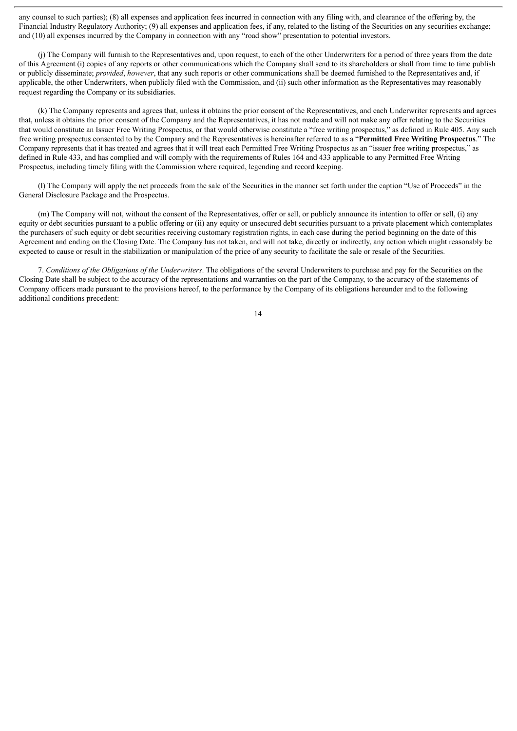any counsel to such parties); (8) all expenses and application fees incurred in connection with any filing with, and clearance of the offering by, the Financial Industry Regulatory Authority; (9) all expenses and application fees, if any, related to the listing of the Securities on any securities exchange; and (10) all expenses incurred by the Company in connection with any "road show" presentation to potential investors.

(j) The Company will furnish to the Representatives and, upon request, to each of the other Underwriters for a period of three years from the date of this Agreement (i) copies of any reports or other communications which the Company shall send to its shareholders or shall from time to time publish or publicly disseminate; *provided*, *however*, that any such reports or other communications shall be deemed furnished to the Representatives and, if applicable, the other Underwriters, when publicly filed with the Commission, and (ii) such other information as the Representatives may reasonably request regarding the Company or its subsidiaries.

(k) The Company represents and agrees that, unless it obtains the prior consent of the Representatives, and each Underwriter represents and agrees that, unless it obtains the prior consent of the Company and the Representatives, it has not made and will not make any offer relating to the Securities that would constitute an Issuer Free Writing Prospectus, or that would otherwise constitute a "free writing prospectus," as defined in Rule 405. Any such free writing prospectus consented to by the Company and the Representatives is hereinafter referred to as a "**Permitted Free Writing Prospectus**." The Company represents that it has treated and agrees that it will treat each Permitted Free Writing Prospectus as an "issuer free writing prospectus," as defined in Rule 433, and has complied and will comply with the requirements of Rules 164 and 433 applicable to any Permitted Free Writing Prospectus, including timely filing with the Commission where required, legending and record keeping.

(l) The Company will apply the net proceeds from the sale of the Securities in the manner set forth under the caption "Use of Proceeds" in the General Disclosure Package and the Prospectus.

(m) The Company will not, without the consent of the Representatives, offer or sell, or publicly announce its intention to offer or sell, (i) any equity or debt securities pursuant to a public offering or (ii) any equity or unsecured debt securities pursuant to a private placement which contemplates the purchasers of such equity or debt securities receiving customary registration rights, in each case during the period beginning on the date of this Agreement and ending on the Closing Date. The Company has not taken, and will not take, directly or indirectly, any action which might reasonably be expected to cause or result in the stabilization or manipulation of the price of any security to facilitate the sale or resale of the Securities.

7. *Conditions of the Obligations of the Underwriters*. The obligations of the several Underwriters to purchase and pay for the Securities on the Closing Date shall be subject to the accuracy of the representations and warranties on the part of the Company, to the accuracy of the statements of Company officers made pursuant to the provisions hereof, to the performance by the Company of its obligations hereunder and to the following additional conditions precedent: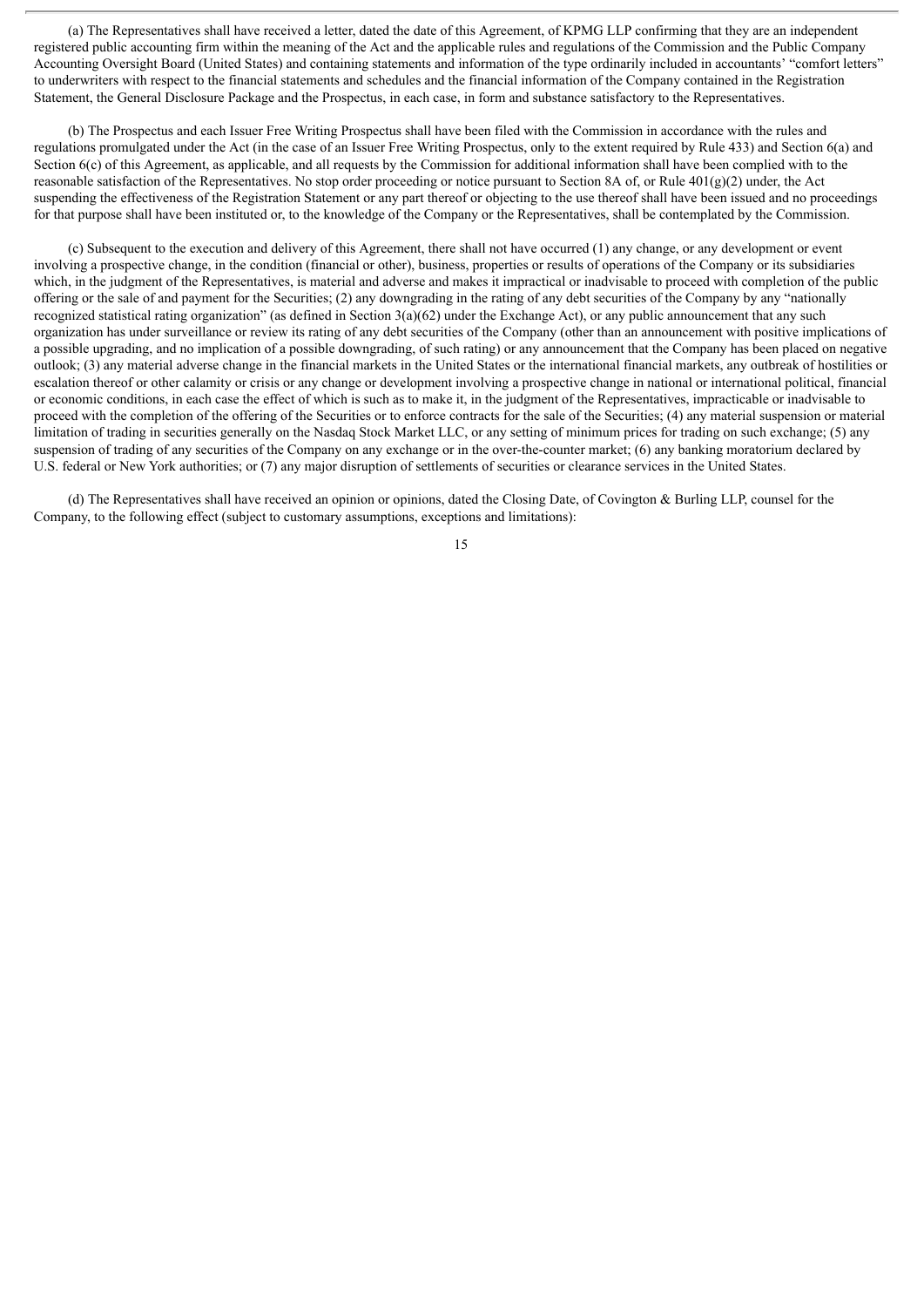(a) The Representatives shall have received a letter, dated the date of this Agreement, of KPMG LLP confirming that they are an independent registered public accounting firm within the meaning of the Act and the applicable rules and regulations of the Commission and the Public Company Accounting Oversight Board (United States) and containing statements and information of the type ordinarily included in accountants' "comfort letters" to underwriters with respect to the financial statements and schedules and the financial information of the Company contained in the Registration Statement, the General Disclosure Package and the Prospectus, in each case, in form and substance satisfactory to the Representatives.

(b) The Prospectus and each Issuer Free Writing Prospectus shall have been filed with the Commission in accordance with the rules and regulations promulgated under the Act (in the case of an Issuer Free Writing Prospectus, only to the extent required by Rule 433) and Section 6(a) and Section 6(c) of this Agreement, as applicable, and all requests by the Commission for additional information shall have been complied with to the reasonable satisfaction of the Representatives. No stop order proceeding or notice pursuant to Section 8A of, or Rule 401(g)(2) under, the Act suspending the effectiveness of the Registration Statement or any part thereof or objecting to the use thereof shall have been issued and no proceedings for that purpose shall have been instituted or, to the knowledge of the Company or the Representatives, shall be contemplated by the Commission.

(c) Subsequent to the execution and delivery of this Agreement, there shall not have occurred (1) any change, or any development or event involving a prospective change, in the condition (financial or other), business, properties or results of operations of the Company or its subsidiaries which, in the judgment of the Representatives, is material and adverse and makes it impractical or inadvisable to proceed with completion of the public offering or the sale of and payment for the Securities; (2) any downgrading in the rating of any debt securities of the Company by any "nationally recognized statistical rating organization" (as defined in Section 3(a)(62) under the Exchange Act), or any public announcement that any such organization has under surveillance or review its rating of any debt securities of the Company (other than an announcement with positive implications of a possible upgrading, and no implication of a possible downgrading, of such rating) or any announcement that the Company has been placed on negative outlook; (3) any material adverse change in the financial markets in the United States or the international financial markets, any outbreak of hostilities or escalation thereof or other calamity or crisis or any change or development involving a prospective change in national or international political, financial or economic conditions, in each case the effect of which is such as to make it, in the judgment of the Representatives, impracticable or inadvisable to proceed with the completion of the offering of the Securities or to enforce contracts for the sale of the Securities; (4) any material suspension or material limitation of trading in securities generally on the Nasdaq Stock Market LLC, or any setting of minimum prices for trading on such exchange; (5) any suspension of trading of any securities of the Company on any exchange or in the over-the-counter market; (6) any banking moratorium declared by U.S. federal or New York authorities; or (7) any major disruption of settlements of securities or clearance services in the United States.

(d) The Representatives shall have received an opinion or opinions, dated the Closing Date, of Covington & Burling LLP, counsel for the Company, to the following effect (subject to customary assumptions, exceptions and limitations):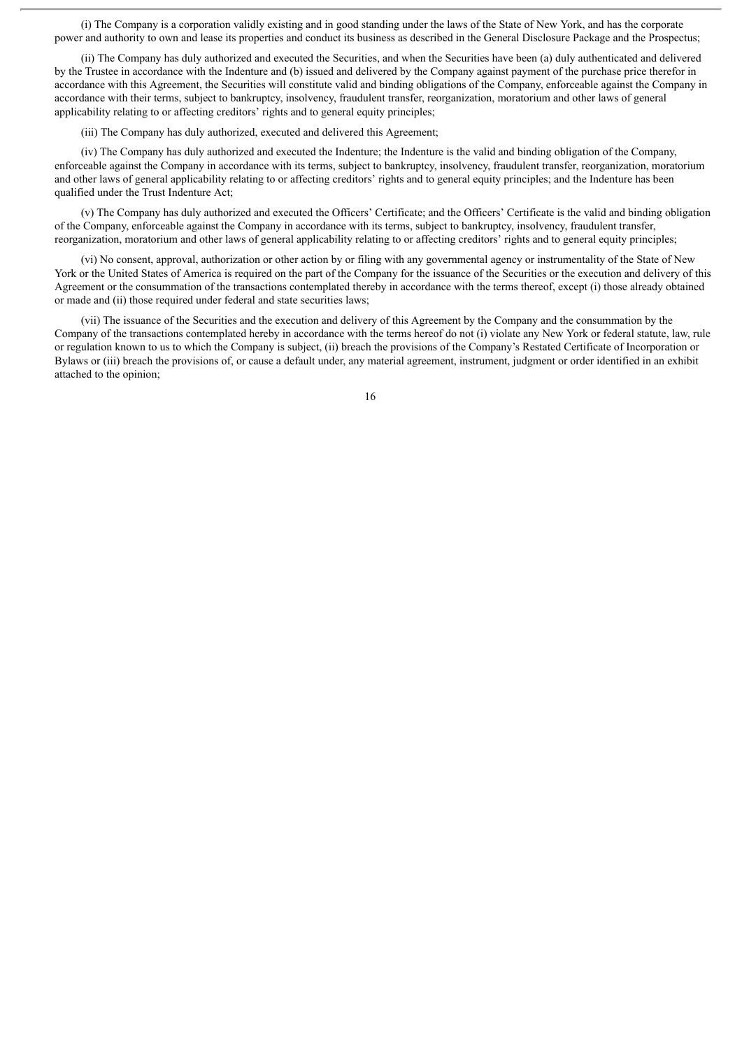(i) The Company is a corporation validly existing and in good standing under the laws of the State of New York, and has the corporate power and authority to own and lease its properties and conduct its business as described in the General Disclosure Package and the Prospectus;

(ii) The Company has duly authorized and executed the Securities, and when the Securities have been (a) duly authenticated and delivered by the Trustee in accordance with the Indenture and (b) issued and delivered by the Company against payment of the purchase price therefor in accordance with this Agreement, the Securities will constitute valid and binding obligations of the Company, enforceable against the Company in accordance with their terms, subject to bankruptcy, insolvency, fraudulent transfer, reorganization, moratorium and other laws of general applicability relating to or affecting creditors' rights and to general equity principles;

(iii) The Company has duly authorized, executed and delivered this Agreement;

(iv) The Company has duly authorized and executed the Indenture; the Indenture is the valid and binding obligation of the Company, enforceable against the Company in accordance with its terms, subject to bankruptcy, insolvency, fraudulent transfer, reorganization, moratorium and other laws of general applicability relating to or affecting creditors' rights and to general equity principles; and the Indenture has been qualified under the Trust Indenture Act;

(v) The Company has duly authorized and executed the Officers' Certificate; and the Officers' Certificate is the valid and binding obligation of the Company, enforceable against the Company in accordance with its terms, subject to bankruptcy, insolvency, fraudulent transfer, reorganization, moratorium and other laws of general applicability relating to or affecting creditors' rights and to general equity principles;

(vi) No consent, approval, authorization or other action by or filing with any governmental agency or instrumentality of the State of New York or the United States of America is required on the part of the Company for the issuance of the Securities or the execution and delivery of this Agreement or the consummation of the transactions contemplated thereby in accordance with the terms thereof, except (i) those already obtained or made and (ii) those required under federal and state securities laws;

(vii) The issuance of the Securities and the execution and delivery of this Agreement by the Company and the consummation by the Company of the transactions contemplated hereby in accordance with the terms hereof do not (i) violate any New York or federal statute, law, rule or regulation known to us to which the Company is subject, (ii) breach the provisions of the Company's Restated Certificate of Incorporation or Bylaws or (iii) breach the provisions of, or cause a default under, any material agreement, instrument, judgment or order identified in an exhibit attached to the opinion;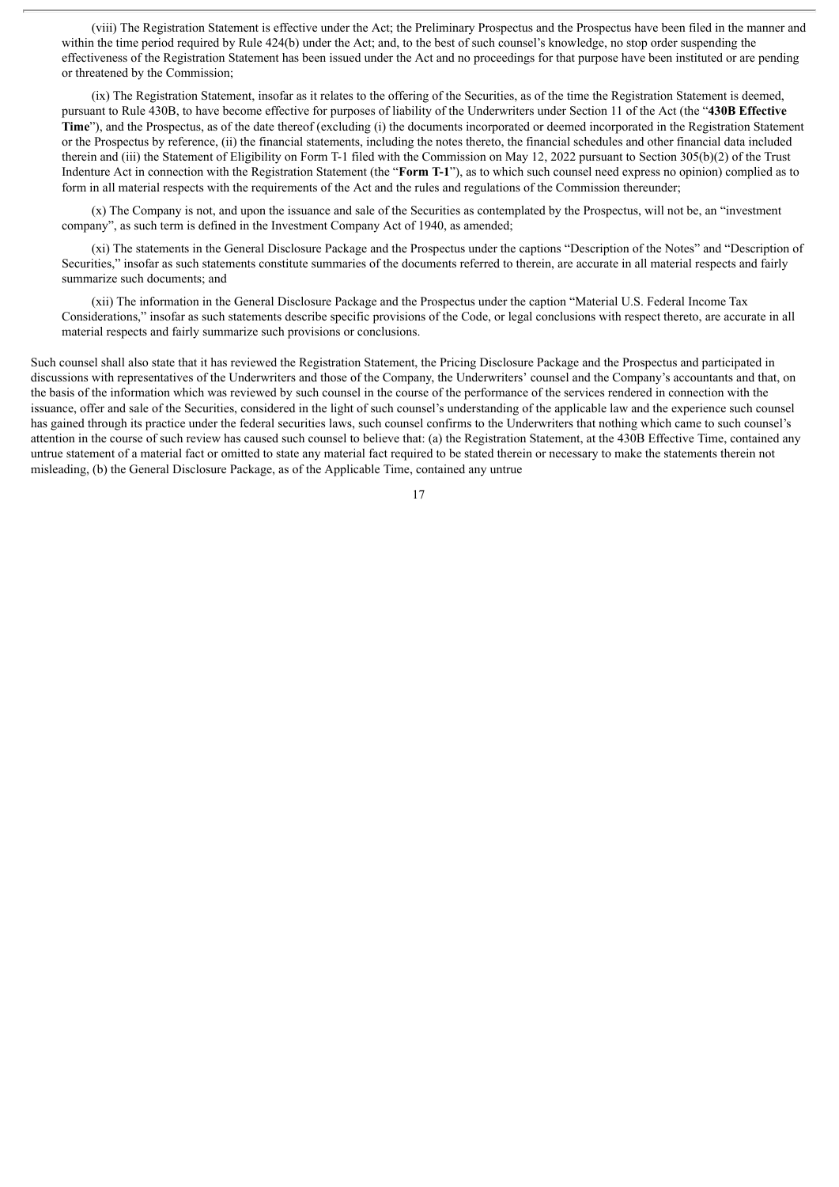(viii) The Registration Statement is effective under the Act; the Preliminary Prospectus and the Prospectus have been filed in the manner and within the time period required by Rule 424(b) under the Act; and, to the best of such counsel's knowledge, no stop order suspending the effectiveness of the Registration Statement has been issued under the Act and no proceedings for that purpose have been instituted or are pending or threatened by the Commission;

(ix) The Registration Statement, insofar as it relates to the offering of the Securities, as of the time the Registration Statement is deemed, pursuant to Rule 430B, to have become effective for purposes of liability of the Underwriters under Section 11 of the Act (the "**430B Effective Time**"), and the Prospectus, as of the date thereof (excluding (i) the documents incorporated or deemed incorporated in the Registration Statement or the Prospectus by reference, (ii) the financial statements, including the notes thereto, the financial schedules and other financial data included therein and (iii) the Statement of Eligibility on Form T-1 filed with the Commission on May 12, 2022 pursuant to Section 305(b)(2) of the Trust Indenture Act in connection with the Registration Statement (the "**Form T-1**"), as to which such counsel need express no opinion) complied as to form in all material respects with the requirements of the Act and the rules and regulations of the Commission thereunder;

(x) The Company is not, and upon the issuance and sale of the Securities as contemplated by the Prospectus, will not be, an "investment company", as such term is defined in the Investment Company Act of 1940, as amended;

(xi) The statements in the General Disclosure Package and the Prospectus under the captions "Description of the Notes" and "Description of Securities," insofar as such statements constitute summaries of the documents referred to therein, are accurate in all material respects and fairly summarize such documents; and

(xii) The information in the General Disclosure Package and the Prospectus under the caption "Material U.S. Federal Income Tax Considerations," insofar as such statements describe specific provisions of the Code, or legal conclusions with respect thereto, are accurate in all material respects and fairly summarize such provisions or conclusions.

Such counsel shall also state that it has reviewed the Registration Statement, the Pricing Disclosure Package and the Prospectus and participated in discussions with representatives of the Underwriters and those of the Company, the Underwriters' counsel and the Company's accountants and that, on the basis of the information which was reviewed by such counsel in the course of the performance of the services rendered in connection with the issuance, offer and sale of the Securities, considered in the light of such counsel's understanding of the applicable law and the experience such counsel has gained through its practice under the federal securities laws, such counsel confirms to the Underwriters that nothing which came to such counsel's attention in the course of such review has caused such counsel to believe that: (a) the Registration Statement, at the 430B Effective Time, contained any untrue statement of a material fact or omitted to state any material fact required to be stated therein or necessary to make the statements therein not misleading, (b) the General Disclosure Package, as of the Applicable Time, contained any untrue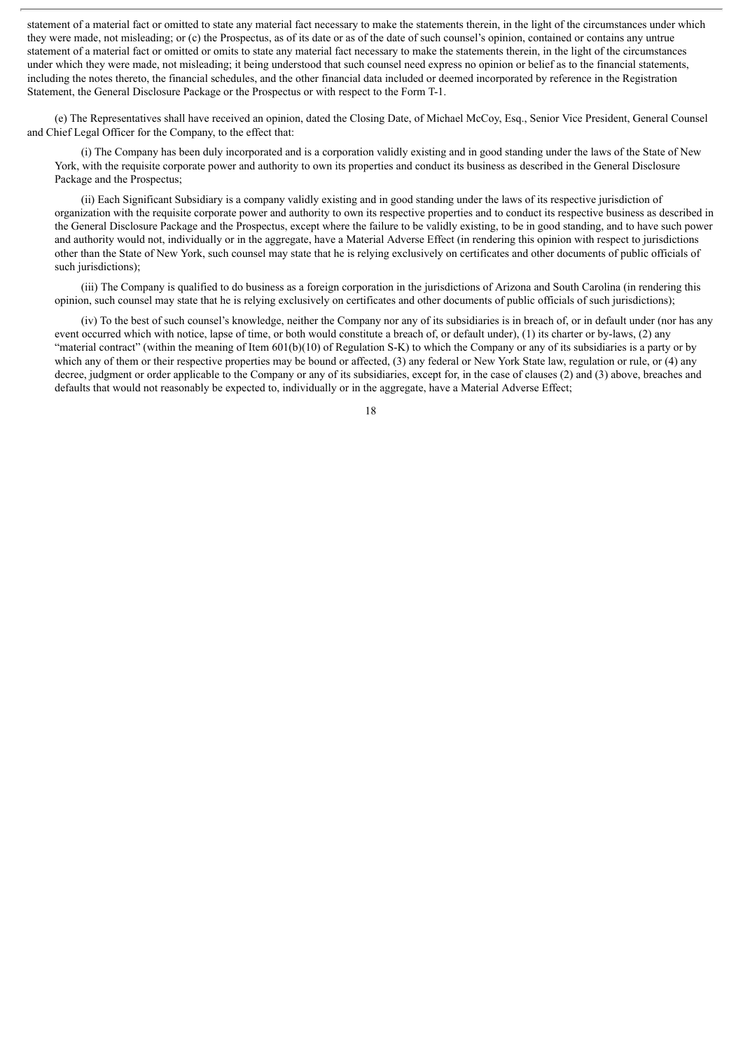statement of a material fact or omitted to state any material fact necessary to make the statements therein, in the light of the circumstances under which they were made, not misleading; or (c) the Prospectus, as of its date or as of the date of such counsel's opinion, contained or contains any untrue statement of a material fact or omitted or omits to state any material fact necessary to make the statements therein, in the light of the circumstances under which they were made, not misleading; it being understood that such counsel need express no opinion or belief as to the financial statements, including the notes thereto, the financial schedules, and the other financial data included or deemed incorporated by reference in the Registration Statement, the General Disclosure Package or the Prospectus or with respect to the Form T-1.

(e) The Representatives shall have received an opinion, dated the Closing Date, of Michael McCoy, Esq., Senior Vice President, General Counsel and Chief Legal Officer for the Company, to the effect that:

(i) The Company has been duly incorporated and is a corporation validly existing and in good standing under the laws of the State of New York, with the requisite corporate power and authority to own its properties and conduct its business as described in the General Disclosure Package and the Prospectus;

(ii) Each Significant Subsidiary is a company validly existing and in good standing under the laws of its respective jurisdiction of organization with the requisite corporate power and authority to own its respective properties and to conduct its respective business as described in the General Disclosure Package and the Prospectus, except where the failure to be validly existing, to be in good standing, and to have such power and authority would not, individually or in the aggregate, have a Material Adverse Effect (in rendering this opinion with respect to jurisdictions other than the State of New York, such counsel may state that he is relying exclusively on certificates and other documents of public officials of such jurisdictions);

(iii) The Company is qualified to do business as a foreign corporation in the jurisdictions of Arizona and South Carolina (in rendering this opinion, such counsel may state that he is relying exclusively on certificates and other documents of public officials of such jurisdictions);

(iv) To the best of such counsel's knowledge, neither the Company nor any of its subsidiaries is in breach of, or in default under (nor has any event occurred which with notice, lapse of time, or both would constitute a breach of, or default under), (1) its charter or by-laws, (2) any "material contract" (within the meaning of Item 601(b)(10) of Regulation S-K) to which the Company or any of its subsidiaries is a party or by which any of them or their respective properties may be bound or affected, (3) any federal or New York State law, regulation or rule, or (4) any decree, judgment or order applicable to the Company or any of its subsidiaries, except for, in the case of clauses (2) and (3) above, breaches and defaults that would not reasonably be expected to, individually or in the aggregate, have a Material Adverse Effect;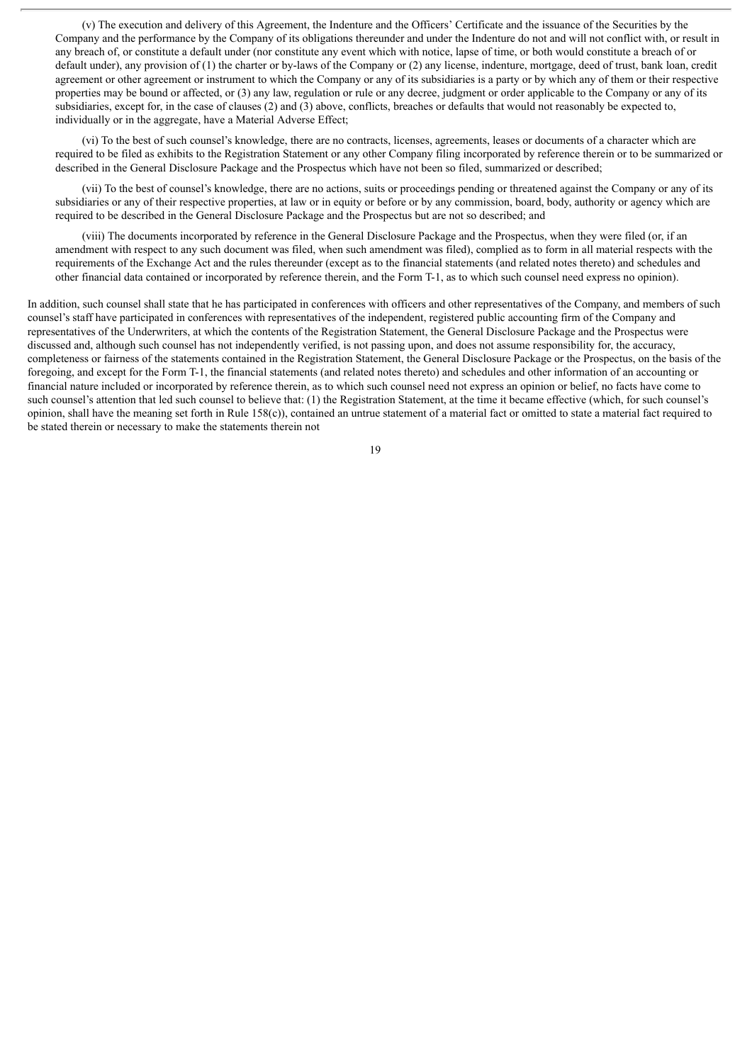(v) The execution and delivery of this Agreement, the Indenture and the Officers' Certificate and the issuance of the Securities by the Company and the performance by the Company of its obligations thereunder and under the Indenture do not and will not conflict with, or result in any breach of, or constitute a default under (nor constitute any event which with notice, lapse of time, or both would constitute a breach of or default under), any provision of (1) the charter or by-laws of the Company or (2) any license, indenture, mortgage, deed of trust, bank loan, credit agreement or other agreement or instrument to which the Company or any of its subsidiaries is a party or by which any of them or their respective properties may be bound or affected, or (3) any law, regulation or rule or any decree, judgment or order applicable to the Company or any of its subsidiaries, except for, in the case of clauses (2) and (3) above, conflicts, breaches or defaults that would not reasonably be expected to, individually or in the aggregate, have a Material Adverse Effect;

(vi) To the best of such counsel's knowledge, there are no contracts, licenses, agreements, leases or documents of a character which are required to be filed as exhibits to the Registration Statement or any other Company filing incorporated by reference therein or to be summarized or described in the General Disclosure Package and the Prospectus which have not been so filed, summarized or described;

(vii) To the best of counsel's knowledge, there are no actions, suits or proceedings pending or threatened against the Company or any of its subsidiaries or any of their respective properties, at law or in equity or before or by any commission, board, body, authority or agency which are required to be described in the General Disclosure Package and the Prospectus but are not so described; and

(viii) The documents incorporated by reference in the General Disclosure Package and the Prospectus, when they were filed (or, if an amendment with respect to any such document was filed, when such amendment was filed), complied as to form in all material respects with the requirements of the Exchange Act and the rules thereunder (except as to the financial statements (and related notes thereto) and schedules and other financial data contained or incorporated by reference therein, and the Form T-1, as to which such counsel need express no opinion).

In addition, such counsel shall state that he has participated in conferences with officers and other representatives of the Company, and members of such counsel's staff have participated in conferences with representatives of the independent, registered public accounting firm of the Company and representatives of the Underwriters, at which the contents of the Registration Statement, the General Disclosure Package and the Prospectus were discussed and, although such counsel has not independently verified, is not passing upon, and does not assume responsibility for, the accuracy, completeness or fairness of the statements contained in the Registration Statement, the General Disclosure Package or the Prospectus, on the basis of the foregoing, and except for the Form T-1, the financial statements (and related notes thereto) and schedules and other information of an accounting or financial nature included or incorporated by reference therein, as to which such counsel need not express an opinion or belief, no facts have come to such counsel's attention that led such counsel to believe that: (1) the Registration Statement, at the time it became effective (which, for such counsel's opinion, shall have the meaning set forth in Rule 158(c)), contained an untrue statement of a material fact or omitted to state a material fact required to be stated therein or necessary to make the statements therein not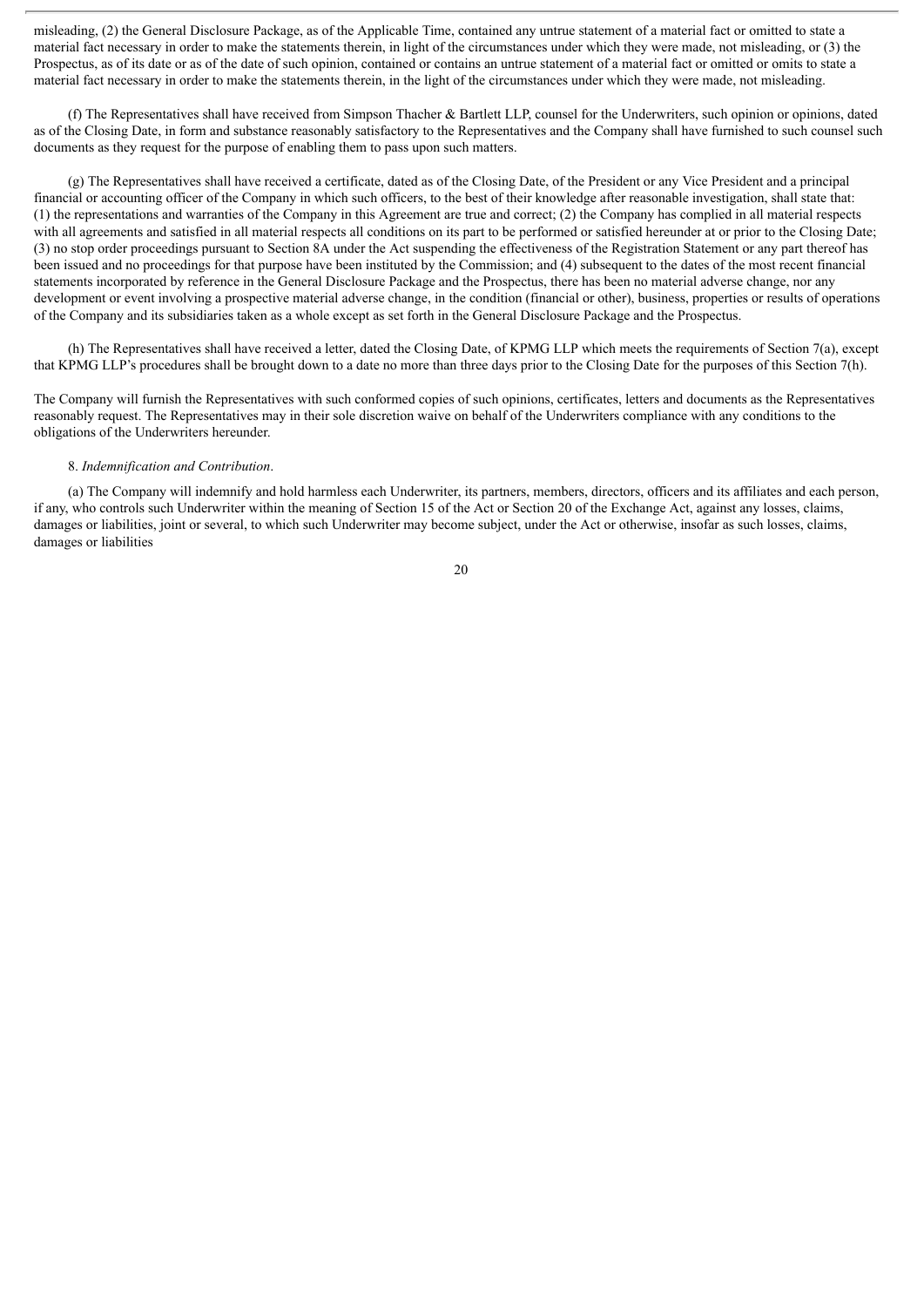misleading, (2) the General Disclosure Package, as of the Applicable Time, contained any untrue statement of a material fact or omitted to state a material fact necessary in order to make the statements therein, in light of the circumstances under which they were made, not misleading, or (3) the Prospectus, as of its date or as of the date of such opinion, contained or contains an untrue statement of a material fact or omitted or omits to state a material fact necessary in order to make the statements therein, in the light of the circumstances under which they were made, not misleading.

(f) The Representatives shall have received from Simpson Thacher & Bartlett LLP, counsel for the Underwriters, such opinion or opinions, dated as of the Closing Date, in form and substance reasonably satisfactory to the Representatives and the Company shall have furnished to such counsel such documents as they request for the purpose of enabling them to pass upon such matters.

(g) The Representatives shall have received a certificate, dated as of the Closing Date, of the President or any Vice President and a principal financial or accounting officer of the Company in which such officers, to the best of their knowledge after reasonable investigation, shall state that: (1) the representations and warranties of the Company in this Agreement are true and correct; (2) the Company has complied in all material respects with all agreements and satisfied in all material respects all conditions on its part to be performed or satisfied hereunder at or prior to the Closing Date; (3) no stop order proceedings pursuant to Section 8A under the Act suspending the effectiveness of the Registration Statement or any part thereof has been issued and no proceedings for that purpose have been instituted by the Commission; and (4) subsequent to the dates of the most recent financial statements incorporated by reference in the General Disclosure Package and the Prospectus, there has been no material adverse change, nor any development or event involving a prospective material adverse change, in the condition (financial or other), business, properties or results of operations of the Company and its subsidiaries taken as a whole except as set forth in the General Disclosure Package and the Prospectus.

(h) The Representatives shall have received a letter, dated the Closing Date, of KPMG LLP which meets the requirements of Section 7(a), except that KPMG LLP's procedures shall be brought down to a date no more than three days prior to the Closing Date for the purposes of this Section 7(h).

The Company will furnish the Representatives with such conformed copies of such opinions, certificates, letters and documents as the Representatives reasonably request. The Representatives may in their sole discretion waive on behalf of the Underwriters compliance with any conditions to the obligations of the Underwriters hereunder.

8. *Indemnification and Contribution*.

(a) The Company will indemnify and hold harmless each Underwriter, its partners, members, directors, officers and its affiliates and each person, if any, who controls such Underwriter within the meaning of Section 15 of the Act or Section 20 of the Exchange Act, against any losses, claims, damages or liabilities, joint or several, to which such Underwriter may become subject, under the Act or otherwise, insofar as such losses, claims, damages or liabilities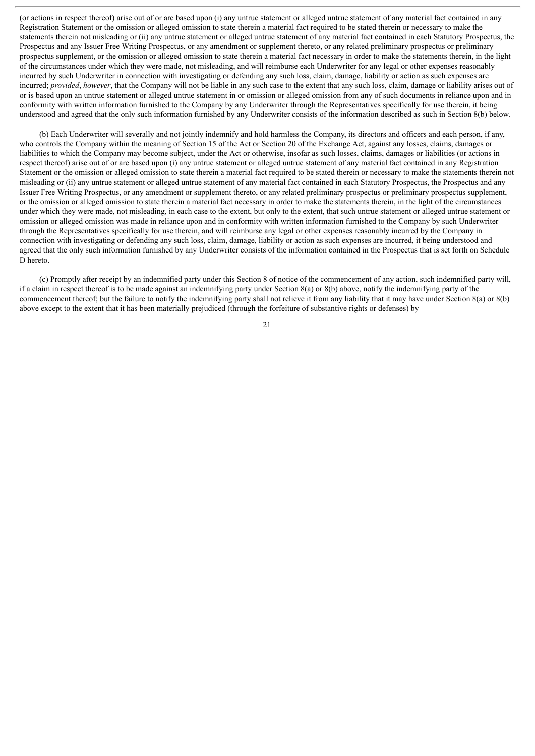(or actions in respect thereof) arise out of or are based upon (i) any untrue statement or alleged untrue statement of any material fact contained in any Registration Statement or the omission or alleged omission to state therein a material fact required to be stated therein or necessary to make the statements therein not misleading or (ii) any untrue statement or alleged untrue statement of any material fact contained in each Statutory Prospectus, the Prospectus and any Issuer Free Writing Prospectus, or any amendment or supplement thereto, or any related preliminary prospectus or preliminary prospectus supplement, or the omission or alleged omission to state therein a material fact necessary in order to make the statements therein, in the light of the circumstances under which they were made, not misleading, and will reimburse each Underwriter for any legal or other expenses reasonably incurred by such Underwriter in connection with investigating or defending any such loss, claim, damage, liability or action as such expenses are incurred; *provided*, *however*, that the Company will not be liable in any such case to the extent that any such loss, claim, damage or liability arises out of or is based upon an untrue statement or alleged untrue statement in or omission or alleged omission from any of such documents in reliance upon and in conformity with written information furnished to the Company by any Underwriter through the Representatives specifically for use therein, it being understood and agreed that the only such information furnished by any Underwriter consists of the information described as such in Section 8(b) below.

(b) Each Underwriter will severally and not jointly indemnify and hold harmless the Company, its directors and officers and each person, if any, who controls the Company within the meaning of Section 15 of the Act or Section 20 of the Exchange Act, against any losses, claims, damages or liabilities to which the Company may become subject, under the Act or otherwise, insofar as such losses, claims, damages or liabilities (or actions in respect thereof) arise out of or are based upon (i) any untrue statement or alleged untrue statement of any material fact contained in any Registration Statement or the omission or alleged omission to state therein a material fact required to be stated therein or necessary to make the statements therein not misleading or (ii) any untrue statement or alleged untrue statement of any material fact contained in each Statutory Prospectus, the Prospectus and any Issuer Free Writing Prospectus, or any amendment or supplement thereto, or any related preliminary prospectus or preliminary prospectus supplement, or the omission or alleged omission to state therein a material fact necessary in order to make the statements therein, in the light of the circumstances under which they were made, not misleading, in each case to the extent, but only to the extent, that such untrue statement or alleged untrue statement or omission or alleged omission was made in reliance upon and in conformity with written information furnished to the Company by such Underwriter through the Representatives specifically for use therein, and will reimburse any legal or other expenses reasonably incurred by the Company in connection with investigating or defending any such loss, claim, damage, liability or action as such expenses are incurred, it being understood and agreed that the only such information furnished by any Underwriter consists of the information contained in the Prospectus that is set forth on Schedule D hereto.

(c) Promptly after receipt by an indemnified party under this Section 8 of notice of the commencement of any action, such indemnified party will, if a claim in respect thereof is to be made against an indemnifying party under Section 8(a) or 8(b) above, notify the indemnifying party of the commencement thereof; but the failure to notify the indemnifying party shall not relieve it from any liability that it may have under Section 8(a) or 8(b) above except to the extent that it has been materially prejudiced (through the forfeiture of substantive rights or defenses) by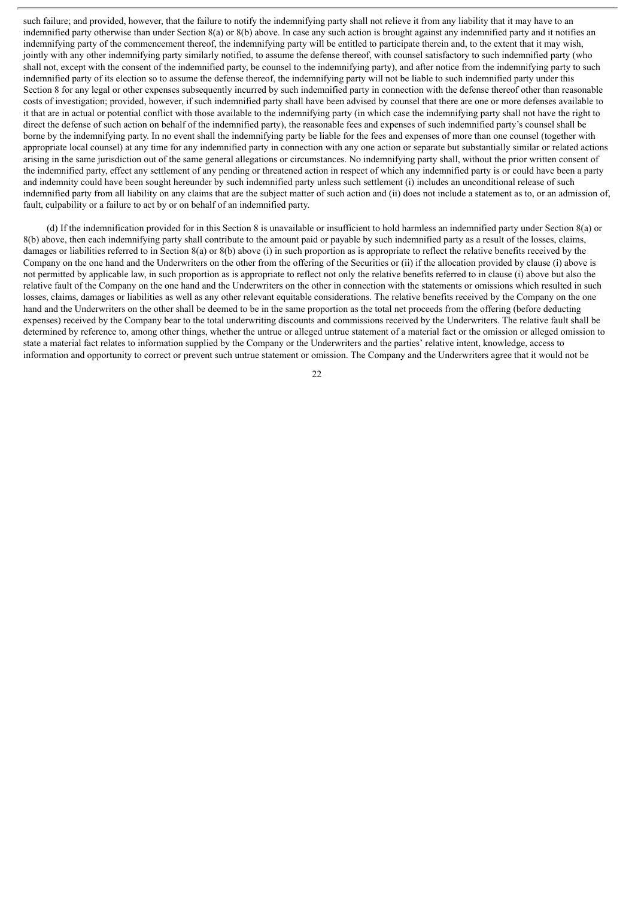such failure; and provided, however, that the failure to notify the indemnifying party shall not relieve it from any liability that it may have to an indemnified party otherwise than under Section 8(a) or 8(b) above. In case any such action is brought against any indemnified party and it notifies an indemnifying party of the commencement thereof, the indemnifying party will be entitled to participate therein and, to the extent that it may wish, jointly with any other indemnifying party similarly notified, to assume the defense thereof, with counsel satisfactory to such indemnified party (who shall not, except with the consent of the indemnified party, be counsel to the indemnifying party), and after notice from the indemnifying party to such indemnified party of its election so to assume the defense thereof, the indemnifying party will not be liable to such indemnified party under this Section 8 for any legal or other expenses subsequently incurred by such indemnified party in connection with the defense thereof other than reasonable costs of investigation; provided, however, if such indemnified party shall have been advised by counsel that there are one or more defenses available to it that are in actual or potential conflict with those available to the indemnifying party (in which case the indemnifying party shall not have the right to direct the defense of such action on behalf of the indemnified party), the reasonable fees and expenses of such indemnified party's counsel shall be borne by the indemnifying party. In no event shall the indemnifying party be liable for the fees and expenses of more than one counsel (together with appropriate local counsel) at any time for any indemnified party in connection with any one action or separate but substantially similar or related actions arising in the same jurisdiction out of the same general allegations or circumstances. No indemnifying party shall, without the prior written consent of the indemnified party, effect any settlement of any pending or threatened action in respect of which any indemnified party is or could have been a party and indemnity could have been sought hereunder by such indemnified party unless such settlement (i) includes an unconditional release of such indemnified party from all liability on any claims that are the subject matter of such action and (ii) does not include a statement as to, or an admission of, fault, culpability or a failure to act by or on behalf of an indemnified party.

(d) If the indemnification provided for in this Section 8 is unavailable or insufficient to hold harmless an indemnified party under Section 8(a) or 8(b) above, then each indemnifying party shall contribute to the amount paid or payable by such indemnified party as a result of the losses, claims, damages or liabilities referred to in Section 8(a) or 8(b) above (i) in such proportion as is appropriate to reflect the relative benefits received by the Company on the one hand and the Underwriters on the other from the offering of the Securities or (ii) if the allocation provided by clause (i) above is not permitted by applicable law, in such proportion as is appropriate to reflect not only the relative benefits referred to in clause (i) above but also the relative fault of the Company on the one hand and the Underwriters on the other in connection with the statements or omissions which resulted in such losses, claims, damages or liabilities as well as any other relevant equitable considerations. The relative benefits received by the Company on the one hand and the Underwriters on the other shall be deemed to be in the same proportion as the total net proceeds from the offering (before deducting expenses) received by the Company bear to the total underwriting discounts and commissions received by the Underwriters. The relative fault shall be determined by reference to, among other things, whether the untrue or alleged untrue statement of a material fact or the omission or alleged omission to state a material fact relates to information supplied by the Company or the Underwriters and the parties' relative intent, knowledge, access to information and opportunity to correct or prevent such untrue statement or omission. The Company and the Underwriters agree that it would not be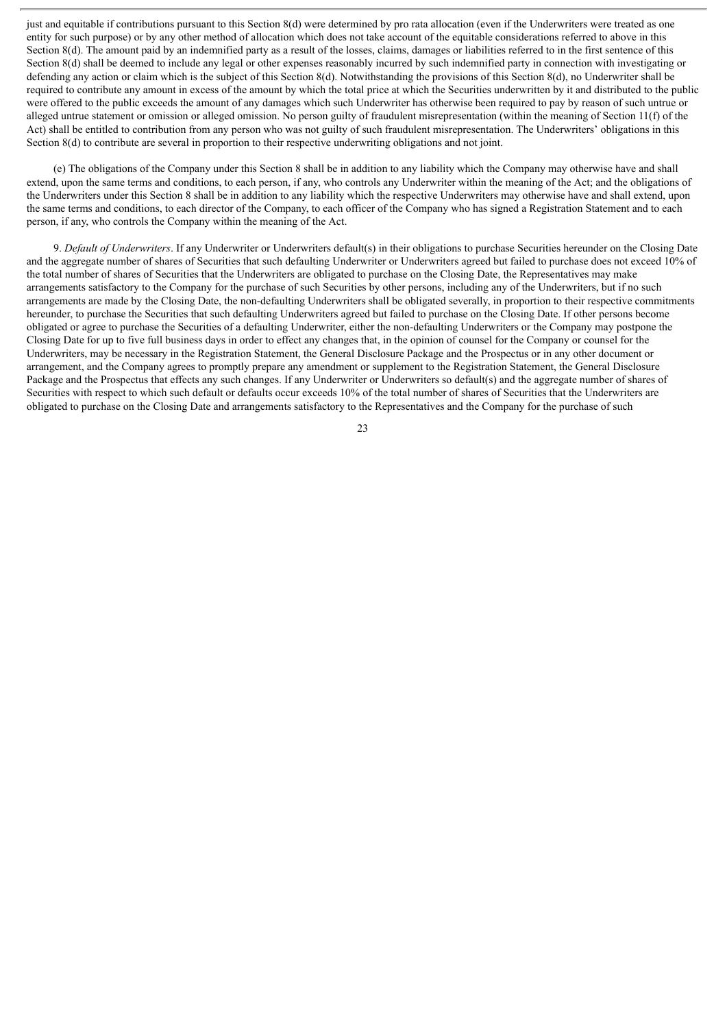just and equitable if contributions pursuant to this Section 8(d) were determined by pro rata allocation (even if the Underwriters were treated as one entity for such purpose) or by any other method of allocation which does not take account of the equitable considerations referred to above in this Section 8(d). The amount paid by an indemnified party as a result of the losses, claims, damages or liabilities referred to in the first sentence of this Section 8(d) shall be deemed to include any legal or other expenses reasonably incurred by such indemnified party in connection with investigating or defending any action or claim which is the subject of this Section 8(d). Notwithstanding the provisions of this Section 8(d), no Underwriter shall be required to contribute any amount in excess of the amount by which the total price at which the Securities underwritten by it and distributed to the public were offered to the public exceeds the amount of any damages which such Underwriter has otherwise been required to pay by reason of such untrue or alleged untrue statement or omission or alleged omission. No person guilty of fraudulent misrepresentation (within the meaning of Section 11(f) of the Act) shall be entitled to contribution from any person who was not guilty of such fraudulent misrepresentation. The Underwriters' obligations in this Section 8(d) to contribute are several in proportion to their respective underwriting obligations and not joint.

(e) The obligations of the Company under this Section 8 shall be in addition to any liability which the Company may otherwise have and shall extend, upon the same terms and conditions, to each person, if any, who controls any Underwriter within the meaning of the Act; and the obligations of the Underwriters under this Section 8 shall be in addition to any liability which the respective Underwriters may otherwise have and shall extend, upon the same terms and conditions, to each director of the Company, to each officer of the Company who has signed a Registration Statement and to each person, if any, who controls the Company within the meaning of the Act.

9. *Default of Underwriters*. If any Underwriter or Underwriters default(s) in their obligations to purchase Securities hereunder on the Closing Date and the aggregate number of shares of Securities that such defaulting Underwriter or Underwriters agreed but failed to purchase does not exceed 10% of the total number of shares of Securities that the Underwriters are obligated to purchase on the Closing Date, the Representatives may make arrangements satisfactory to the Company for the purchase of such Securities by other persons, including any of the Underwriters, but if no such arrangements are made by the Closing Date, the non-defaulting Underwriters shall be obligated severally, in proportion to their respective commitments hereunder, to purchase the Securities that such defaulting Underwriters agreed but failed to purchase on the Closing Date. If other persons become obligated or agree to purchase the Securities of a defaulting Underwriter, either the non-defaulting Underwriters or the Company may postpone the Closing Date for up to five full business days in order to effect any changes that, in the opinion of counsel for the Company or counsel for the Underwriters, may be necessary in the Registration Statement, the General Disclosure Package and the Prospectus or in any other document or arrangement, and the Company agrees to promptly prepare any amendment or supplement to the Registration Statement, the General Disclosure Package and the Prospectus that effects any such changes. If any Underwriter or Underwriters so default(s) and the aggregate number of shares of Securities with respect to which such default or defaults occur exceeds 10% of the total number of shares of Securities that the Underwriters are obligated to purchase on the Closing Date and arrangements satisfactory to the Representatives and the Company for the purchase of such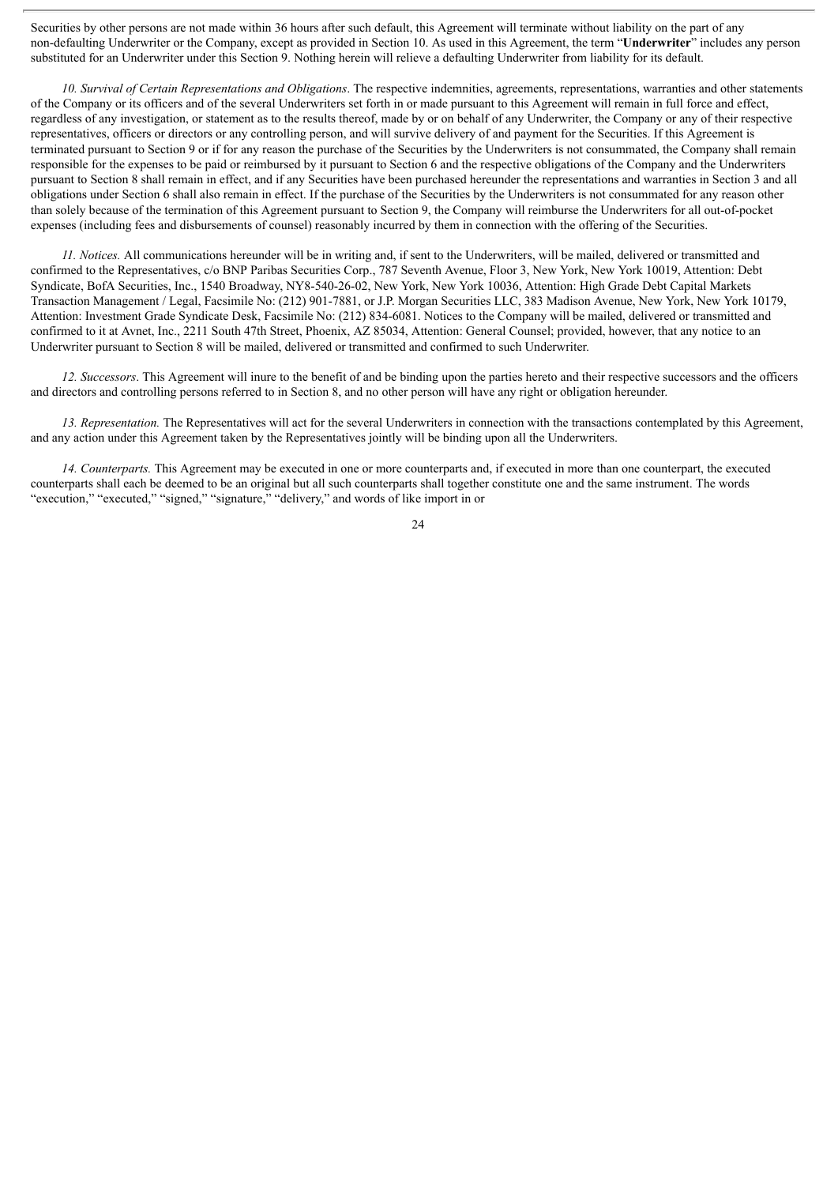Securities by other persons are not made within 36 hours after such default, this Agreement will terminate without liability on the part of any non-defaulting Underwriter or the Company, except as provided in Section 10. As used in this Agreement, the term "**Underwriter**" includes any person substituted for an Underwriter under this Section 9. Nothing herein will relieve a defaulting Underwriter from liability for its default.

*10. Survival of Certain Representations and Obligations*. The respective indemnities, agreements, representations, warranties and other statements of the Company or its officers and of the several Underwriters set forth in or made pursuant to this Agreement will remain in full force and effect, regardless of any investigation, or statement as to the results thereof, made by or on behalf of any Underwriter, the Company or any of their respective representatives, officers or directors or any controlling person, and will survive delivery of and payment for the Securities. If this Agreement is terminated pursuant to Section 9 or if for any reason the purchase of the Securities by the Underwriters is not consummated, the Company shall remain responsible for the expenses to be paid or reimbursed by it pursuant to Section 6 and the respective obligations of the Company and the Underwriters pursuant to Section 8 shall remain in effect, and if any Securities have been purchased hereunder the representations and warranties in Section 3 and all obligations under Section 6 shall also remain in effect. If the purchase of the Securities by the Underwriters is not consummated for any reason other than solely because of the termination of this Agreement pursuant to Section 9, the Company will reimburse the Underwriters for all out-of-pocket expenses (including fees and disbursements of counsel) reasonably incurred by them in connection with the offering of the Securities.

*11. Notices.* All communications hereunder will be in writing and, if sent to the Underwriters, will be mailed, delivered or transmitted and confirmed to the Representatives, c/o BNP Paribas Securities Corp., 787 Seventh Avenue, Floor 3, New York, New York 10019, Attention: Debt Syndicate, BofA Securities, Inc., 1540 Broadway, NY8-540-26-02, New York, New York 10036, Attention: High Grade Debt Capital Markets Transaction Management / Legal, Facsimile No: (212) 901-7881, or J.P. Morgan Securities LLC, 383 Madison Avenue, New York, New York 10179, Attention: Investment Grade Syndicate Desk, Facsimile No: (212) 834-6081. Notices to the Company will be mailed, delivered or transmitted and confirmed to it at Avnet, Inc., 2211 South 47th Street, Phoenix, AZ 85034, Attention: General Counsel; provided, however, that any notice to an Underwriter pursuant to Section 8 will be mailed, delivered or transmitted and confirmed to such Underwriter.

*12. Successors*. This Agreement will inure to the benefit of and be binding upon the parties hereto and their respective successors and the officers and directors and controlling persons referred to in Section 8, and no other person will have any right or obligation hereunder.

*13. Representation.* The Representatives will act for the several Underwriters in connection with the transactions contemplated by this Agreement, and any action under this Agreement taken by the Representatives jointly will be binding upon all the Underwriters.

*14. Counterparts.* This Agreement may be executed in one or more counterparts and, if executed in more than one counterpart, the executed counterparts shall each be deemed to be an original but all such counterparts shall together constitute one and the same instrument. The words "execution," "executed," "signed," "signature," "delivery," and words of like import in or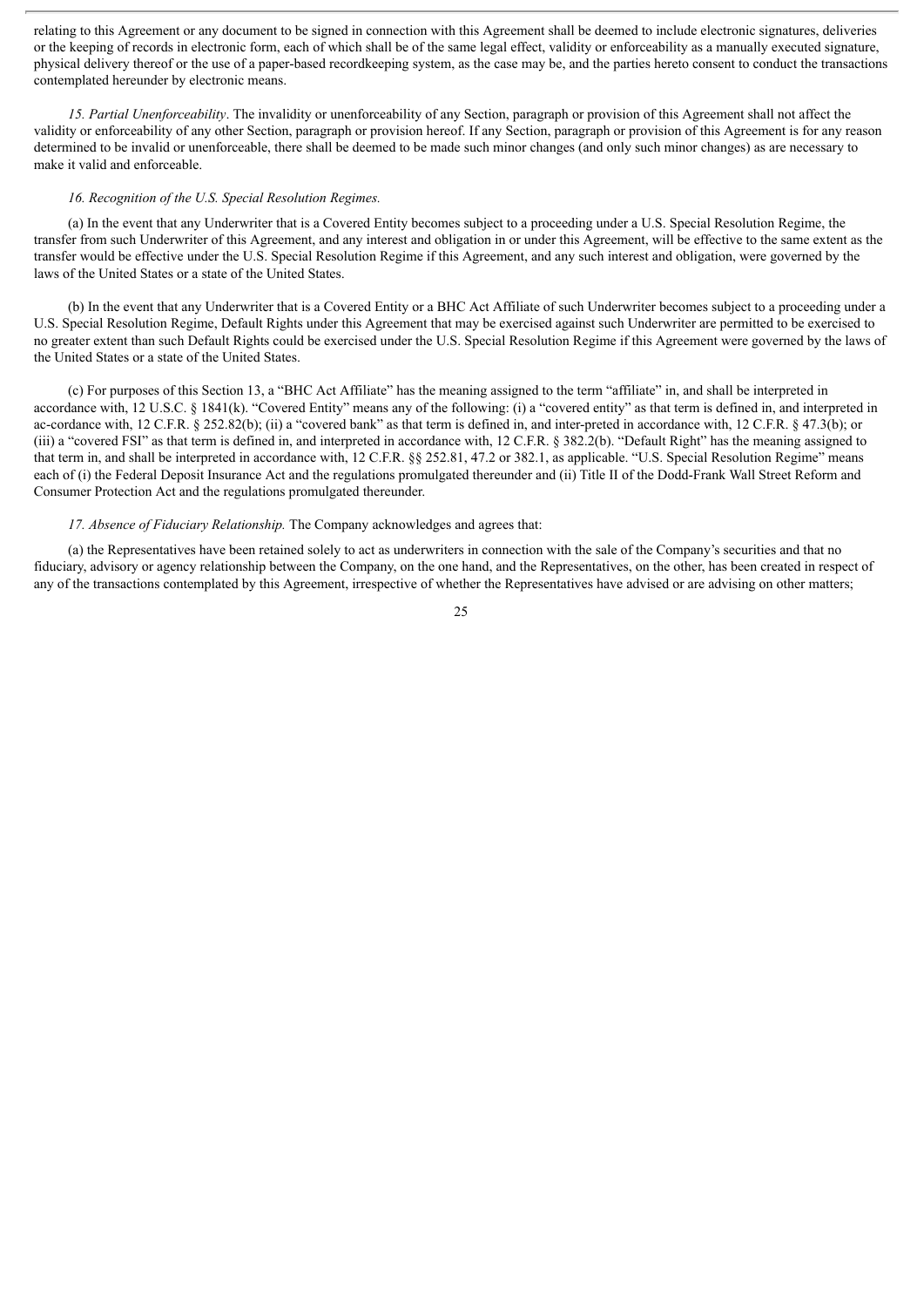relating to this Agreement or any document to be signed in connection with this Agreement shall be deemed to include electronic signatures, deliveries or the keeping of records in electronic form, each of which shall be of the same legal effect, validity or enforceability as a manually executed signature, physical delivery thereof or the use of a paper-based recordkeeping system, as the case may be, and the parties hereto consent to conduct the transactions contemplated hereunder by electronic means.

*15. Partial Unenforceability*. The invalidity or unenforceability of any Section, paragraph or provision of this Agreement shall not affect the validity or enforceability of any other Section, paragraph or provision hereof. If any Section, paragraph or provision of this Agreement is for any reason determined to be invalid or unenforceable, there shall be deemed to be made such minor changes (and only such minor changes) as are necessary to make it valid and enforceable.

*16. Recognition of the U.S. Special Resolution Regimes.*

(a) In the event that any Underwriter that is a Covered Entity becomes subject to a proceeding under a U.S. Special Resolution Regime, the transfer from such Underwriter of this Agreement, and any interest and obligation in or under this Agreement, will be effective to the same extent as the transfer would be effective under the U.S. Special Resolution Regime if this Agreement, and any such interest and obligation, were governed by the laws of the United States or a state of the United States.

(b) In the event that any Underwriter that is a Covered Entity or a BHC Act Affiliate of such Underwriter becomes subject to a proceeding under a U.S. Special Resolution Regime, Default Rights under this Agreement that may be exercised against such Underwriter are permitted to be exercised to no greater extent than such Default Rights could be exercised under the U.S. Special Resolution Regime if this Agreement were governed by the laws of the United States or a state of the United States.

(c) For purposes of this Section 13, a "BHC Act Affiliate" has the meaning assigned to the term "affiliate" in, and shall be interpreted in accordance with, 12 U.S.C. § 1841(k). "Covered Entity" means any of the following: (i) a "covered entity" as that term is defined in, and interpreted in ac-cordance with, 12 C.F.R. § 252.82(b); (ii) a "covered bank" as that term is defined in, and inter-preted in accordance with, 12 C.F.R. § 47.3(b); or (iii) a "covered FSI" as that term is defined in, and interpreted in accordance with, 12 C.F.R. § 382.2(b). "Default Right" has the meaning assigned to that term in, and shall be interpreted in accordance with, 12 C.F.R. §§ 252.81, 47.2 or 382.1, as applicable. "U.S. Special Resolution Regime" means each of (i) the Federal Deposit Insurance Act and the regulations promulgated thereunder and (ii) Title II of the Dodd-Frank Wall Street Reform and Consumer Protection Act and the regulations promulgated thereunder.

*17. Absence of Fiduciary Relationship.* The Company acknowledges and agrees that:

(a) the Representatives have been retained solely to act as underwriters in connection with the sale of the Company's securities and that no fiduciary, advisory or agency relationship between the Company, on the one hand, and the Representatives, on the other, has been created in respect of any of the transactions contemplated by this Agreement, irrespective of whether the Representatives have advised or are advising on other matters;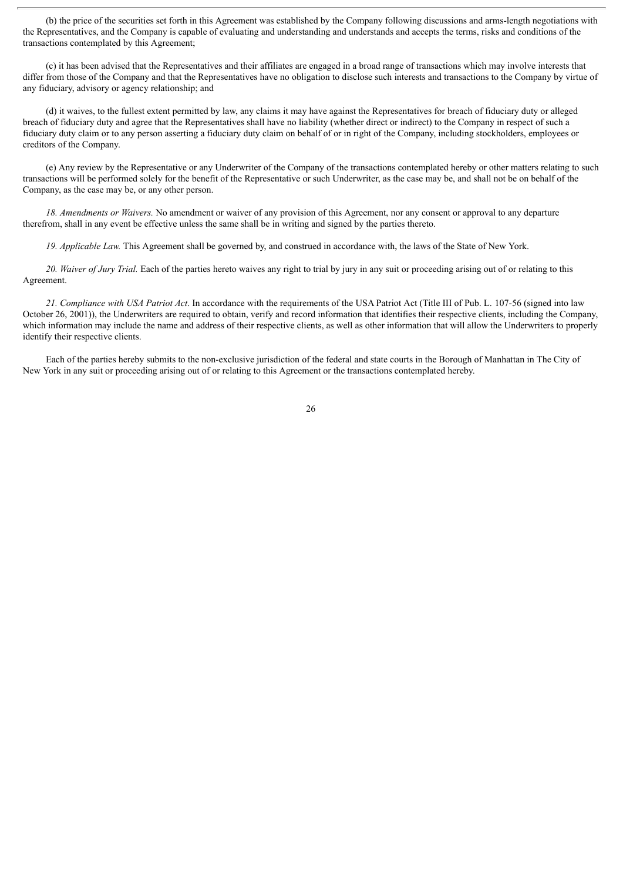(b) the price of the securities set forth in this Agreement was established by the Company following discussions and arms-length negotiations with the Representatives, and the Company is capable of evaluating and understanding and understands and accepts the terms, risks and conditions of the transactions contemplated by this Agreement;

(c) it has been advised that the Representatives and their affiliates are engaged in a broad range of transactions which may involve interests that differ from those of the Company and that the Representatives have no obligation to disclose such interests and transactions to the Company by virtue of any fiduciary, advisory or agency relationship; and

(d) it waives, to the fullest extent permitted by law, any claims it may have against the Representatives for breach of fiduciary duty or alleged breach of fiduciary duty and agree that the Representatives shall have no liability (whether direct or indirect) to the Company in respect of such a fiduciary duty claim or to any person asserting a fiduciary duty claim on behalf of or in right of the Company, including stockholders, employees or creditors of the Company.

(e) Any review by the Representative or any Underwriter of the Company of the transactions contemplated hereby or other matters relating to such transactions will be performed solely for the benefit of the Representative or such Underwriter, as the case may be, and shall not be on behalf of the Company, as the case may be, or any other person.

*18. Amendments or Waivers.* No amendment or waiver of any provision of this Agreement, nor any consent or approval to any departure therefrom, shall in any event be effective unless the same shall be in writing and signed by the parties thereto.

*19. Applicable Law.* This Agreement shall be governed by, and construed in accordance with, the laws of the State of New York.

*20. Waiver of Jury Trial.* Each of the parties hereto waives any right to trial by jury in any suit or proceeding arising out of or relating to this Agreement.

*21. Compliance with USA Patriot Act*. In accordance with the requirements of the USA Patriot Act (Title III of Pub. L. 107-56 (signed into law October 26, 2001)), the Underwriters are required to obtain, verify and record information that identifies their respective clients, including the Company, which information may include the name and address of their respective clients, as well as other information that will allow the Underwriters to properly identify their respective clients.

Each of the parties hereby submits to the non-exclusive jurisdiction of the federal and state courts in the Borough of Manhattan in The City of New York in any suit or proceeding arising out of or relating to this Agreement or the transactions contemplated hereby.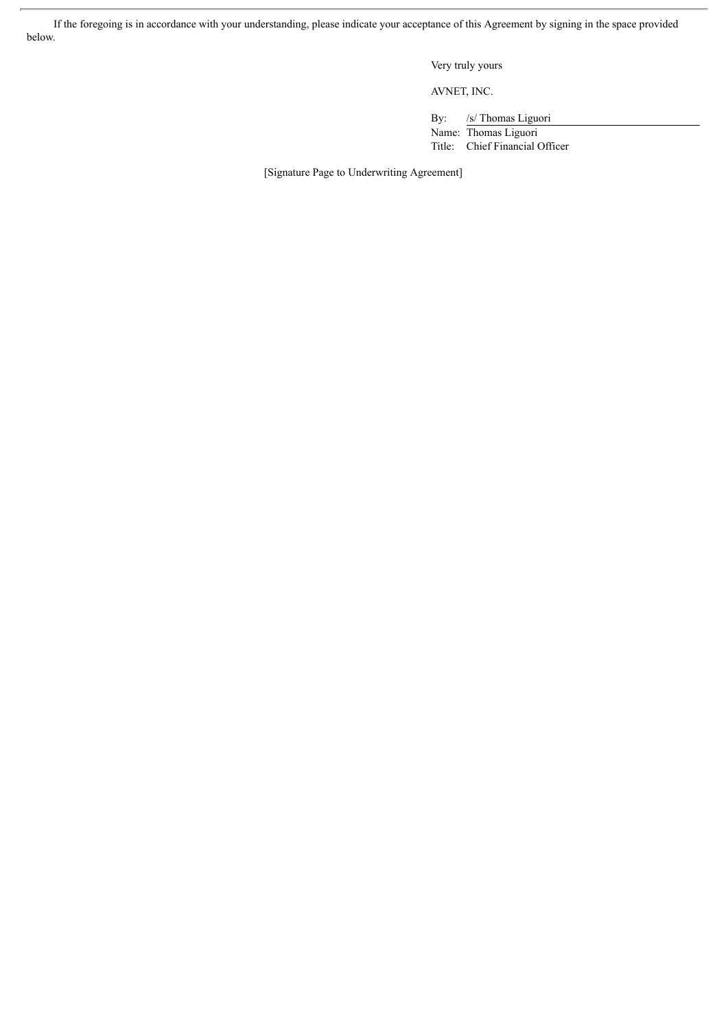If the foregoing is in accordance with your understanding, please indicate your acceptance of this Agreement by signing in the space provided below.

Very truly yours

AVNET, INC.

By: /s/ Thomas Liguori
Name: Thomas Liguori
Title: Chief Financial Officer

[Signature Page to Underwriting Agreement]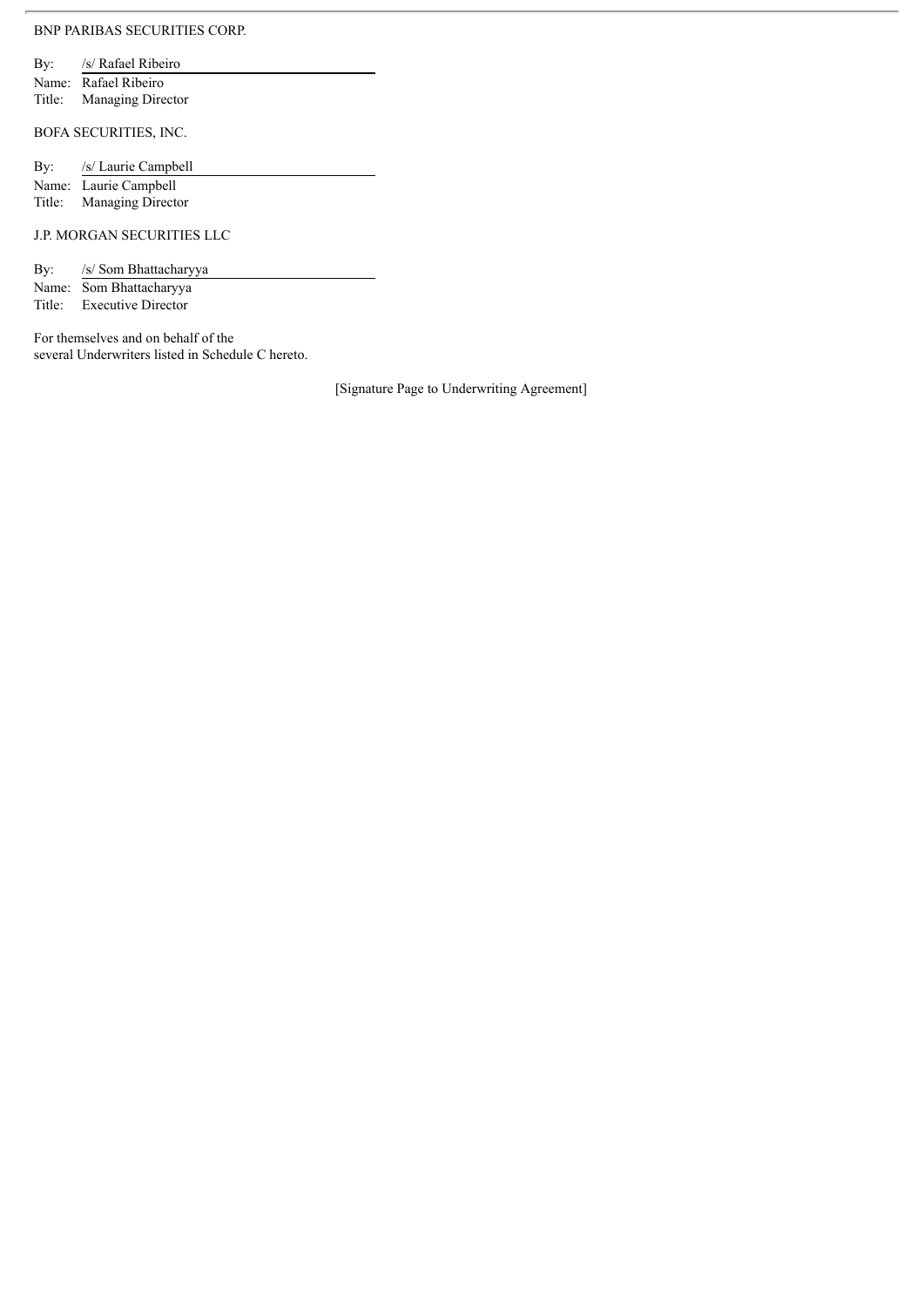BNP PARIBAS SECURITIES CORP.

By: /s/ Rafael Ribeiro
Name: Rafael Ribeiro
Title: Managing Director

BOFA SECURITIES, INC.

By: /s/ Laurie Campbell
Name: Laurie Campbell
Title: Managing Director

J.P. MORGAN SECURITIES LLC

By: /s/ Som Bhattacharyya
Name: Som Bhattacharyya
Title: Executive Director

For themselves and on behalf of the
several Underwriters listed in Schedule C hereto.

[Signature Page to Underwriting Agreement]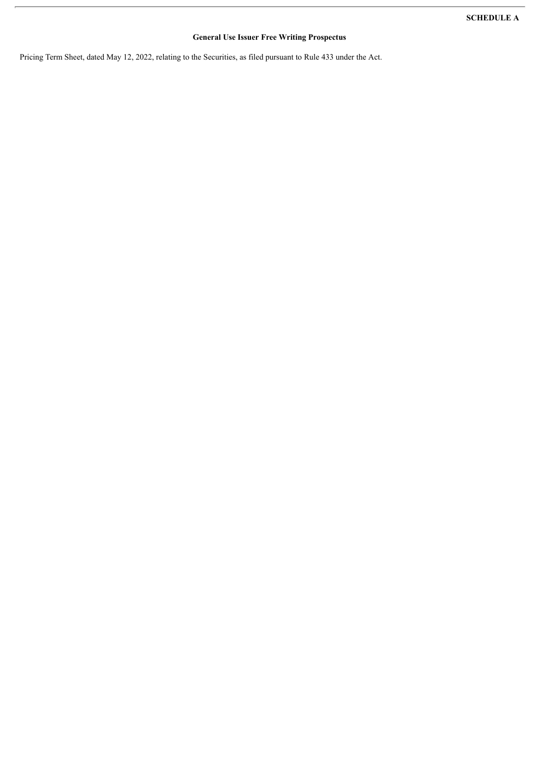**SCHEDULE A**

**General Use Issuer Free Writing Prospectus**

Pricing Term Sheet, dated May 12, 2022, relating to the Securities, as filed pursuant to Rule 433 under the Act.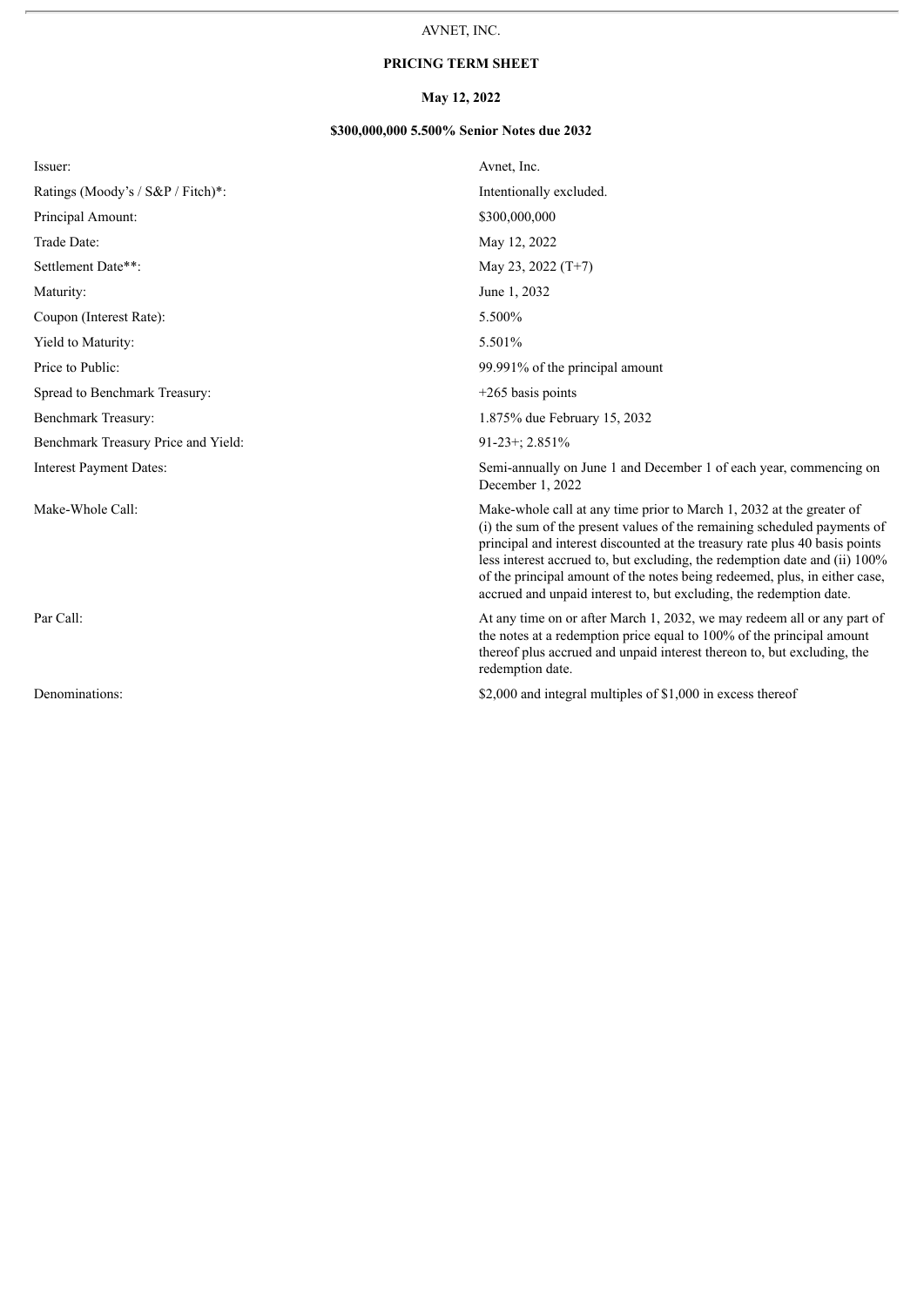AVNET, INC.

**PRICING TERM SHEET**

**May 12, 2022**

**$300,000,000 5.500% Senior Notes due 2032**

| | |
|---|---|
| Issuer: | Avnet, Inc. |
| Ratings (Moody's / S&P / Fitch)*: | Intentionally excluded. |
| Principal Amount: | $300,000,000 |
| Trade Date: | May 12, 2022 |
| Settlement Date**: | May 23, 2022 (T+7) |
| Maturity: | June 1, 2032 |
| Coupon (Interest Rate): | 5.500% |
| Yield to Maturity: | 5.501% |
| Price to Public: | 99.991% of the principal amount |
| Spread to Benchmark Treasury: | +265 basis points |
| Benchmark Treasury: | 1.875% due February 15, 2032 |
| Benchmark Treasury Price and Yield: | 91-23+; 2.851% |
| Interest Payment Dates: | Semi-annually on June 1 and December 1 of each year, commencing on December 1, 2022 |
| Make-Whole Call: | Make-whole call at any time prior to March 1, 2032 at the greater of (i) the sum of the present values of the remaining scheduled payments of principal and interest discounted at the treasury rate plus 40 basis points less interest accrued to, but excluding, the redemption date and (ii) 100% of the principal amount of the notes being redeemed, plus, in either case, accrued and unpaid interest to, but excluding, the redemption date. |
| Par Call: | At any time on or after March 1, 2032, we may redeem all or any part of the notes at a redemption price equal to 100% of the principal amount thereof plus accrued and unpaid interest thereon to, but excluding, the redemption date. |
| Denominations: | $2,000 and integral multiples of $1,000 in excess thereof |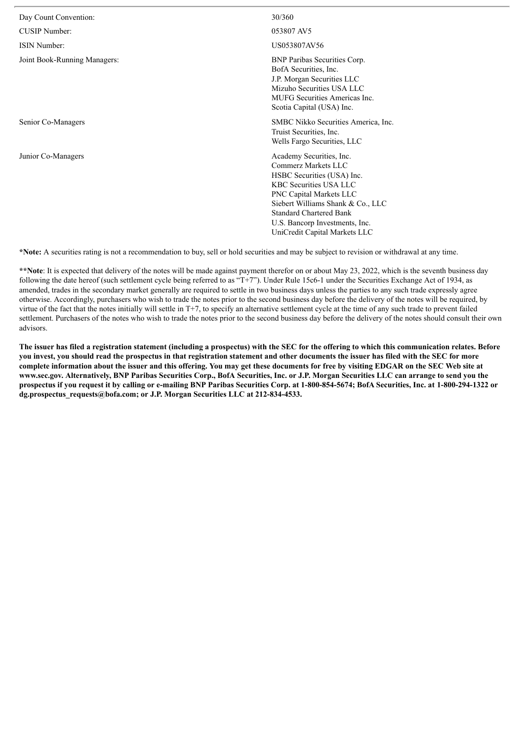| | |
|---|---|
| Day Count Convention: | 30/360 |
| CUSIP Number: | 053807 AV5 |
| ISIN Number: | US053807AV56 |
| Joint Book-Running Managers: | BNP Paribas Securities Corp.<br>BofA Securities, Inc.<br>J.P. Morgan Securities LLC<br>Mizuho Securities USA LLC<br>MUFG Securities Americas Inc.<br>Scotia Capital (USA) Inc. |
| Senior Co-Managers | SMBC Nikko Securities America, Inc.<br>Truist Securities, Inc.<br>Wells Fargo Securities, LLC |
| Junior Co-Managers | Academy Securities, Inc.<br>Commerz Markets LLC<br>HSBC Securities (USA) Inc.<br>KBC Securities USA LLC<br>PNC Capital Markets LLC<br>Siebert Williams Shank & Co., LLC<br>Standard Chartered Bank<br>U.S. Bancorp Investments, Inc.<br>UniCredit Capital Markets LLC |

***Note:** A securities rating is not a recommendation to buy, sell or hold securities and may be subject to revision or withdrawal at any time.

****Note**: It is expected that delivery of the notes will be made against payment therefor on or about May 23, 2022, which is the seventh business day following the date hereof (such settlement cycle being referred to as "T+7"). Under Rule 15c6-1 under the Securities Exchange Act of 1934, as amended, trades in the secondary market generally are required to settle in two business days unless the parties to any such trade expressly agree otherwise. Accordingly, purchasers who wish to trade the notes prior to the second business day before the delivery of the notes will be required, by virtue of the fact that the notes initially will settle in T+7, to specify an alternative settlement cycle at the time of any such trade to prevent failed settlement. Purchasers of the notes who wish to trade the notes prior to the second business day before the delivery of the notes should consult their own advisors.

**The issuer has filed a registration statement (including a prospectus) with the SEC for the offering to which this communication relates. Before you invest, you should read the prospectus in that registration statement and other documents the issuer has filed with the SEC for more complete information about the issuer and this offering. You may get these documents for free by visiting EDGAR on the SEC Web site at www.sec.gov. Alternatively, BNP Paribas Securities Corp., BofA Securities, Inc. or J.P. Morgan Securities LLC can arrange to send you the prospectus if you request it by calling or e-mailing BNP Paribas Securities Corp. at 1-800-854-5674; BofA Securities, Inc. at 1-800-294-1322 or dg.prospectus_requests@bofa.com; or J.P. Morgan Securities LLC at 212-834-4533.**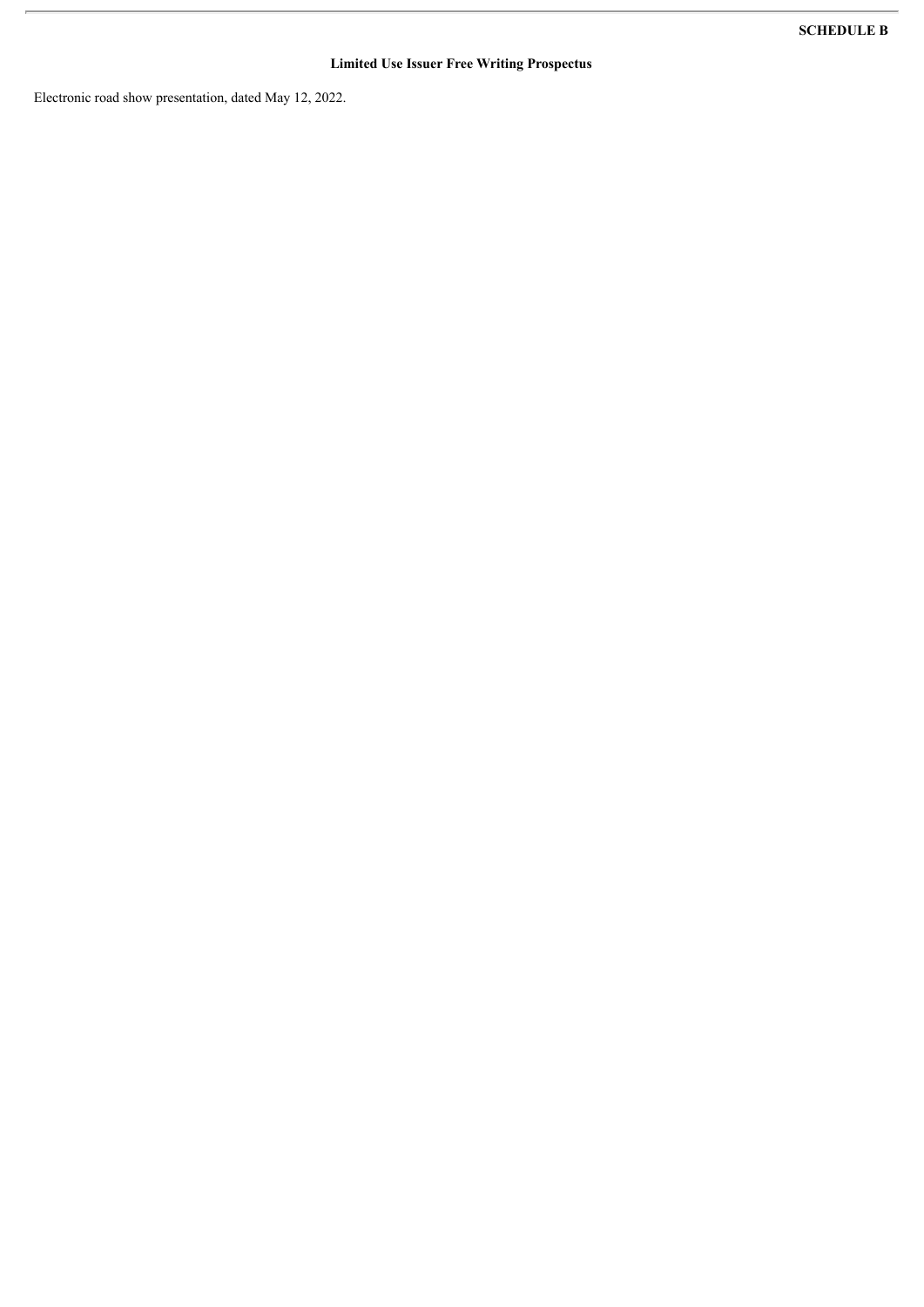**SCHEDULE B**

**Limited Use Issuer Free Writing Prospectus**

Electronic road show presentation, dated May 12, 2022.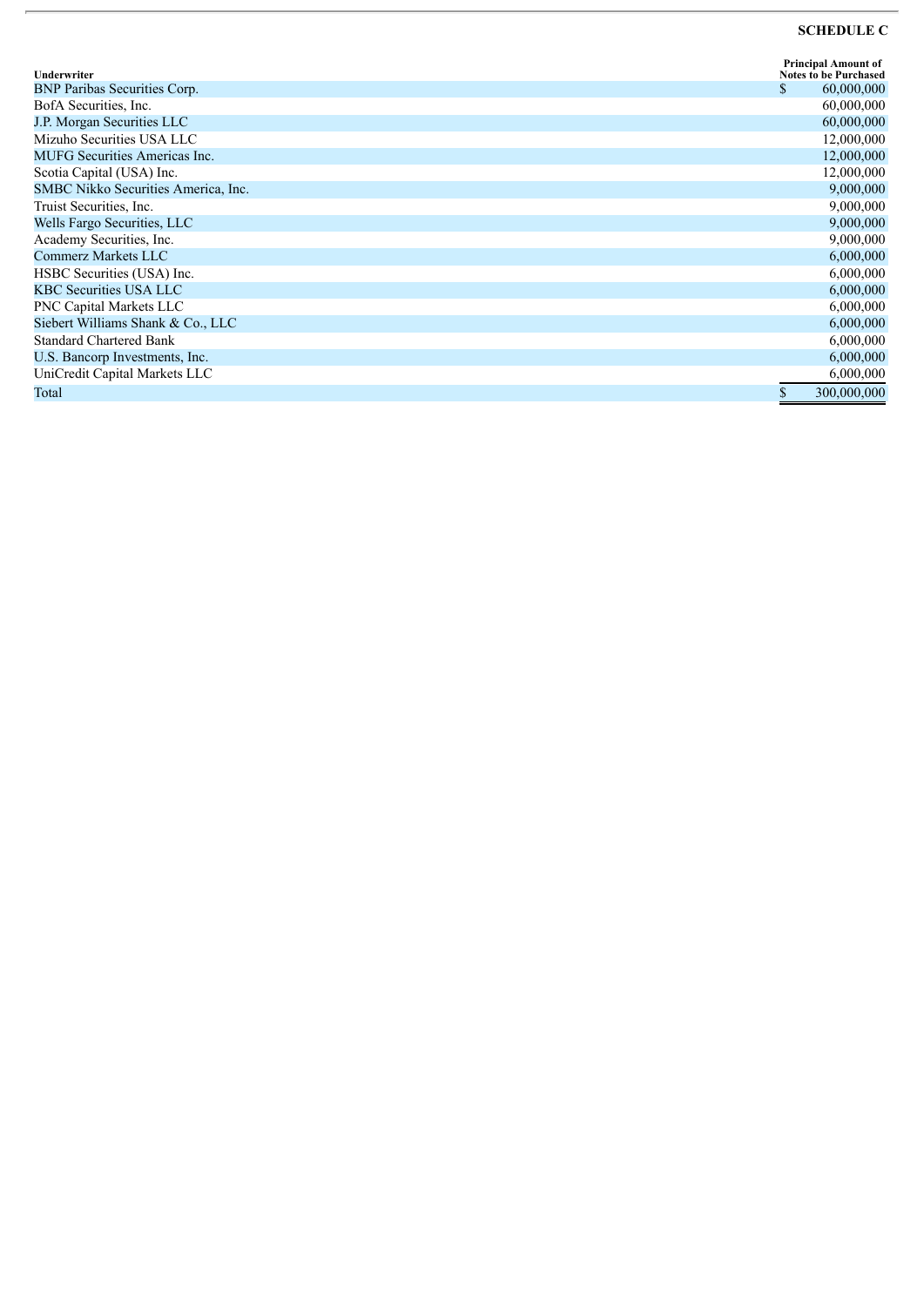**SCHEDULE C**

| Underwriter | Principal Amount of Notes to be Purchased |
|---|---|
| BNP Paribas Securities Corp. | $ 60,000,000 |
| BofA Securities, Inc. | 60,000,000 |
| J.P. Morgan Securities LLC | 60,000,000 |
| Mizuho Securities USA LLC | 12,000,000 |
| MUFG Securities Americas Inc. | 12,000,000 |
| Scotia Capital (USA) Inc. | 12,000,000 |
| SMBC Nikko Securities America, Inc. | 9,000,000 |
| Truist Securities, Inc. | 9,000,000 |
| Wells Fargo Securities, LLC | 9,000,000 |
| Academy Securities, Inc. | 9,000,000 |
| Commerz Markets LLC | 6,000,000 |
| HSBC Securities (USA) Inc. | 6,000,000 |
| KBC Securities USA LLC | 6,000,000 |
| PNC Capital Markets LLC | 6,000,000 |
| Siebert Williams Shank & Co., LLC | 6,000,000 |
| Standard Chartered Bank | 6,000,000 |
| U.S. Bancorp Investments, Inc. | 6,000,000 |
| UniCredit Capital Markets LLC | 6,000,000 |
| Total | $ 300,000,000 |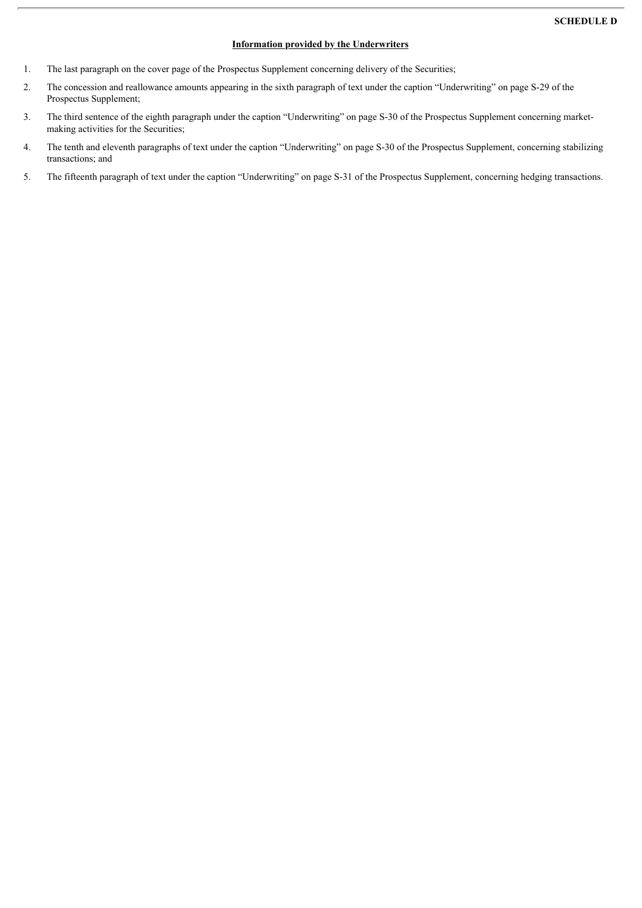**SCHEDULE D**

**Information provided by the Underwriters**

1. The last paragraph on the cover page of the Prospectus Supplement concerning delivery of the Securities;
2. The concession and reallowance amounts appearing in the sixth paragraph of text under the caption "Underwriting" on page S-29 of the Prospectus Supplement;
3. The third sentence of the eighth paragraph under the caption "Underwriting" on page S-30 of the Prospectus Supplement concerning market-making activities for the Securities;
4. The tenth and eleventh paragraphs of text under the caption "Underwriting" on page S-30 of the Prospectus Supplement, concerning stabilizing transactions; and
5. The fifteenth paragraph of text under the caption "Underwriting" on page S-31 of the Prospectus Supplement, concerning hedging transactions.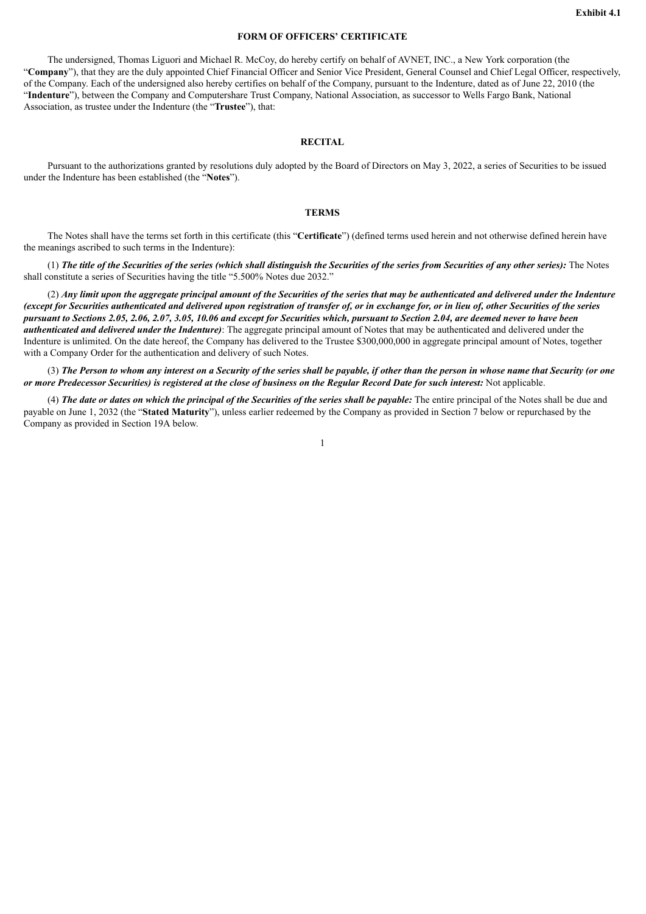Exhibit 4.1

## FORM OF OFFICERS' CERTIFICATE

The undersigned, Thomas Liguori and Michael R. McCoy, do hereby certify on behalf of AVNET, INC., a New York corporation (the "**Company**"), that they are the duly appointed Chief Financial Officer and Senior Vice President, General Counsel and Chief Legal Officer, respectively, of the Company. Each of the undersigned also hereby certifies on behalf of the Company, pursuant to the Indenture, dated as of June 22, 2010 (the "**Indenture**"), between the Company and Computershare Trust Company, National Association, as successor to Wells Fargo Bank, National Association, as trustee under the Indenture (the "**Trustee**"), that:

## RECITAL

Pursuant to the authorizations granted by resolutions duly adopted by the Board of Directors on May 3, 2022, a series of Securities to be issued under the Indenture has been established (the "**Notes**").

## TERMS

The Notes shall have the terms set forth in this certificate (this "**Certificate**") (defined terms used herein and not otherwise defined herein have the meanings ascribed to such terms in the Indenture):

(1) ***The title of the Securities of the series (which shall distinguish the Securities of the series from Securities of any other series):*** The Notes shall constitute a series of Securities having the title "5.500% Notes due 2032."

(2) ***Any limit upon the aggregate principal amount of the Securities of the series that may be authenticated and delivered under the Indenture (except for Securities authenticated and delivered upon registration of transfer of, or in exchange for, or in lieu of, other Securities of the series pursuant to Sections 2.05, 2.06, 2.07, 3.05, 10.06 and except for Securities which, pursuant to Section 2.04, are deemed never to have been authenticated and delivered under the Indenture)***: The aggregate principal amount of Notes that may be authenticated and delivered under the Indenture is unlimited. On the date hereof, the Company has delivered to the Trustee $300,000,000 in aggregate principal amount of Notes, together with a Company Order for the authentication and delivery of such Notes.

(3) ***The Person to whom any interest on a Security of the series shall be payable, if other than the person in whose name that Security (or one or more Predecessor Securities) is registered at the close of business on the Regular Record Date for such interest:*** Not applicable.

(4) ***The date or dates on which the principal of the Securities of the series shall be payable:*** The entire principal of the Notes shall be due and payable on June 1, 2032 (the "**Stated Maturity**"), unless earlier redeemed by the Company as provided in Section 7 below or repurchased by the Company as provided in Section 19A below.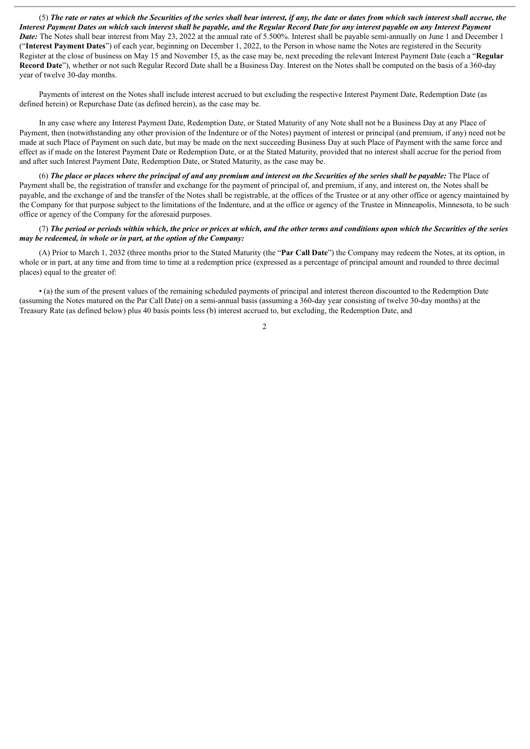(5) ***The rate or rates at which the Securities of the series shall bear interest, if any, the date or dates from which such interest shall accrue, the Interest Payment Dates on which such interest shall be payable, and the Regular Record Date for any interest payable on any Interest Payment Date:*** The Notes shall bear interest from May 23, 2022 at the annual rate of 5.500%. Interest shall be payable semi-annually on June 1 and December 1 ("**Interest Payment Dates**") of each year, beginning on December 1, 2022, to the Person in whose name the Notes are registered in the Security Register at the close of business on May 15 and November 15, as the case may be, next preceding the relevant Interest Payment Date (each a "**Regular Record Date**"), whether or not such Regular Record Date shall be a Business Day. Interest on the Notes shall be computed on the basis of a 360-day year of twelve 30-day months.

Payments of interest on the Notes shall include interest accrued to but excluding the respective Interest Payment Date, Redemption Date (as defined herein) or Repurchase Date (as defined herein), as the case may be.

In any case where any Interest Payment Date, Redemption Date, or Stated Maturity of any Note shall not be a Business Day at any Place of Payment, then (notwithstanding any other provision of the Indenture or of the Notes) payment of interest or principal (and premium, if any) need not be made at such Place of Payment on such date, but may be made on the next succeeding Business Day at such Place of Payment with the same force and effect as if made on the Interest Payment Date or Redemption Date, or at the Stated Maturity, provided that no interest shall accrue for the period from and after such Interest Payment Date, Redemption Date, or Stated Maturity, as the case may be.

(6) ***The place or places where the principal of and any premium and interest on the Securities of the series shall be payable:*** The Place of Payment shall be, the registration of transfer and exchange for the payment of principal of, and premium, if any, and interest on, the Notes shall be payable, and the exchange of and the transfer of the Notes shall be registrable, at the offices of the Trustee or at any other office or agency maintained by the Company for that purpose subject to the limitations of the Indenture, and at the office or agency of the Trustee in Minneapolis, Minnesota, to be such office or agency of the Company for the aforesaid purposes.

(7) ***The period or periods within which, the price or prices at which, and the other terms and conditions upon which the Securities of the series may be redeemed, in whole or in part, at the option of the Company:***

(A) Prior to March 1, 2032 (three months prior to the Stated Maturity (the "**Par Call Date**") the Company may redeem the Notes, at its option, in whole or in part, at any time and from time to time at a redemption price (expressed as a percentage of principal amount and rounded to three decimal places) equal to the greater of:

• (a) the sum of the present values of the remaining scheduled payments of principal and interest thereon discounted to the Redemption Date (assuming the Notes matured on the Par Call Date) on a semi-annual basis (assuming a 360-day year consisting of twelve 30-day months) at the Treasury Rate (as defined below) plus 40 basis points less (b) interest accrued to, but excluding, the Redemption Date, and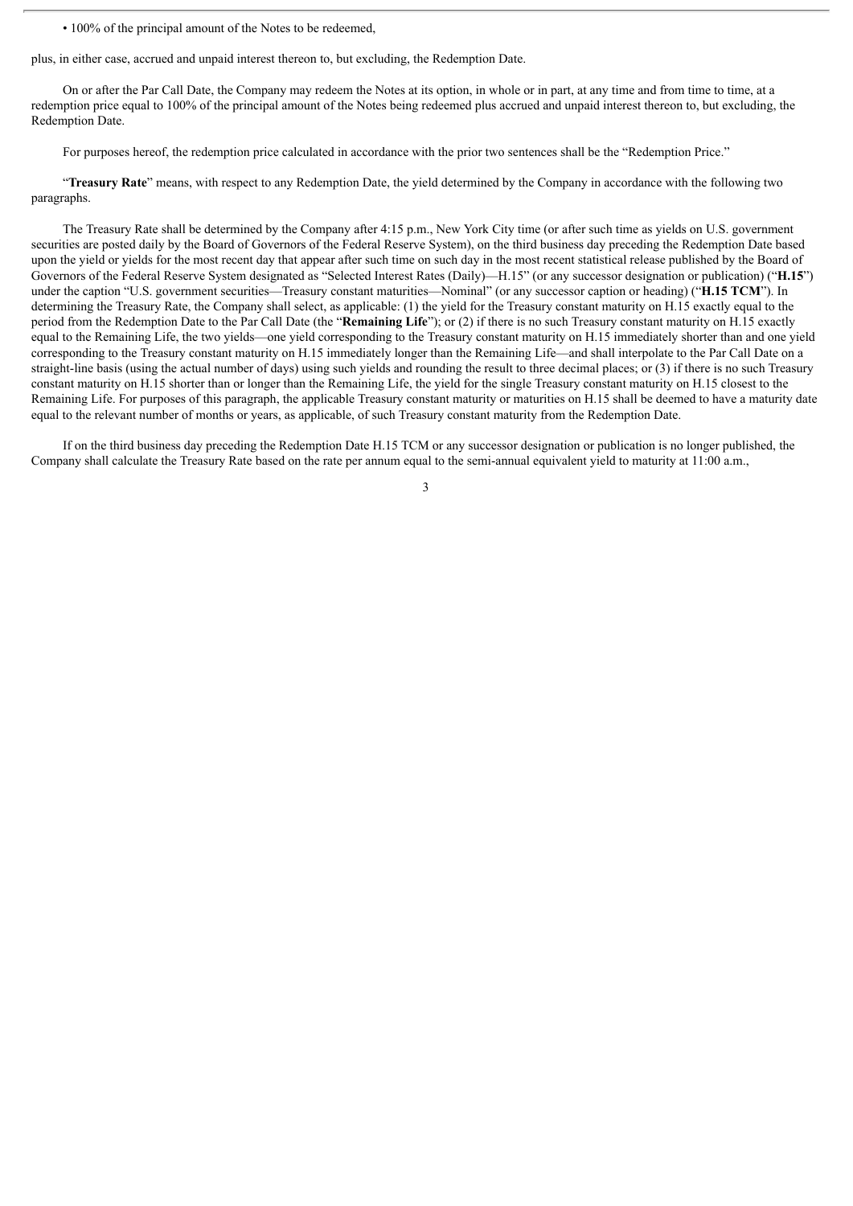- 100% of the principal amount of the Notes to be redeemed,

plus, in either case, accrued and unpaid interest thereon to, but excluding, the Redemption Date.

On or after the Par Call Date, the Company may redeem the Notes at its option, in whole or in part, at any time and from time to time, at a redemption price equal to 100% of the principal amount of the Notes being redeemed plus accrued and unpaid interest thereon to, but excluding, the Redemption Date.

For purposes hereof, the redemption price calculated in accordance with the prior two sentences shall be the "Redemption Price."

"**Treasury Rate**" means, with respect to any Redemption Date, the yield determined by the Company in accordance with the following two paragraphs.

The Treasury Rate shall be determined by the Company after 4:15 p.m., New York City time (or after such time as yields on U.S. government securities are posted daily by the Board of Governors of the Federal Reserve System), on the third business day preceding the Redemption Date based upon the yield or yields for the most recent day that appear after such time on such day in the most recent statistical release published by the Board of Governors of the Federal Reserve System designated as "Selected Interest Rates (Daily)—H.15" (or any successor designation or publication) ("**H.15**") under the caption "U.S. government securities—Treasury constant maturities—Nominal" (or any successor caption or heading) ("**H.15 TCM**"). In determining the Treasury Rate, the Company shall select, as applicable: (1) the yield for the Treasury constant maturity on H.15 exactly equal to the period from the Redemption Date to the Par Call Date (the "**Remaining Life**"); or (2) if there is no such Treasury constant maturity on H.15 exactly equal to the Remaining Life, the two yields—one yield corresponding to the Treasury constant maturity on H.15 immediately shorter than and one yield corresponding to the Treasury constant maturity on H.15 immediately longer than the Remaining Life—and shall interpolate to the Par Call Date on a straight-line basis (using the actual number of days) using such yields and rounding the result to three decimal places; or (3) if there is no such Treasury constant maturity on H.15 shorter than or longer than the Remaining Life, the yield for the single Treasury constant maturity on H.15 closest to the Remaining Life. For purposes of this paragraph, the applicable Treasury constant maturity or maturities on H.15 shall be deemed to have a maturity date equal to the relevant number of months or years, as applicable, of such Treasury constant maturity from the Redemption Date.

If on the third business day preceding the Redemption Date H.15 TCM or any successor designation or publication is no longer published, the Company shall calculate the Treasury Rate based on the rate per annum equal to the semi-annual equivalent yield to maturity at 11:00 a.m.,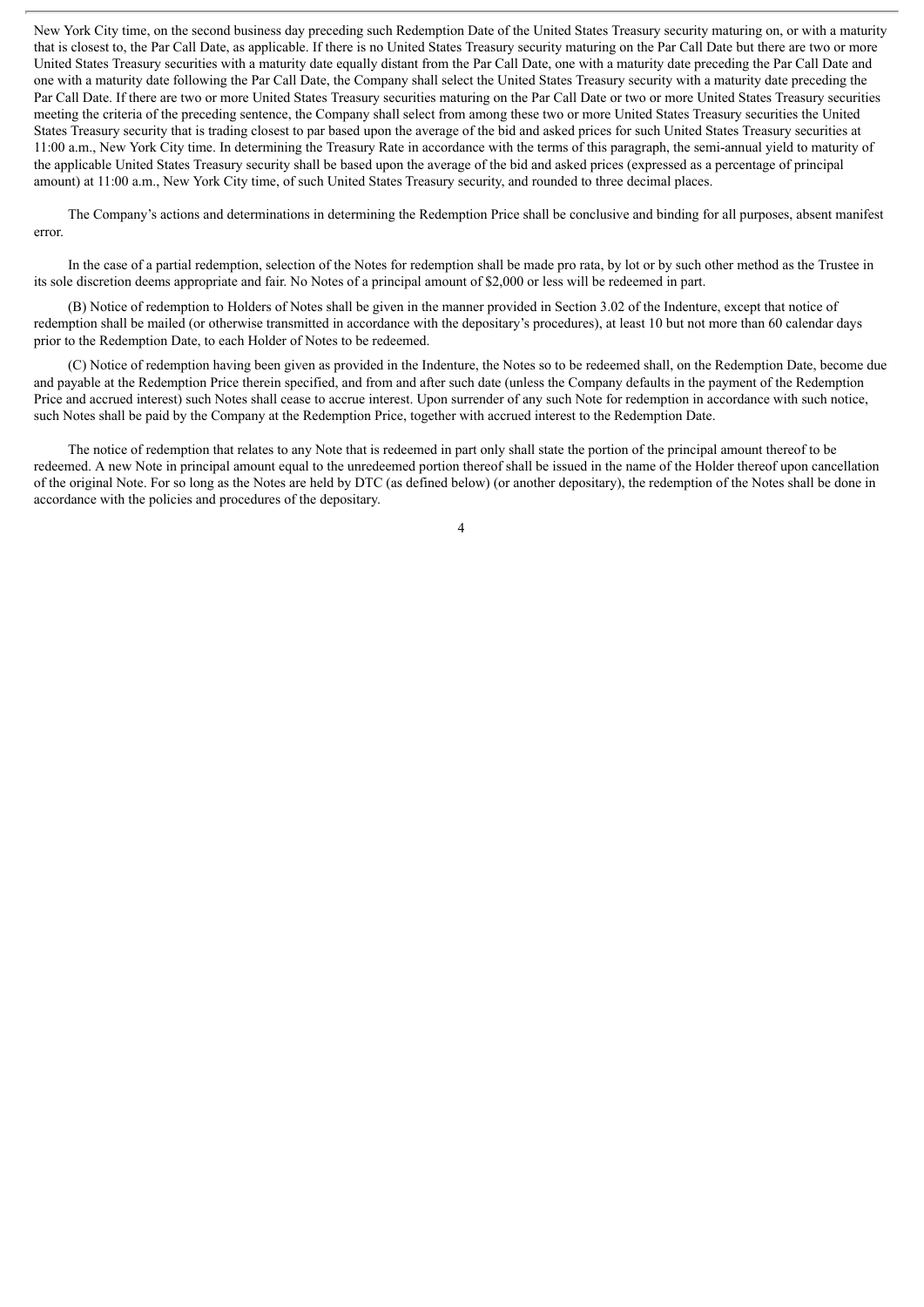New York City time, on the second business day preceding such Redemption Date of the United States Treasury security maturing on, or with a maturity that is closest to, the Par Call Date, as applicable. If there is no United States Treasury security maturing on the Par Call Date but there are two or more United States Treasury securities with a maturity date equally distant from the Par Call Date, one with a maturity date preceding the Par Call Date and one with a maturity date following the Par Call Date, the Company shall select the United States Treasury security with a maturity date preceding the Par Call Date. If there are two or more United States Treasury securities maturing on the Par Call Date or two or more United States Treasury securities meeting the criteria of the preceding sentence, the Company shall select from among these two or more United States Treasury securities the United States Treasury security that is trading closest to par based upon the average of the bid and asked prices for such United States Treasury securities at 11:00 a.m., New York City time. In determining the Treasury Rate in accordance with the terms of this paragraph, the semi-annual yield to maturity of the applicable United States Treasury security shall be based upon the average of the bid and asked prices (expressed as a percentage of principal amount) at 11:00 a.m., New York City time, of such United States Treasury security, and rounded to three decimal places.

The Company's actions and determinations in determining the Redemption Price shall be conclusive and binding for all purposes, absent manifest error.

In the case of a partial redemption, selection of the Notes for redemption shall be made pro rata, by lot or by such other method as the Trustee in its sole discretion deems appropriate and fair. No Notes of a principal amount of $2,000 or less will be redeemed in part.

(B) Notice of redemption to Holders of Notes shall be given in the manner provided in Section 3.02 of the Indenture, except that notice of redemption shall be mailed (or otherwise transmitted in accordance with the depositary's procedures), at least 10 but not more than 60 calendar days prior to the Redemption Date, to each Holder of Notes to be redeemed.

(C) Notice of redemption having been given as provided in the Indenture, the Notes so to be redeemed shall, on the Redemption Date, become due and payable at the Redemption Price therein specified, and from and after such date (unless the Company defaults in the payment of the Redemption Price and accrued interest) such Notes shall cease to accrue interest. Upon surrender of any such Note for redemption in accordance with such notice, such Notes shall be paid by the Company at the Redemption Price, together with accrued interest to the Redemption Date.

The notice of redemption that relates to any Note that is redeemed in part only shall state the portion of the principal amount thereof to be redeemed. A new Note in principal amount equal to the unredeemed portion thereof shall be issued in the name of the Holder thereof upon cancellation of the original Note. For so long as the Notes are held by DTC (as defined below) (or another depositary), the redemption of the Notes shall be done in accordance with the policies and procedures of the depositary.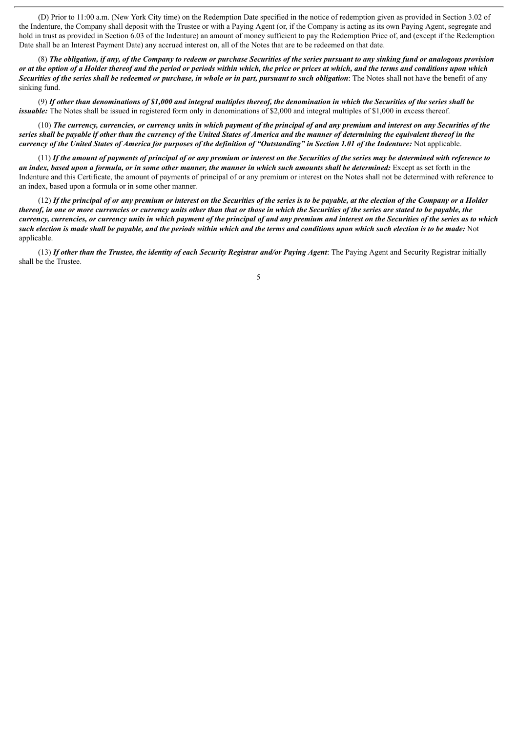(D) Prior to 11:00 a.m. (New York City time) on the Redemption Date specified in the notice of redemption given as provided in Section 3.02 of the Indenture, the Company shall deposit with the Trustee or with a Paying Agent (or, if the Company is acting as its own Paying Agent, segregate and hold in trust as provided in Section 6.03 of the Indenture) an amount of money sufficient to pay the Redemption Price of, and (except if the Redemption Date shall be an Interest Payment Date) any accrued interest on, all of the Notes that are to be redeemed on that date.

(8) ***The obligation, if any, of the Company to redeem or purchase Securities of the series pursuant to any sinking fund or analogous provision or at the option of a Holder thereof and the period or periods within which, the price or prices at which, and the terms and conditions upon which Securities of the series shall be redeemed or purchase, in whole or in part, pursuant to such obligation***: The Notes shall not have the benefit of any sinking fund.

(9) ***If other than denominations of $1,000 and integral multiples thereof, the denomination in which the Securities of the series shall be issuable:*** The Notes shall be issued in registered form only in denominations of $2,000 and integral multiples of $1,000 in excess thereof.

(10) ***The currency, currencies, or currency units in which payment of the principal of and any premium and interest on any Securities of the series shall be payable if other than the currency of the United States of America and the manner of determining the equivalent thereof in the currency of the United States of America for purposes of the definition of "Outstanding" in Section 1.01 of the Indenture:*** Not applicable.

(11) ***If the amount of payments of principal of or any premium or interest on the Securities of the series may be determined with reference to an index, based upon a formula, or in some other manner, the manner in which such amounts shall be determined:*** Except as set forth in the Indenture and this Certificate, the amount of payments of principal of or any premium or interest on the Notes shall not be determined with reference to an index, based upon a formula or in some other manner.

(12) ***If the principal of or any premium or interest on the Securities of the series is to be payable, at the election of the Company or a Holder thereof, in one or more currencies or currency units other than that or those in which the Securities of the series are stated to be payable, the currency, currencies, or currency units in which payment of the principal of and any premium and interest on the Securities of the series as to which such election is made shall be payable, and the periods within which and the terms and conditions upon which such election is to be made:*** Not applicable.

(13) ***If other than the Trustee, the identity of each Security Registrar and/or Paying Agent***: The Paying Agent and Security Registrar initially shall be the Trustee.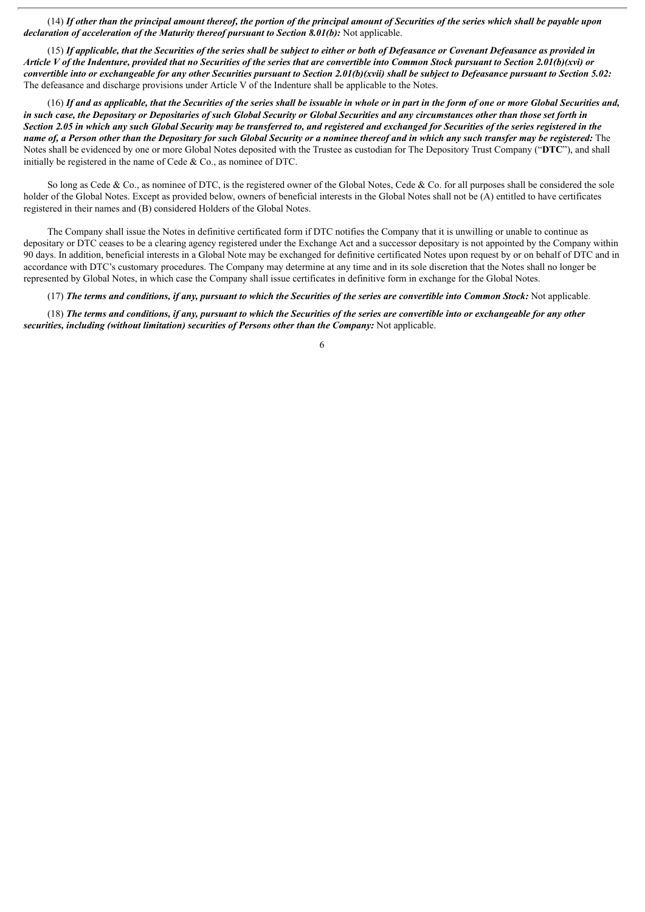(14) ***If other than the principal amount thereof, the portion of the principal amount of Securities of the series which shall be payable upon declaration of acceleration of the Maturity thereof pursuant to Section 8.01(b):*** Not applicable.

(15) ***If applicable, that the Securities of the series shall be subject to either or both of Defeasance or Covenant Defeasance as provided in Article V of the Indenture, provided that no Securities of the series that are convertible into Common Stock pursuant to Section 2.01(b)(xvi) or convertible into or exchangeable for any other Securities pursuant to Section 2.01(b)(xvii) shall be subject to Defeasance pursuant to Section 5.02:*** The defeasance and discharge provisions under Article V of the Indenture shall be applicable to the Notes.

(16) ***If and as applicable, that the Securities of the series shall be issuable in whole or in part in the form of one or more Global Securities and, in such case, the Depositary or Depositaries of such Global Security or Global Securities and any circumstances other than those set forth in Section 2.05 in which any such Global Security may be transferred to, and registered and exchanged for Securities of the series registered in the name of, a Person other than the Depositary for such Global Security or a nominee thereof and in which any such transfer may be registered:*** The Notes shall be evidenced by one or more Global Notes deposited with the Trustee as custodian for The Depository Trust Company ("**DTC**"), and shall initially be registered in the name of Cede & Co., as nominee of DTC.

So long as Cede & Co., as nominee of DTC, is the registered owner of the Global Notes, Cede & Co. for all purposes shall be considered the sole holder of the Global Notes. Except as provided below, owners of beneficial interests in the Global Notes shall not be (A) entitled to have certificates registered in their names and (B) considered Holders of the Global Notes.

The Company shall issue the Notes in definitive certificated form if DTC notifies the Company that it is unwilling or unable to continue as depositary or DTC ceases to be a clearing agency registered under the Exchange Act and a successor depositary is not appointed by the Company within 90 days. In addition, beneficial interests in a Global Note may be exchanged for definitive certificated Notes upon request by or on behalf of DTC and in accordance with DTC's customary procedures. The Company may determine at any time and in its sole discretion that the Notes shall no longer be represented by Global Notes, in which case the Company shall issue certificates in definitive form in exchange for the Global Notes.

(17) ***The terms and conditions, if any, pursuant to which the Securities of the series are convertible into Common Stock:*** Not applicable.

(18) ***The terms and conditions, if any, pursuant to which the Securities of the series are convertible into or exchangeable for any other securities, including (without limitation) securities of Persons other than the Company:*** Not applicable.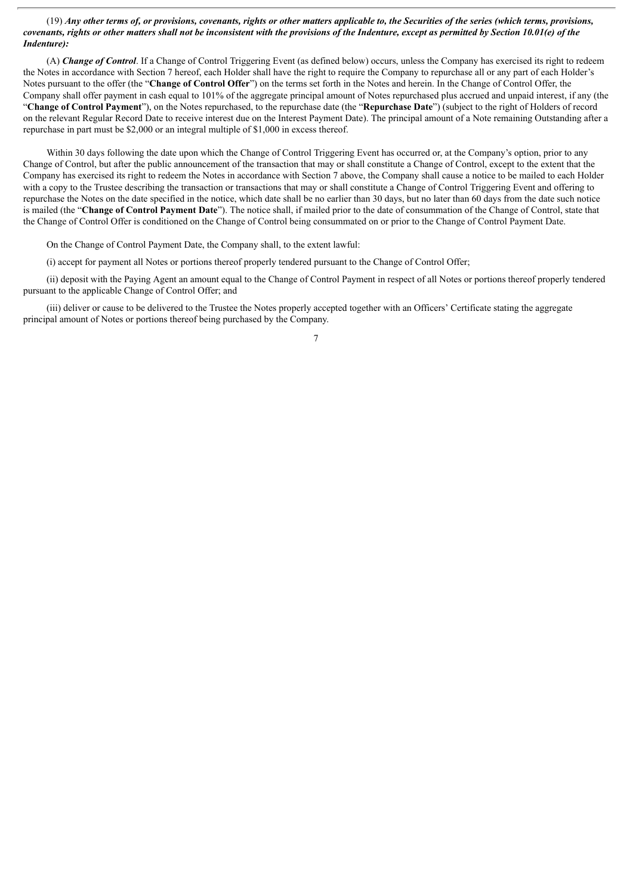(19) ***Any other terms of, or provisions, covenants, rights or other matters applicable to, the Securities of the series (which terms, provisions, covenants, rights or other matters shall not be inconsistent with the provisions of the Indenture, except as permitted by Section 10.01(e) of the Indenture):***

(A) ***Change of Control***. If a Change of Control Triggering Event (as defined below) occurs, unless the Company has exercised its right to redeem the Notes in accordance with Section 7 hereof, each Holder shall have the right to require the Company to repurchase all or any part of each Holder's Notes pursuant to the offer (the "**Change of Control Offer**") on the terms set forth in the Notes and herein. In the Change of Control Offer, the Company shall offer payment in cash equal to 101% of the aggregate principal amount of Notes repurchased plus accrued and unpaid interest, if any (the "**Change of Control Payment**"), on the Notes repurchased, to the repurchase date (the "**Repurchase Date**") (subject to the right of Holders of record on the relevant Regular Record Date to receive interest due on the Interest Payment Date). The principal amount of a Note remaining Outstanding after a repurchase in part must be $2,000 or an integral multiple of $1,000 in excess thereof.

Within 30 days following the date upon which the Change of Control Triggering Event has occurred or, at the Company's option, prior to any Change of Control, but after the public announcement of the transaction that may or shall constitute a Change of Control, except to the extent that the Company has exercised its right to redeem the Notes in accordance with Section 7 above, the Company shall cause a notice to be mailed to each Holder with a copy to the Trustee describing the transaction or transactions that may or shall constitute a Change of Control Triggering Event and offering to repurchase the Notes on the date specified in the notice, which date shall be no earlier than 30 days, but no later than 60 days from the date such notice is mailed (the "**Change of Control Payment Date**"). The notice shall, if mailed prior to the date of consummation of the Change of Control, state that the Change of Control Offer is conditioned on the Change of Control being consummated on or prior to the Change of Control Payment Date.

On the Change of Control Payment Date, the Company shall, to the extent lawful:

(i) accept for payment all Notes or portions thereof properly tendered pursuant to the Change of Control Offer;

(ii) deposit with the Paying Agent an amount equal to the Change of Control Payment in respect of all Notes or portions thereof properly tendered pursuant to the applicable Change of Control Offer; and

(iii) deliver or cause to be delivered to the Trustee the Notes properly accepted together with an Officers' Certificate stating the aggregate principal amount of Notes or portions thereof being purchased by the Company.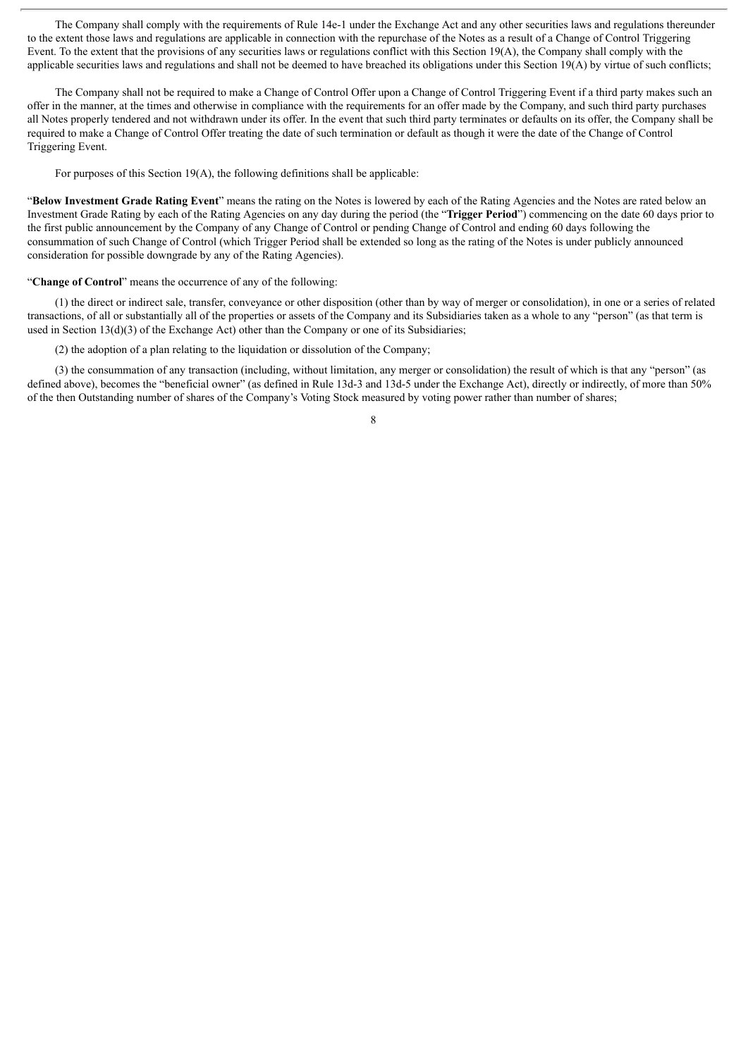The Company shall comply with the requirements of Rule 14e-1 under the Exchange Act and any other securities laws and regulations thereunder to the extent those laws and regulations are applicable in connection with the repurchase of the Notes as a result of a Change of Control Triggering Event. To the extent that the provisions of any securities laws or regulations conflict with this Section 19(A), the Company shall comply with the applicable securities laws and regulations and shall not be deemed to have breached its obligations under this Section 19(A) by virtue of such conflicts;

The Company shall not be required to make a Change of Control Offer upon a Change of Control Triggering Event if a third party makes such an offer in the manner, at the times and otherwise in compliance with the requirements for an offer made by the Company, and such third party purchases all Notes properly tendered and not withdrawn under its offer. In the event that such third party terminates or defaults on its offer, the Company shall be required to make a Change of Control Offer treating the date of such termination or default as though it were the date of the Change of Control Triggering Event.

For purposes of this Section 19(A), the following definitions shall be applicable:

"**Below Investment Grade Rating Event**" means the rating on the Notes is lowered by each of the Rating Agencies and the Notes are rated below an Investment Grade Rating by each of the Rating Agencies on any day during the period (the "**Trigger Period**") commencing on the date 60 days prior to the first public announcement by the Company of any Change of Control or pending Change of Control and ending 60 days following the consummation of such Change of Control (which Trigger Period shall be extended so long as the rating of the Notes is under publicly announced consideration for possible downgrade by any of the Rating Agencies).

"**Change of Control**" means the occurrence of any of the following:

(1) the direct or indirect sale, transfer, conveyance or other disposition (other than by way of merger or consolidation), in one or a series of related transactions, of all or substantially all of the properties or assets of the Company and its Subsidiaries taken as a whole to any "person" (as that term is used in Section 13(d)(3) of the Exchange Act) other than the Company or one of its Subsidiaries;

(2) the adoption of a plan relating to the liquidation or dissolution of the Company;

(3) the consummation of any transaction (including, without limitation, any merger or consolidation) the result of which is that any "person" (as defined above), becomes the "beneficial owner" (as defined in Rule 13d-3 and 13d-5 under the Exchange Act), directly or indirectly, of more than 50% of the then Outstanding number of shares of the Company's Voting Stock measured by voting power rather than number of shares;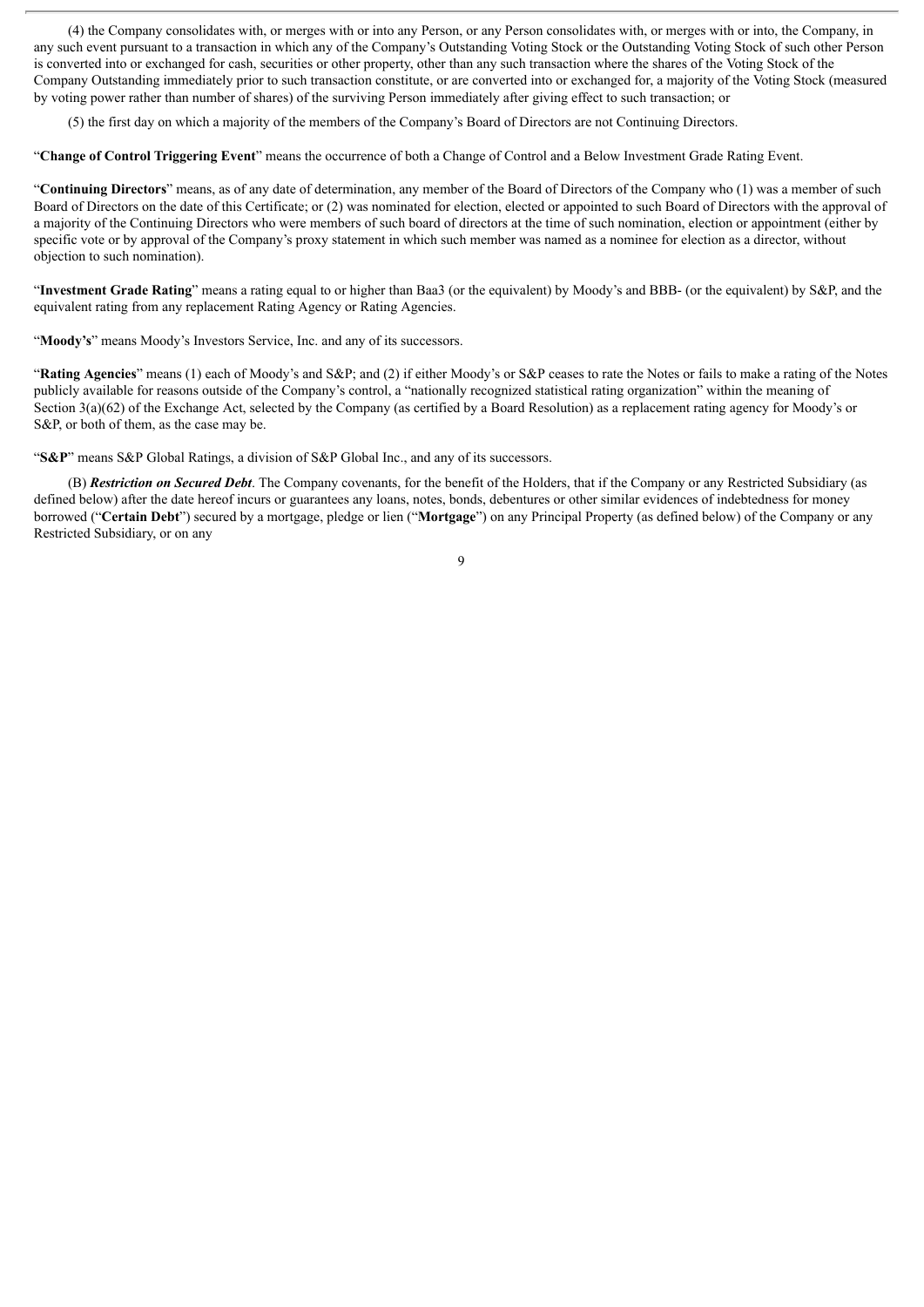(4) the Company consolidates with, or merges with or into any Person, or any Person consolidates with, or merges with or into, the Company, in any such event pursuant to a transaction in which any of the Company's Outstanding Voting Stock or the Outstanding Voting Stock of such other Person is converted into or exchanged for cash, securities or other property, other than any such transaction where the shares of the Voting Stock of the Company Outstanding immediately prior to such transaction constitute, or are converted into or exchanged for, a majority of the Voting Stock (measured by voting power rather than number of shares) of the surviving Person immediately after giving effect to such transaction; or

(5) the first day on which a majority of the members of the Company's Board of Directors are not Continuing Directors.

"**Change of Control Triggering Event**" means the occurrence of both a Change of Control and a Below Investment Grade Rating Event.

"**Continuing Directors**" means, as of any date of determination, any member of the Board of Directors of the Company who (1) was a member of such Board of Directors on the date of this Certificate; or (2) was nominated for election, elected or appointed to such Board of Directors with the approval of a majority of the Continuing Directors who were members of such board of directors at the time of such nomination, election or appointment (either by specific vote or by approval of the Company's proxy statement in which such member was named as a nominee for election as a director, without objection to such nomination).

"**Investment Grade Rating**" means a rating equal to or higher than Baa3 (or the equivalent) by Moody's and BBB- (or the equivalent) by S&P, and the equivalent rating from any replacement Rating Agency or Rating Agencies.

"**Moody's**" means Moody's Investors Service, Inc. and any of its successors.

"**Rating Agencies**" means (1) each of Moody's and S&P; and (2) if either Moody's or S&P ceases to rate the Notes or fails to make a rating of the Notes publicly available for reasons outside of the Company's control, a "nationally recognized statistical rating organization" within the meaning of Section 3(a)(62) of the Exchange Act, selected by the Company (as certified by a Board Resolution) as a replacement rating agency for Moody's or S&P, or both of them, as the case may be.

"**S&P**" means S&P Global Ratings, a division of S&P Global Inc., and any of its successors.

(B) ***Restriction on Secured Debt***. The Company covenants, for the benefit of the Holders, that if the Company or any Restricted Subsidiary (as defined below) after the date hereof incurs or guarantees any loans, notes, bonds, debentures or other similar evidences of indebtedness for money borrowed ("**Certain Debt**") secured by a mortgage, pledge or lien ("**Mortgage**") on any Principal Property (as defined below) of the Company or any Restricted Subsidiary, or on any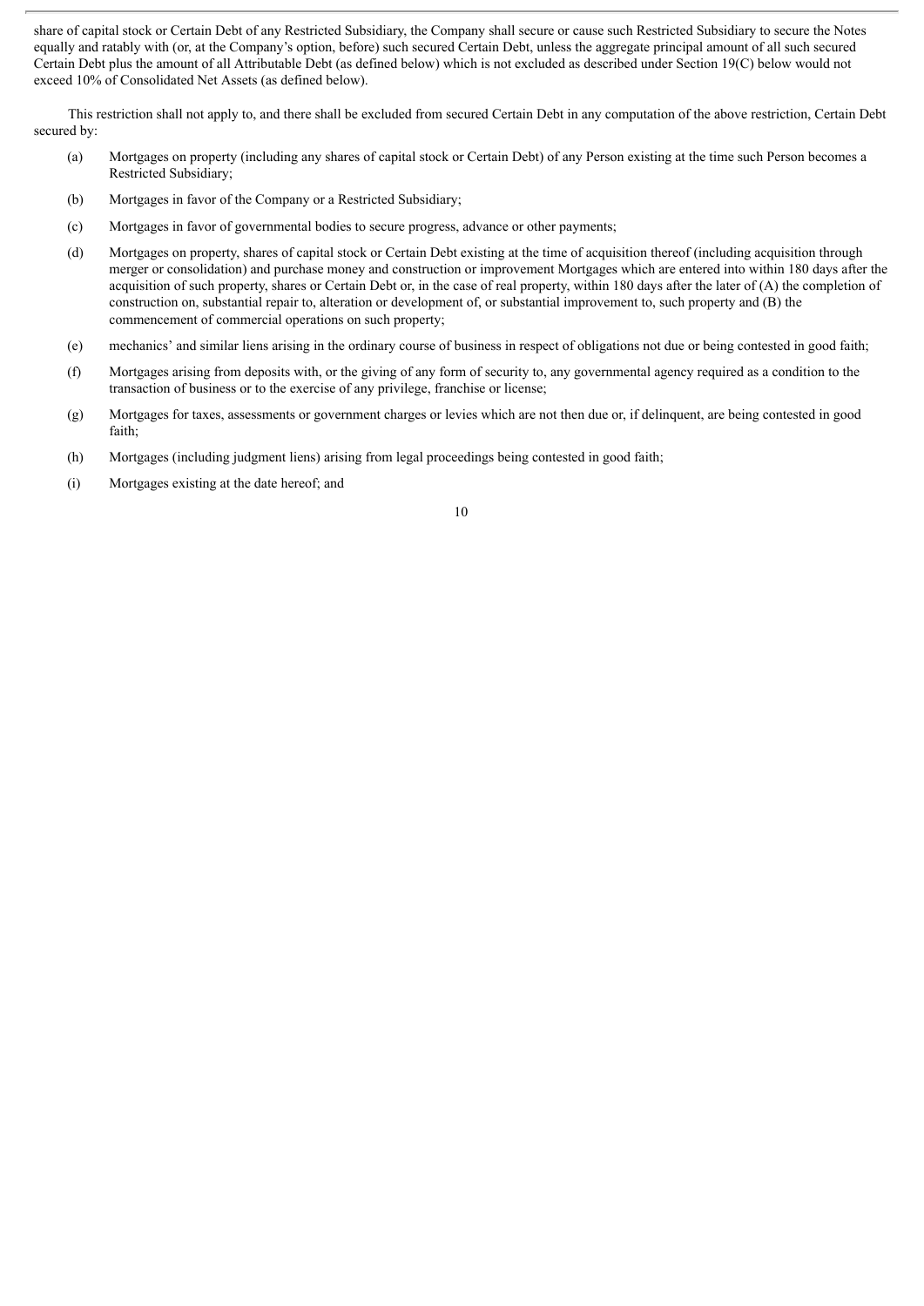share of capital stock or Certain Debt of any Restricted Subsidiary, the Company shall secure or cause such Restricted Subsidiary to secure the Notes equally and ratably with (or, at the Company's option, before) such secured Certain Debt, unless the aggregate principal amount of all such secured Certain Debt plus the amount of all Attributable Debt (as defined below) which is not excluded as described under Section 19(C) below would not exceed 10% of Consolidated Net Assets (as defined below).

This restriction shall not apply to, and there shall be excluded from secured Certain Debt in any computation of the above restriction, Certain Debt secured by:

(a) Mortgages on property (including any shares of capital stock or Certain Debt) of any Person existing at the time such Person becomes a Restricted Subsidiary;

(b) Mortgages in favor of the Company or a Restricted Subsidiary;

(c) Mortgages in favor of governmental bodies to secure progress, advance or other payments;

(d) Mortgages on property, shares of capital stock or Certain Debt existing at the time of acquisition thereof (including acquisition through merger or consolidation) and purchase money and construction or improvement Mortgages which are entered into within 180 days after the acquisition of such property, shares or Certain Debt or, in the case of real property, within 180 days after the later of (A) the completion of construction on, substantial repair to, alteration or development of, or substantial improvement to, such property and (B) the commencement of commercial operations on such property;

(e) mechanics' and similar liens arising in the ordinary course of business in respect of obligations not due or being contested in good faith;

(f) Mortgages arising from deposits with, or the giving of any form of security to, any governmental agency required as a condition to the transaction of business or to the exercise of any privilege, franchise or license;

(g) Mortgages for taxes, assessments or government charges or levies which are not then due or, if delinquent, are being contested in good faith;

(h) Mortgages (including judgment liens) arising from legal proceedings being contested in good faith;

(i) Mortgages existing at the date hereof; and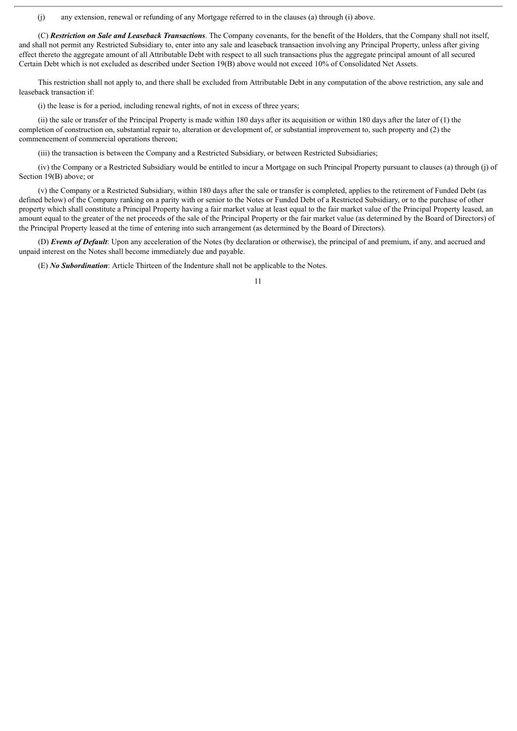(j) any extension, renewal or refunding of any Mortgage referred to in the clauses (a) through (i) above.

(C) ***Restriction on Sale and Leaseback Transactions***. The Company covenants, for the benefit of the Holders, that the Company shall not itself, and shall not permit any Restricted Subsidiary to, enter into any sale and leaseback transaction involving any Principal Property, unless after giving effect thereto the aggregate amount of all Attributable Debt with respect to all such transactions plus the aggregate principal amount of all secured Certain Debt which is not excluded as described under Section 19(B) above would not exceed 10% of Consolidated Net Assets.

This restriction shall not apply to, and there shall be excluded from Attributable Debt in any computation of the above restriction, any sale and leaseback transaction if:

(i) the lease is for a period, including renewal rights, of not in excess of three years;

(ii) the sale or transfer of the Principal Property is made within 180 days after its acquisition or within 180 days after the later of (1) the completion of construction on, substantial repair to, alteration or development of, or substantial improvement to, such property and (2) the commencement of commercial operations thereon;

(iii) the transaction is between the Company and a Restricted Subsidiary, or between Restricted Subsidiaries;

(iv) the Company or a Restricted Subsidiary would be entitled to incur a Mortgage on such Principal Property pursuant to clauses (a) through (j) of Section 19(B) above; or

(v) the Company or a Restricted Subsidiary, within 180 days after the sale or transfer is completed, applies to the retirement of Funded Debt (as defined below) of the Company ranking on a parity with or senior to the Notes or Funded Debt of a Restricted Subsidiary, or to the purchase of other property which shall constitute a Principal Property having a fair market value at least equal to the fair market value of the Principal Property leased, an amount equal to the greater of the net proceeds of the sale of the Principal Property or the fair market value (as determined by the Board of Directors) of the Principal Property leased at the time of entering into such arrangement (as determined by the Board of Directors).

(D) ***Events of Default***: Upon any acceleration of the Notes (by declaration or otherwise), the principal of and premium, if any, and accrued and unpaid interest on the Notes shall become immediately due and payable.

(E) ***No Subordination***: Article Thirteen of the Indenture shall not be applicable to the Notes.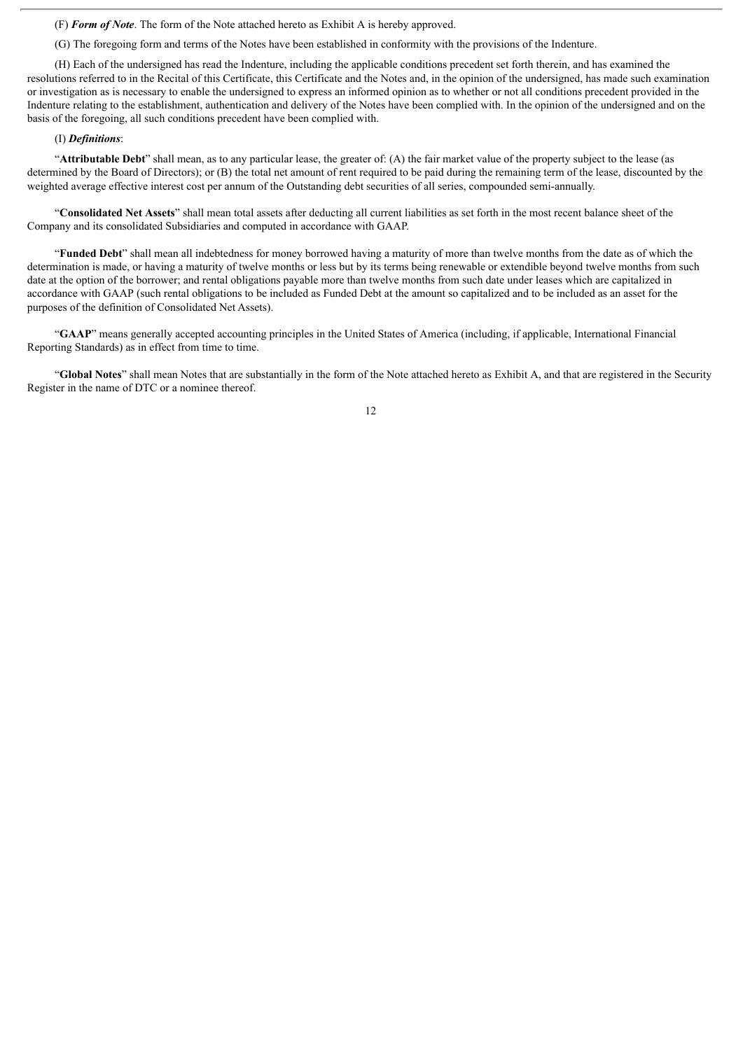(F) ***Form of Note***. The form of the Note attached hereto as Exhibit A is hereby approved.

(G) The foregoing form and terms of the Notes have been established in conformity with the provisions of the Indenture.

(H) Each of the undersigned has read the Indenture, including the applicable conditions precedent set forth therein, and has examined the resolutions referred to in the Recital of this Certificate, this Certificate and the Notes and, in the opinion of the undersigned, has made such examination or investigation as is necessary to enable the undersigned to express an informed opinion as to whether or not all conditions precedent provided in the Indenture relating to the establishment, authentication and delivery of the Notes have been complied with. In the opinion of the undersigned and on the basis of the foregoing, all such conditions precedent have been complied with.

(I) ***Definitions***:

"**Attributable Debt**" shall mean, as to any particular lease, the greater of: (A) the fair market value of the property subject to the lease (as determined by the Board of Directors); or (B) the total net amount of rent required to be paid during the remaining term of the lease, discounted by the weighted average effective interest cost per annum of the Outstanding debt securities of all series, compounded semi-annually.

"**Consolidated Net Assets**" shall mean total assets after deducting all current liabilities as set forth in the most recent balance sheet of the Company and its consolidated Subsidiaries and computed in accordance with GAAP.

"**Funded Debt**" shall mean all indebtedness for money borrowed having a maturity of more than twelve months from the date as of which the determination is made, or having a maturity of twelve months or less but by its terms being renewable or extendible beyond twelve months from such date at the option of the borrower; and rental obligations payable more than twelve months from such date under leases which are capitalized in accordance with GAAP (such rental obligations to be included as Funded Debt at the amount so capitalized and to be included as an asset for the purposes of the definition of Consolidated Net Assets).

"**GAAP**" means generally accepted accounting principles in the United States of America (including, if applicable, International Financial Reporting Standards) as in effect from time to time.

"**Global Notes**" shall mean Notes that are substantially in the form of the Note attached hereto as Exhibit A, and that are registered in the Security Register in the name of DTC or a nominee thereof.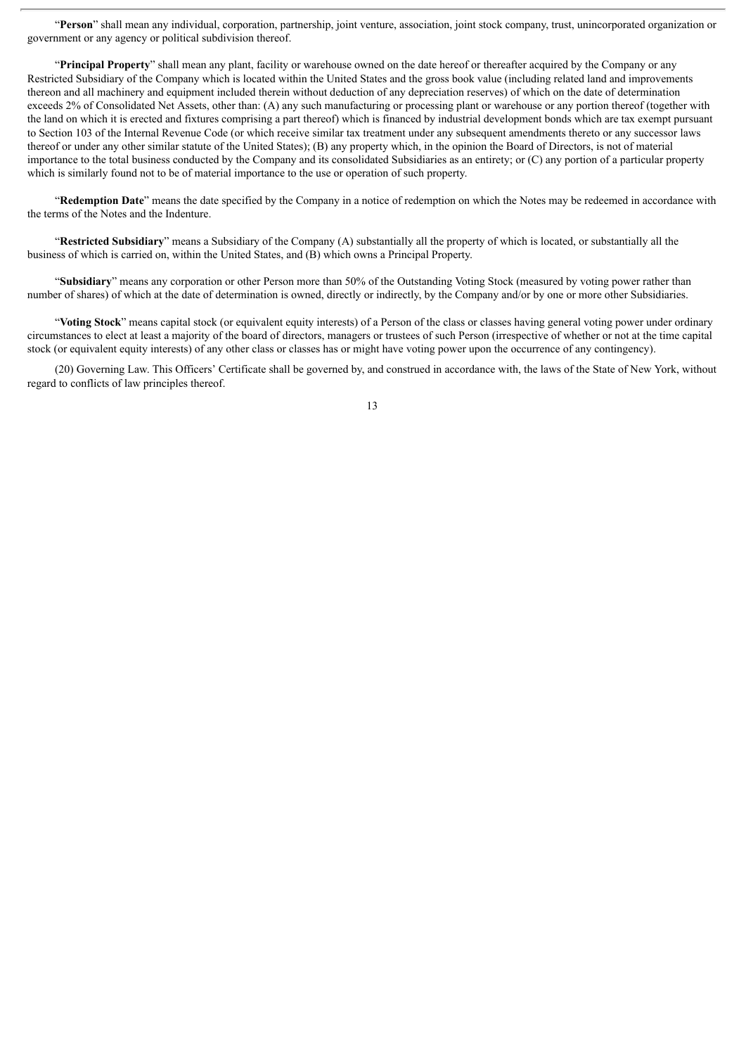"**Person**" shall mean any individual, corporation, partnership, joint venture, association, joint stock company, trust, unincorporated organization or government or any agency or political subdivision thereof.

"**Principal Property**" shall mean any plant, facility or warehouse owned on the date hereof or thereafter acquired by the Company or any Restricted Subsidiary of the Company which is located within the United States and the gross book value (including related land and improvements thereon and all machinery and equipment included therein without deduction of any depreciation reserves) of which on the date of determination exceeds 2% of Consolidated Net Assets, other than: (A) any such manufacturing or processing plant or warehouse or any portion thereof (together with the land on which it is erected and fixtures comprising a part thereof) which is financed by industrial development bonds which are tax exempt pursuant to Section 103 of the Internal Revenue Code (or which receive similar tax treatment under any subsequent amendments thereto or any successor laws thereof or under any other similar statute of the United States); (B) any property which, in the opinion the Board of Directors, is not of material importance to the total business conducted by the Company and its consolidated Subsidiaries as an entirety; or (C) any portion of a particular property which is similarly found not to be of material importance to the use or operation of such property.

"**Redemption Date**" means the date specified by the Company in a notice of redemption on which the Notes may be redeemed in accordance with the terms of the Notes and the Indenture.

"**Restricted Subsidiary**" means a Subsidiary of the Company (A) substantially all the property of which is located, or substantially all the business of which is carried on, within the United States, and (B) which owns a Principal Property.

"**Subsidiary**" means any corporation or other Person more than 50% of the Outstanding Voting Stock (measured by voting power rather than number of shares) of which at the date of determination is owned, directly or indirectly, by the Company and/or by one or more other Subsidiaries.

"**Voting Stock**" means capital stock (or equivalent equity interests) of a Person of the class or classes having general voting power under ordinary circumstances to elect at least a majority of the board of directors, managers or trustees of such Person (irrespective of whether or not at the time capital stock (or equivalent equity interests) of any other class or classes has or might have voting power upon the occurrence of any contingency).

(20) Governing Law. This Officers' Certificate shall be governed by, and construed in accordance with, the laws of the State of New York, without regard to conflicts of law principles thereof.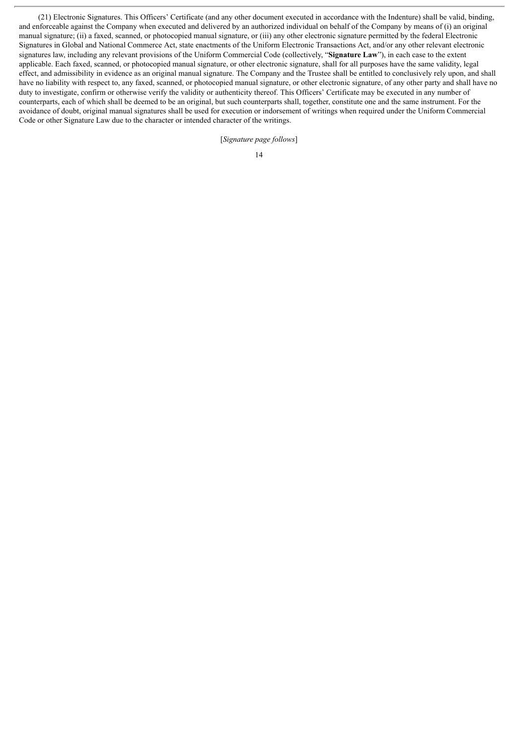(21) Electronic Signatures. This Officers' Certificate (and any other document executed in accordance with the Indenture) shall be valid, binding, and enforceable against the Company when executed and delivered by an authorized individual on behalf of the Company by means of (i) an original manual signature; (ii) a faxed, scanned, or photocopied manual signature, or (iii) any other electronic signature permitted by the federal Electronic Signatures in Global and National Commerce Act, state enactments of the Uniform Electronic Transactions Act, and/or any other relevant electronic signatures law, including any relevant provisions of the Uniform Commercial Code (collectively, "**Signature Law**"), in each case to the extent applicable. Each faxed, scanned, or photocopied manual signature, or other electronic signature, shall for all purposes have the same validity, legal effect, and admissibility in evidence as an original manual signature. The Company and the Trustee shall be entitled to conclusively rely upon, and shall have no liability with respect to, any faxed, scanned, or photocopied manual signature, or other electronic signature, of any other party and shall have no duty to investigate, confirm or otherwise verify the validity or authenticity thereof. This Officers' Certificate may be executed in any number of counterparts, each of which shall be deemed to be an original, but such counterparts shall, together, constitute one and the same instrument. For the avoidance of doubt, original manual signatures shall be used for execution or indorsement of writings when required under the Uniform Commercial Code or other Signature Law due to the character or intended character of the writings.

[*Signature page follows*]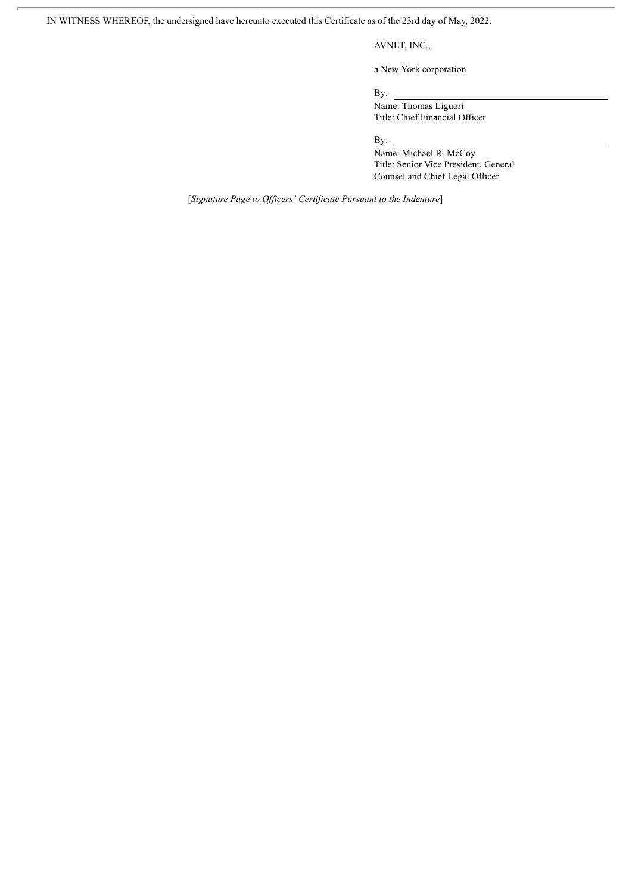IN WITNESS WHEREOF, the undersigned have hereunto executed this Certificate as of the 23rd day of May, 2022.

AVNET, INC.,

a New York corporation

By: \_\_\_\_\_\_\_\_\_\_\_\_\_\_\_\_\_\_\_\_\_\_\_\_\_\_\_\_\_\_
Name: Thomas Liguori
Title: Chief Financial Officer

By: \_\_\_\_\_\_\_\_\_\_\_\_\_\_\_\_\_\_\_\_\_\_\_\_\_\_\_\_\_\_
Name: Michael R. McCoy
Title: Senior Vice President, General Counsel and Chief Legal Officer

[*Signature Page to Officers' Certificate Pursuant to the Indenture*]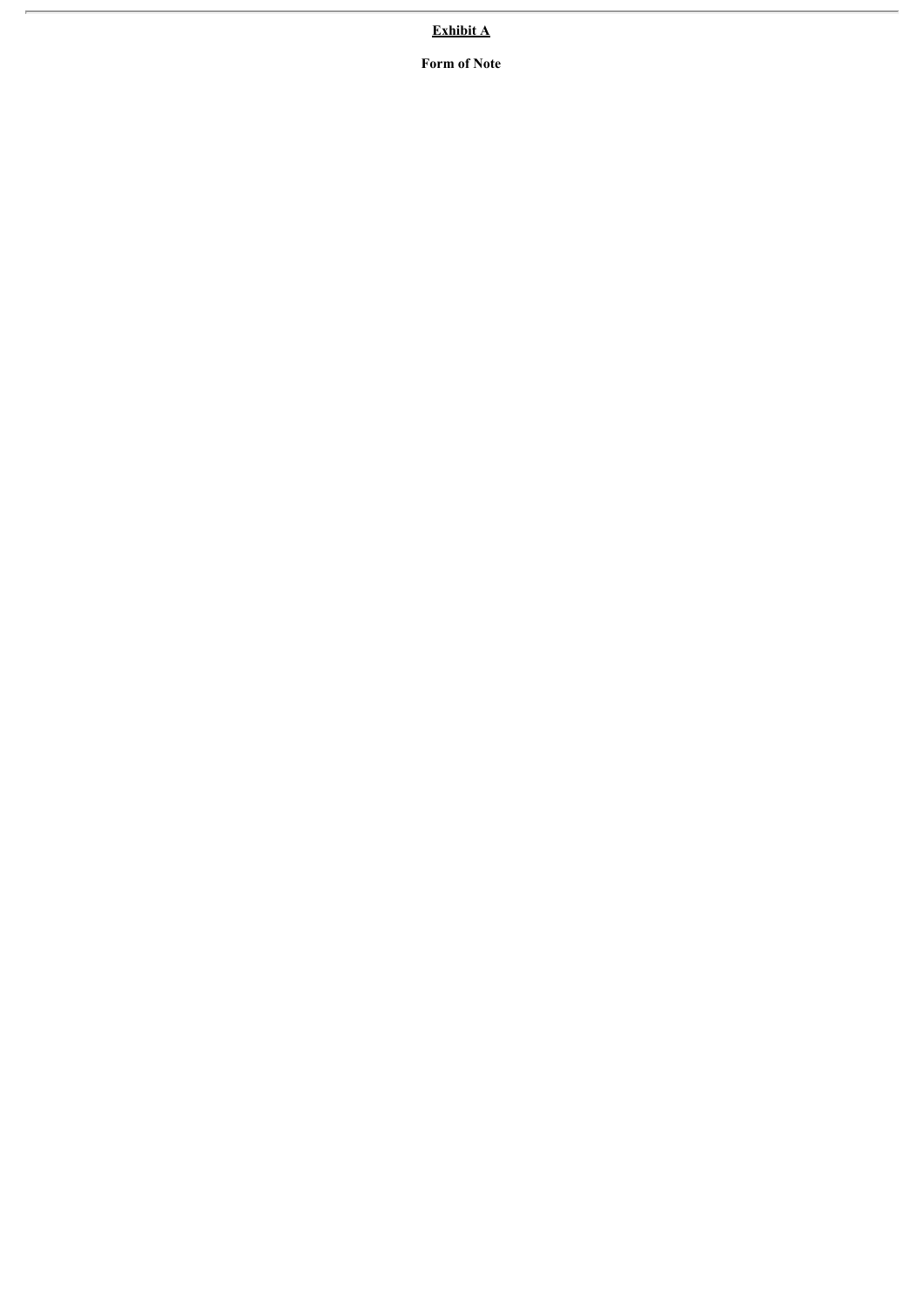**<u>Exhibit A</u>**

**Form of Note**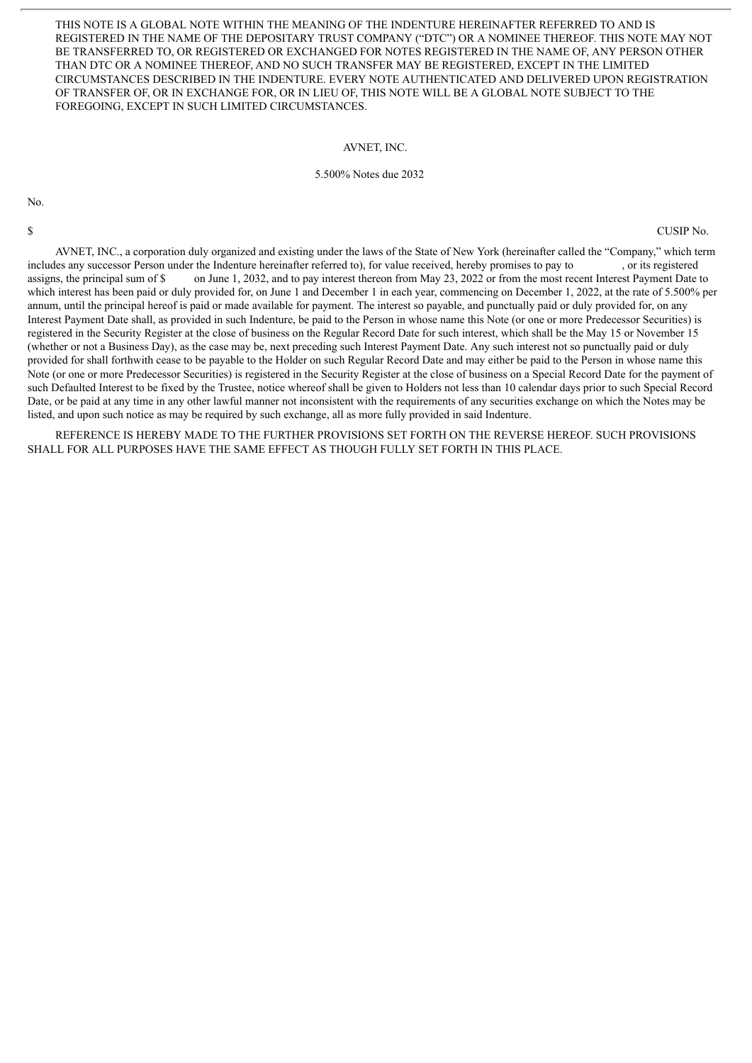THIS NOTE IS A GLOBAL NOTE WITHIN THE MEANING OF THE INDENTURE HEREINAFTER REFERRED TO AND IS REGISTERED IN THE NAME OF THE DEPOSITARY TRUST COMPANY ("DTC") OR A NOMINEE THEREOF. THIS NOTE MAY NOT BE TRANSFERRED TO, OR REGISTERED OR EXCHANGED FOR NOTES REGISTERED IN THE NAME OF, ANY PERSON OTHER THAN DTC OR A NOMINEE THEREOF, AND NO SUCH TRANSFER MAY BE REGISTERED, EXCEPT IN THE LIMITED CIRCUMSTANCES DESCRIBED IN THE INDENTURE. EVERY NOTE AUTHENTICATED AND DELIVERED UPON REGISTRATION OF TRANSFER OF, OR IN EXCHANGE FOR, OR IN LIEU OF, THIS NOTE WILL BE A GLOBAL NOTE SUBJECT TO THE FOREGOING, EXCEPT IN SUCH LIMITED CIRCUMSTANCES.

AVNET, INC.

5.500% Notes due 2032

No.

$ CUSIP No.

AVNET, INC., a corporation duly organized and existing under the laws of the State of New York (hereinafter called the "Company," which term includes any successor Person under the Indenture hereinafter referred to), for value received, hereby promises to pay to , or its registered assigns, the principal sum of $ on June 1, 2032, and to pay interest thereon from May 23, 2022 or from the most recent Interest Payment Date to which interest has been paid or duly provided for, on June 1 and December 1 in each year, commencing on December 1, 2022, at the rate of 5.500% per annum, until the principal hereof is paid or made available for payment. The interest so payable, and punctually paid or duly provided for, on any Interest Payment Date shall, as provided in such Indenture, be paid to the Person in whose name this Note (or one or more Predecessor Securities) is registered in the Security Register at the close of business on the Regular Record Date for such interest, which shall be the May 15 or November 15 (whether or not a Business Day), as the case may be, next preceding such Interest Payment Date. Any such interest not so punctually paid or duly provided for shall forthwith cease to be payable to the Holder on such Regular Record Date and may either be paid to the Person in whose name this Note (or one or more Predecessor Securities) is registered in the Security Register at the close of business on a Special Record Date for the payment of such Defaulted Interest to be fixed by the Trustee, notice whereof shall be given to Holders not less than 10 calendar days prior to such Special Record Date, or be paid at any time in any other lawful manner not inconsistent with the requirements of any securities exchange on which the Notes may be listed, and upon such notice as may be required by such exchange, all as more fully provided in said Indenture.

REFERENCE IS HEREBY MADE TO THE FURTHER PROVISIONS SET FORTH ON THE REVERSE HEREOF. SUCH PROVISIONS SHALL FOR ALL PURPOSES HAVE THE SAME EFFECT AS THOUGH FULLY SET FORTH IN THIS PLACE.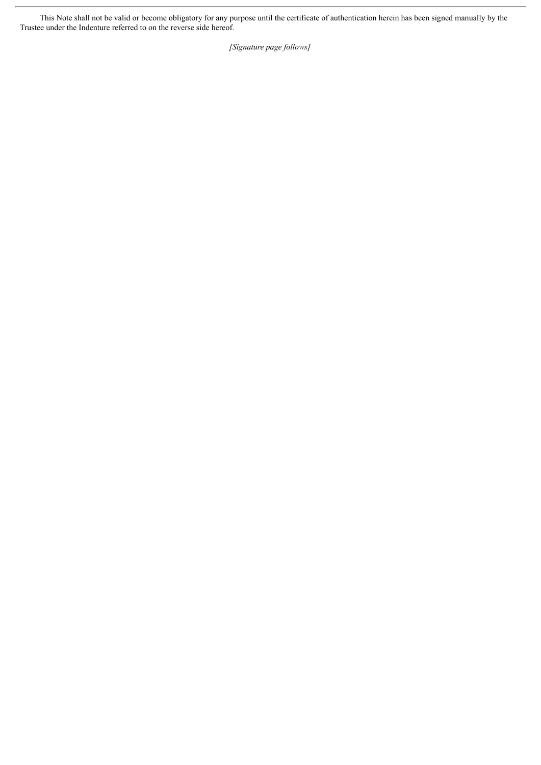This Note shall not be valid or become obligatory for any purpose until the certificate of authentication herein has been signed manually by the Trustee under the Indenture referred to on the reverse side hereof.

*[Signature page follows]*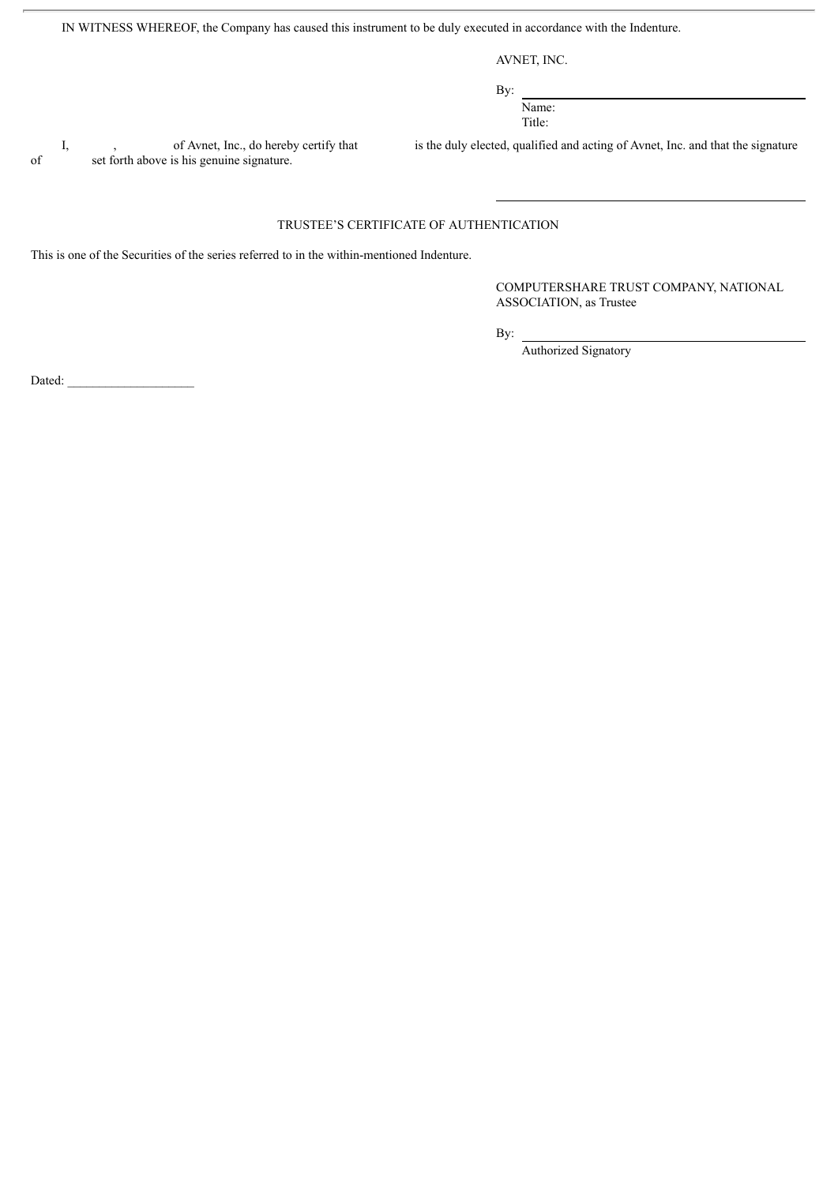IN WITNESS WHEREOF, the Company has caused this instrument to be duly executed in accordance with the Indenture.

AVNET, INC.

By: \_\_\_\_\_\_\_\_\_\_\_\_\_\_\_\_\_\_\_\_\_\_\_\_\_\_\_\_\_\_
Name:
Title:

I, , of Avnet, Inc., do hereby certify that is the duly elected, qualified and acting of Avnet, Inc. and that the signature of set forth above is his genuine signature.

\_\_\_\_\_\_\_\_\_\_\_\_\_\_\_\_\_\_\_\_\_\_\_\_\_\_\_\_\_\_

TRUSTEE'S CERTIFICATE OF AUTHENTICATION

This is one of the Securities of the series referred to in the within-mentioned Indenture.

COMPUTERSHARE TRUST COMPANY, NATIONAL ASSOCIATION, as Trustee

By: \_\_\_\_\_\_\_\_\_\_\_\_\_\_\_\_\_\_\_\_\_\_\_\_\_\_\_\_\_\_
Authorized Signatory

Dated: \_\_\_\_\_\_\_\_\_\_\_\_\_\_\_\_\_\_\_\_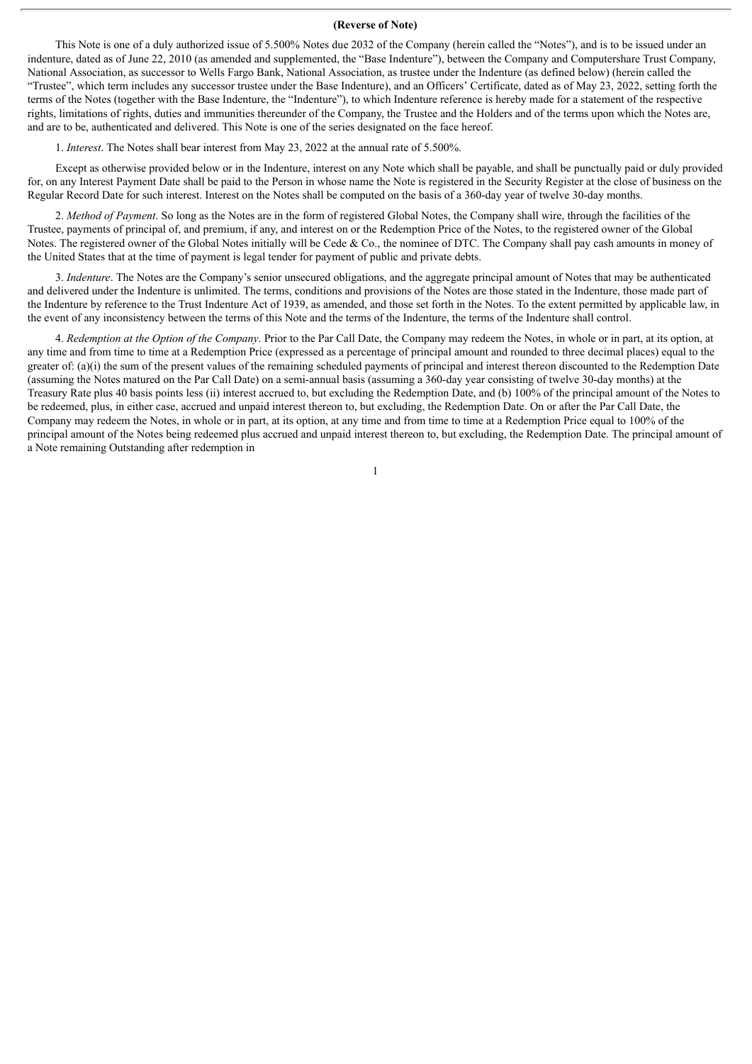**(Reverse of Note)**

This Note is one of a duly authorized issue of 5.500% Notes due 2032 of the Company (herein called the "Notes"), and is to be issued under an indenture, dated as of June 22, 2010 (as amended and supplemented, the "Base Indenture"), between the Company and Computershare Trust Company, National Association, as successor to Wells Fargo Bank, National Association, as trustee under the Indenture (as defined below) (herein called the "Trustee", which term includes any successor trustee under the Base Indenture), and an Officers' Certificate, dated as of May 23, 2022, setting forth the terms of the Notes (together with the Base Indenture, the "Indenture"), to which Indenture reference is hereby made for a statement of the respective rights, limitations of rights, duties and immunities thereunder of the Company, the Trustee and the Holders and of the terms upon which the Notes are, and are to be, authenticated and delivered. This Note is one of the series designated on the face hereof.

1. *Interest*. The Notes shall bear interest from May 23, 2022 at the annual rate of 5.500%.

Except as otherwise provided below or in the Indenture, interest on any Note which shall be payable, and shall be punctually paid or duly provided for, on any Interest Payment Date shall be paid to the Person in whose name the Note is registered in the Security Register at the close of business on the Regular Record Date for such interest. Interest on the Notes shall be computed on the basis of a 360-day year of twelve 30-day months.

2. *Method of Payment*. So long as the Notes are in the form of registered Global Notes, the Company shall wire, through the facilities of the Trustee, payments of principal of, and premium, if any, and interest on or the Redemption Price of the Notes, to the registered owner of the Global Notes. The registered owner of the Global Notes initially will be Cede & Co., the nominee of DTC. The Company shall pay cash amounts in money of the United States that at the time of payment is legal tender for payment of public and private debts.

3. *Indenture*. The Notes are the Company's senior unsecured obligations, and the aggregate principal amount of Notes that may be authenticated and delivered under the Indenture is unlimited. The terms, conditions and provisions of the Notes are those stated in the Indenture, those made part of the Indenture by reference to the Trust Indenture Act of 1939, as amended, and those set forth in the Notes. To the extent permitted by applicable law, in the event of any inconsistency between the terms of this Note and the terms of the Indenture, the terms of the Indenture shall control.

4. *Redemption at the Option of the Company*. Prior to the Par Call Date, the Company may redeem the Notes, in whole or in part, at its option, at any time and from time to time at a Redemption Price (expressed as a percentage of principal amount and rounded to three decimal places) equal to the greater of: (a)(i) the sum of the present values of the remaining scheduled payments of principal and interest thereon discounted to the Redemption Date (assuming the Notes matured on the Par Call Date) on a semi-annual basis (assuming a 360-day year consisting of twelve 30-day months) at the Treasury Rate plus 40 basis points less (ii) interest accrued to, but excluding the Redemption Date, and (b) 100% of the principal amount of the Notes to be redeemed, plus, in either case, accrued and unpaid interest thereon to, but excluding, the Redemption Date. On or after the Par Call Date, the Company may redeem the Notes, in whole or in part, at its option, at any time and from time to time at a Redemption Price equal to 100% of the principal amount of the Notes being redeemed plus accrued and unpaid interest thereon to, but excluding, the Redemption Date. The principal amount of a Note remaining Outstanding after redemption in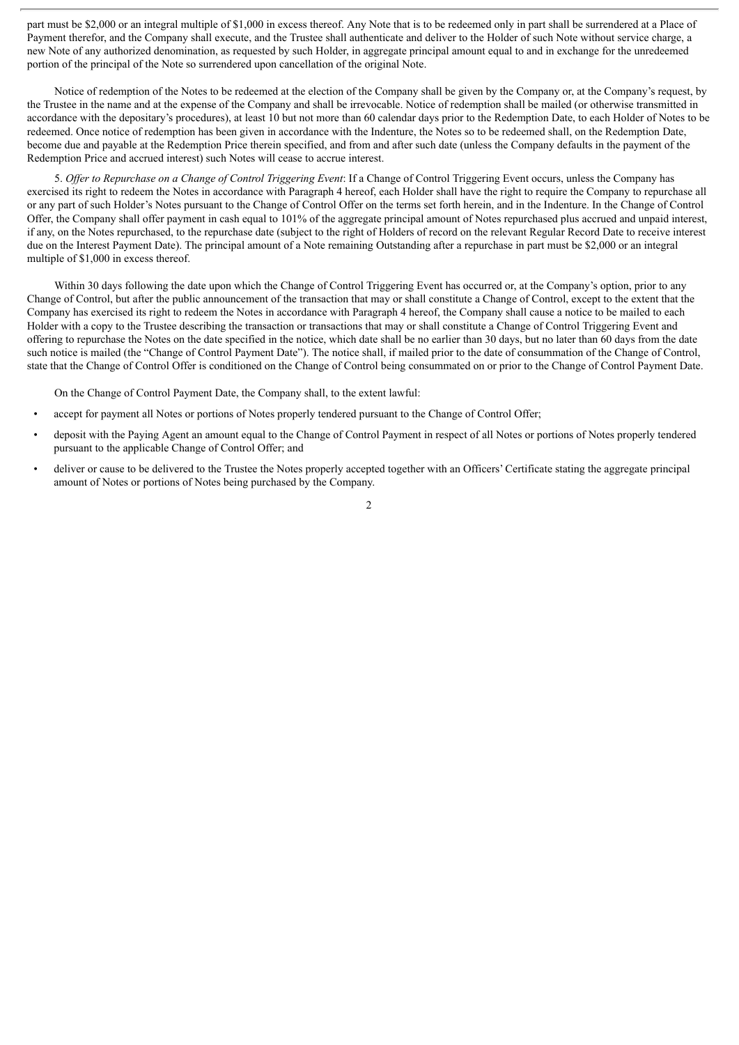part must be $2,000 or an integral multiple of $1,000 in excess thereof. Any Note that is to be redeemed only in part shall be surrendered at a Place of Payment therefor, and the Company shall execute, and the Trustee shall authenticate and deliver to the Holder of such Note without service charge, a new Note of any authorized denomination, as requested by such Holder, in aggregate principal amount equal to and in exchange for the unredeemed portion of the principal of the Note so surrendered upon cancellation of the original Note.

Notice of redemption of the Notes to be redeemed at the election of the Company shall be given by the Company or, at the Company's request, by the Trustee in the name and at the expense of the Company and shall be irrevocable. Notice of redemption shall be mailed (or otherwise transmitted in accordance with the depositary's procedures), at least 10 but not more than 60 calendar days prior to the Redemption Date, to each Holder of Notes to be redeemed. Once notice of redemption has been given in accordance with the Indenture, the Notes so to be redeemed shall, on the Redemption Date, become due and payable at the Redemption Price therein specified, and from and after such date (unless the Company defaults in the payment of the Redemption Price and accrued interest) such Notes will cease to accrue interest.

5. *Offer to Repurchase on a Change of Control Triggering Event*: If a Change of Control Triggering Event occurs, unless the Company has exercised its right to redeem the Notes in accordance with Paragraph 4 hereof, each Holder shall have the right to require the Company to repurchase all or any part of such Holder's Notes pursuant to the Change of Control Offer on the terms set forth herein, and in the Indenture. In the Change of Control Offer, the Company shall offer payment in cash equal to 101% of the aggregate principal amount of Notes repurchased plus accrued and unpaid interest, if any, on the Notes repurchased, to the repurchase date (subject to the right of Holders of record on the relevant Regular Record Date to receive interest due on the Interest Payment Date). The principal amount of a Note remaining Outstanding after a repurchase in part must be $2,000 or an integral multiple of $1,000 in excess thereof.

Within 30 days following the date upon which the Change of Control Triggering Event has occurred or, at the Company's option, prior to any Change of Control, but after the public announcement of the transaction that may or shall constitute a Change of Control, except to the extent that the Company has exercised its right to redeem the Notes in accordance with Paragraph 4 hereof, the Company shall cause a notice to be mailed to each Holder with a copy to the Trustee describing the transaction or transactions that may or shall constitute a Change of Control Triggering Event and offering to repurchase the Notes on the date specified in the notice, which date shall be no earlier than 30 days, but no later than 60 days from the date such notice is mailed (the "Change of Control Payment Date"). The notice shall, if mailed prior to the date of consummation of the Change of Control, state that the Change of Control Offer is conditioned on the Change of Control being consummated on or prior to the Change of Control Payment Date.

On the Change of Control Payment Date, the Company shall, to the extent lawful:

- accept for payment all Notes or portions of Notes properly tendered pursuant to the Change of Control Offer;
- deposit with the Paying Agent an amount equal to the Change of Control Payment in respect of all Notes or portions of Notes properly tendered pursuant to the applicable Change of Control Offer; and
- deliver or cause to be delivered to the Trustee the Notes properly accepted together with an Officers' Certificate stating the aggregate principal amount of Notes or portions of Notes being purchased by the Company.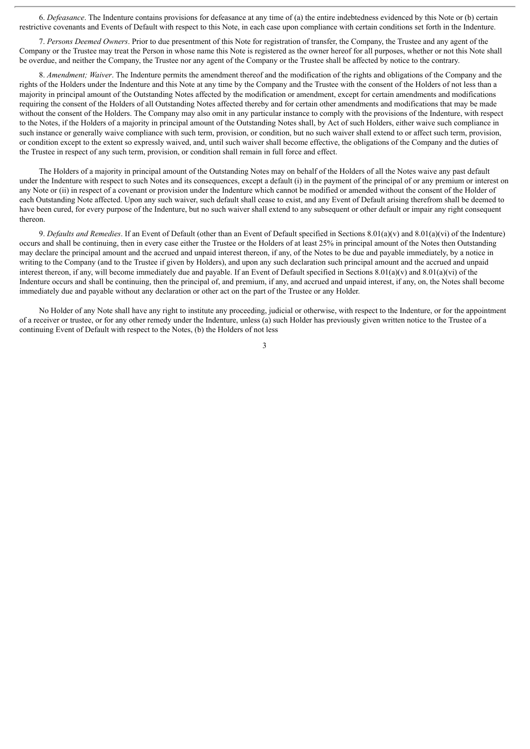6. *Defeasance*. The Indenture contains provisions for defeasance at any time of (a) the entire indebtedness evidenced by this Note or (b) certain restrictive covenants and Events of Default with respect to this Note, in each case upon compliance with certain conditions set forth in the Indenture.

7. *Persons Deemed Owners*. Prior to due presentment of this Note for registration of transfer, the Company, the Trustee and any agent of the Company or the Trustee may treat the Person in whose name this Note is registered as the owner hereof for all purposes, whether or not this Note shall be overdue, and neither the Company, the Trustee nor any agent of the Company or the Trustee shall be affected by notice to the contrary.

8. *Amendment; Waiver*. The Indenture permits the amendment thereof and the modification of the rights and obligations of the Company and the rights of the Holders under the Indenture and this Note at any time by the Company and the Trustee with the consent of the Holders of not less than a majority in principal amount of the Outstanding Notes affected by the modification or amendment, except for certain amendments and modifications requiring the consent of the Holders of all Outstanding Notes affected thereby and for certain other amendments and modifications that may be made without the consent of the Holders. The Company may also omit in any particular instance to comply with the provisions of the Indenture, with respect to the Notes, if the Holders of a majority in principal amount of the Outstanding Notes shall, by Act of such Holders, either waive such compliance in such instance or generally waive compliance with such term, provision, or condition, but no such waiver shall extend to or affect such term, provision, or condition except to the extent so expressly waived, and, until such waiver shall become effective, the obligations of the Company and the duties of the Trustee in respect of any such term, provision, or condition shall remain in full force and effect.

The Holders of a majority in principal amount of the Outstanding Notes may on behalf of the Holders of all the Notes waive any past default under the Indenture with respect to such Notes and its consequences, except a default (i) in the payment of the principal of or any premium or interest on any Note or (ii) in respect of a covenant or provision under the Indenture which cannot be modified or amended without the consent of the Holder of each Outstanding Note affected. Upon any such waiver, such default shall cease to exist, and any Event of Default arising therefrom shall be deemed to have been cured, for every purpose of the Indenture, but no such waiver shall extend to any subsequent or other default or impair any right consequent thereon.

9. *Defaults and Remedies*. If an Event of Default (other than an Event of Default specified in Sections 8.01(a)(v) and 8.01(a)(vi) of the Indenture) occurs and shall be continuing, then in every case either the Trustee or the Holders of at least 25% in principal amount of the Notes then Outstanding may declare the principal amount and the accrued and unpaid interest thereon, if any, of the Notes to be due and payable immediately, by a notice in writing to the Company (and to the Trustee if given by Holders), and upon any such declaration such principal amount and the accrued and unpaid interest thereon, if any, will become immediately due and payable. If an Event of Default specified in Sections 8.01(a)(v) and 8.01(a)(vi) of the Indenture occurs and shall be continuing, then the principal of, and premium, if any, and accrued and unpaid interest, if any, on, the Notes shall become immediately due and payable without any declaration or other act on the part of the Trustee or any Holder.

No Holder of any Note shall have any right to institute any proceeding, judicial or otherwise, with respect to the Indenture, or for the appointment of a receiver or trustee, or for any other remedy under the Indenture, unless (a) such Holder has previously given written notice to the Trustee of a continuing Event of Default with respect to the Notes, (b) the Holders of not less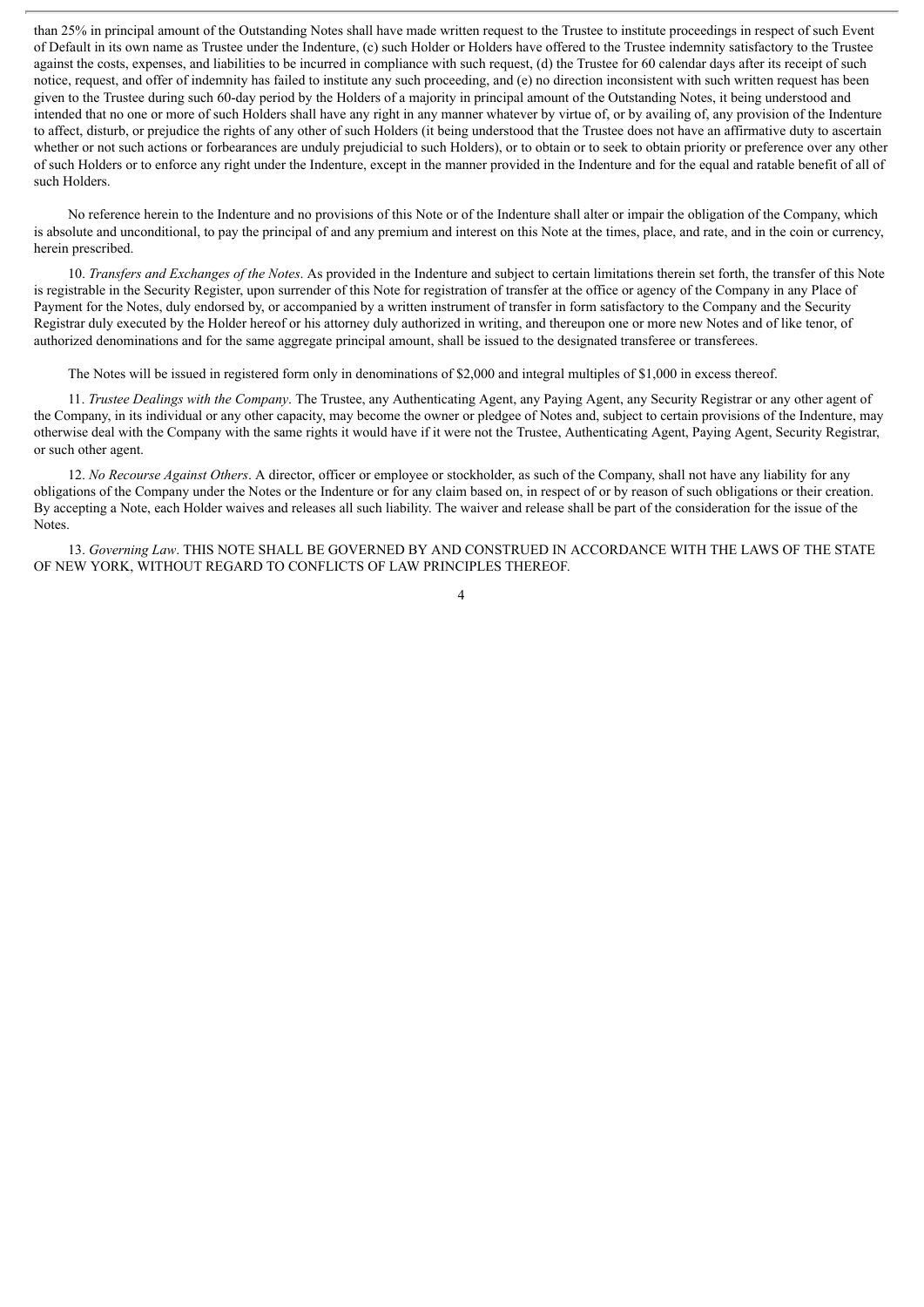than 25% in principal amount of the Outstanding Notes shall have made written request to the Trustee to institute proceedings in respect of such Event of Default in its own name as Trustee under the Indenture, (c) such Holder or Holders have offered to the Trustee indemnity satisfactory to the Trustee against the costs, expenses, and liabilities to be incurred in compliance with such request, (d) the Trustee for 60 calendar days after its receipt of such notice, request, and offer of indemnity has failed to institute any such proceeding, and (e) no direction inconsistent with such written request has been given to the Trustee during such 60-day period by the Holders of a majority in principal amount of the Outstanding Notes, it being understood and intended that no one or more of such Holders shall have any right in any manner whatever by virtue of, or by availing of, any provision of the Indenture to affect, disturb, or prejudice the rights of any other of such Holders (it being understood that the Trustee does not have an affirmative duty to ascertain whether or not such actions or forbearances are unduly prejudicial to such Holders), or to obtain or to seek to obtain priority or preference over any other of such Holders or to enforce any right under the Indenture, except in the manner provided in the Indenture and for the equal and ratable benefit of all of such Holders.

No reference herein to the Indenture and no provisions of this Note or of the Indenture shall alter or impair the obligation of the Company, which is absolute and unconditional, to pay the principal of and any premium and interest on this Note at the times, place, and rate, and in the coin or currency, herein prescribed.

10. *Transfers and Exchanges of the Notes*. As provided in the Indenture and subject to certain limitations therein set forth, the transfer of this Note is registrable in the Security Register, upon surrender of this Note for registration of transfer at the office or agency of the Company in any Place of Payment for the Notes, duly endorsed by, or accompanied by a written instrument of transfer in form satisfactory to the Company and the Security Registrar duly executed by the Holder hereof or his attorney duly authorized in writing, and thereupon one or more new Notes and of like tenor, of authorized denominations and for the same aggregate principal amount, shall be issued to the designated transferee or transferees.

The Notes will be issued in registered form only in denominations of $2,000 and integral multiples of $1,000 in excess thereof.

11. *Trustee Dealings with the Company*. The Trustee, any Authenticating Agent, any Paying Agent, any Security Registrar or any other agent of the Company, in its individual or any other capacity, may become the owner or pledgee of Notes and, subject to certain provisions of the Indenture, may otherwise deal with the Company with the same rights it would have if it were not the Trustee, Authenticating Agent, Paying Agent, Security Registrar, or such other agent.

12. *No Recourse Against Others*. A director, officer or employee or stockholder, as such of the Company, shall not have any liability for any obligations of the Company under the Notes or the Indenture or for any claim based on, in respect of or by reason of such obligations or their creation. By accepting a Note, each Holder waives and releases all such liability. The waiver and release shall be part of the consideration for the issue of the Notes.

13. *Governing Law*. THIS NOTE SHALL BE GOVERNED BY AND CONSTRUED IN ACCORDANCE WITH THE LAWS OF THE STATE OF NEW YORK, WITHOUT REGARD TO CONFLICTS OF LAW PRINCIPLES THEREOF.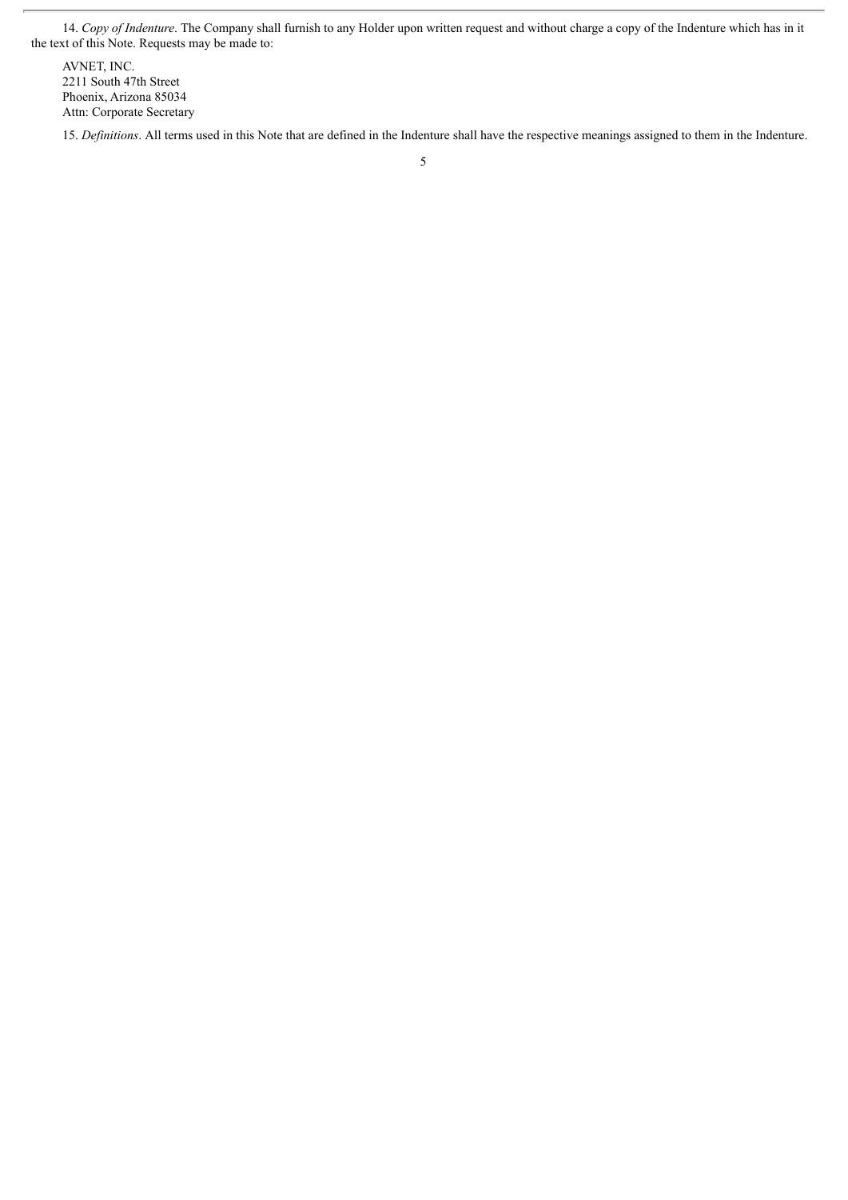14. *Copy of Indenture*. The Company shall furnish to any Holder upon written request and without charge a copy of the Indenture which has in it the text of this Note. Requests may be made to:

AVNET, INC.
2211 South 47th Street
Phoenix, Arizona 85034
Attn: Corporate Secretary

15. *Definitions*. All terms used in this Note that are defined in the Indenture shall have the respective meanings assigned to them in the Indenture.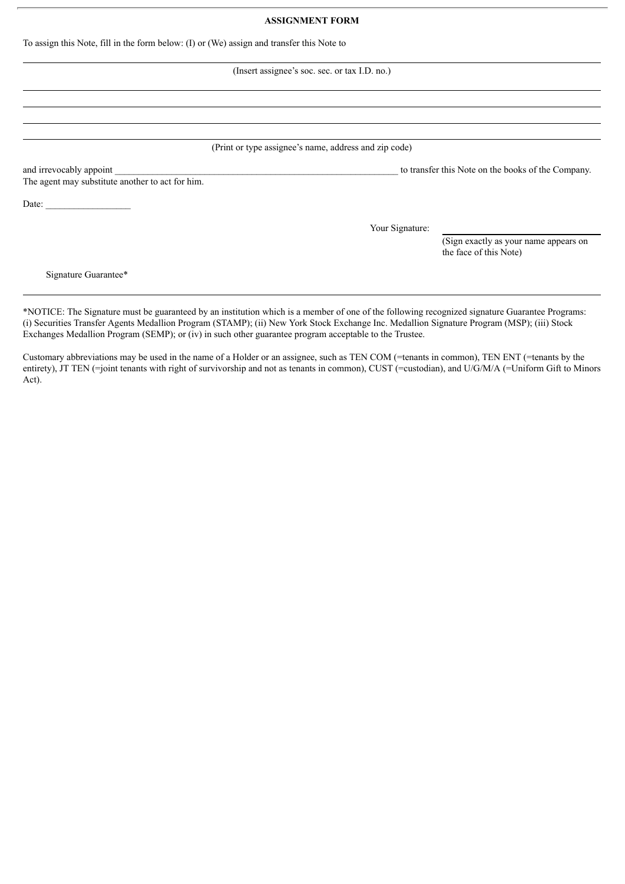**ASSIGNMENT FORM**

To assign this Note, fill in the form below: (I) or (We) assign and transfer this Note to

______________________________________________________________________

(Insert assignee's soc. sec. or tax I.D. no.)

______________________________________________________________________

______________________________________________________________________

______________________________________________________________________

______________________________________________________________________

(Print or type assignee's name, address and zip code)

and irrevocably appoint ______________________________________________________ to transfer this Note on the books of the Company. The agent may substitute another to act for him.

Date: __________________

Your Signature: ______________________

(Sign exactly as your name appears on the face of this Note)

Signature Guarantee*

______________________________________________________________________

*NOTICE: The Signature must be guaranteed by an institution which is a member of one of the following recognized signature Guarantee Programs: (i) Securities Transfer Agents Medallion Program (STAMP); (ii) New York Stock Exchange Inc. Medallion Signature Program (MSP); (iii) Stock Exchanges Medallion Program (SEMP); or (iv) in such other guarantee program acceptable to the Trustee.

Customary abbreviations may be used in the name of a Holder or an assignee, such as TEN COM (=tenants in common), TEN ENT (=tenants by the entirety), JT TEN (=joint tenants with right of survivorship and not as tenants in common), CUST (=custodian), and U/G/M/A (=Uniform Gift to Minors Act).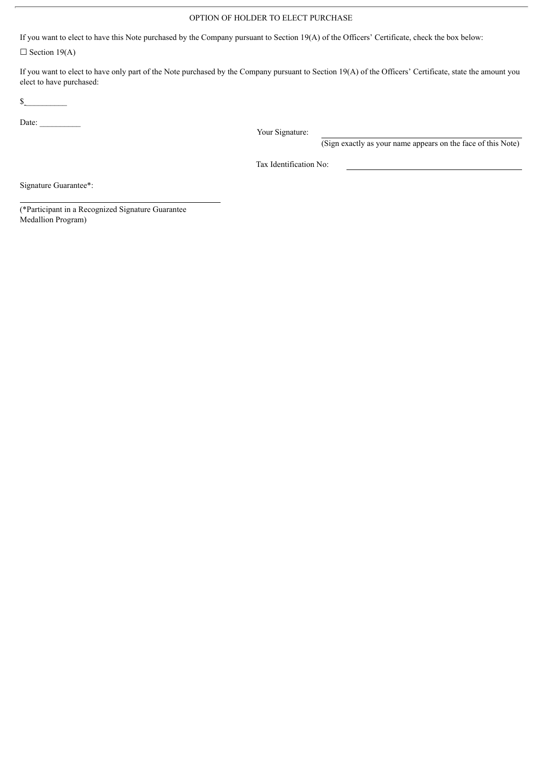OPTION OF HOLDER TO ELECT PURCHASE

If you want to elect to have this Note purchased by the Company pursuant to Section 19(A) of the Officers' Certificate, check the box below:

☐ Section 19(A)

If you want to elect to have only part of the Note purchased by the Company pursuant to Section 19(A) of the Officers' Certificate, state the amount you elect to have purchased:

$__________

Date: __________

Your Signature: ______________________________
(Sign exactly as your name appears on the face of this Note)

Tax Identification No: ______________________________

Signature Guarantee*:

______________________________
(*Participant in a Recognized Signature Guarantee Medallion Program)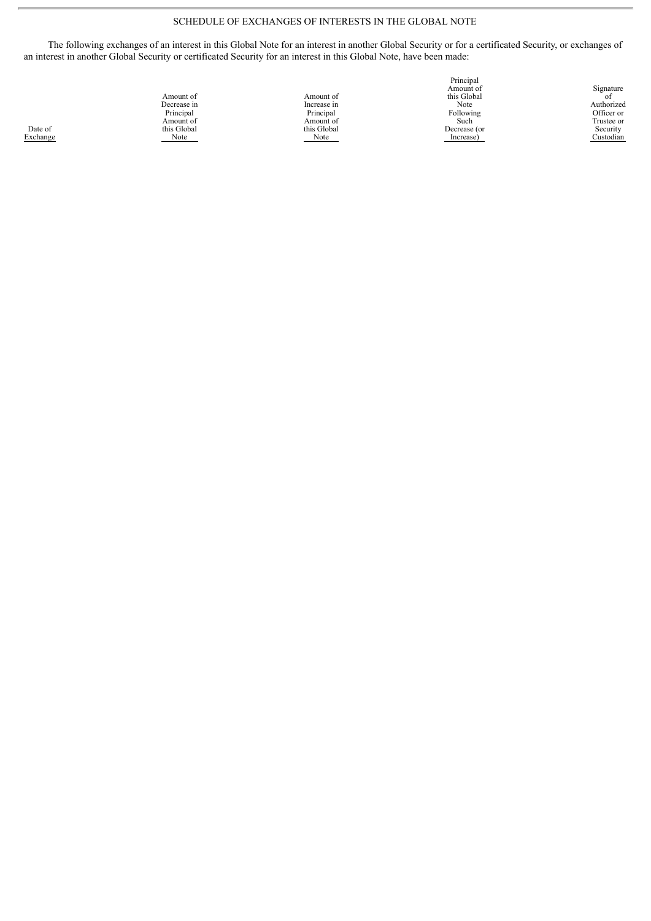## SCHEDULE OF EXCHANGES OF INTERESTS IN THE GLOBAL NOTE

The following exchanges of an interest in this Global Note for an interest in another Global Security or for a certificated Security, or exchanges of an interest in another Global Security or certificated Security for an interest in this Global Note, have been made:

| Date of Exchange | Amount of Decrease in Principal Amount of this Global Note | Amount of Increase in Principal Amount of this Global Note | Principal Amount of this Global Note Following Such Decrease (or Increase) | Signature of Authorized Officer or Trustee or Security Custodian |
|---|---|---|---|---|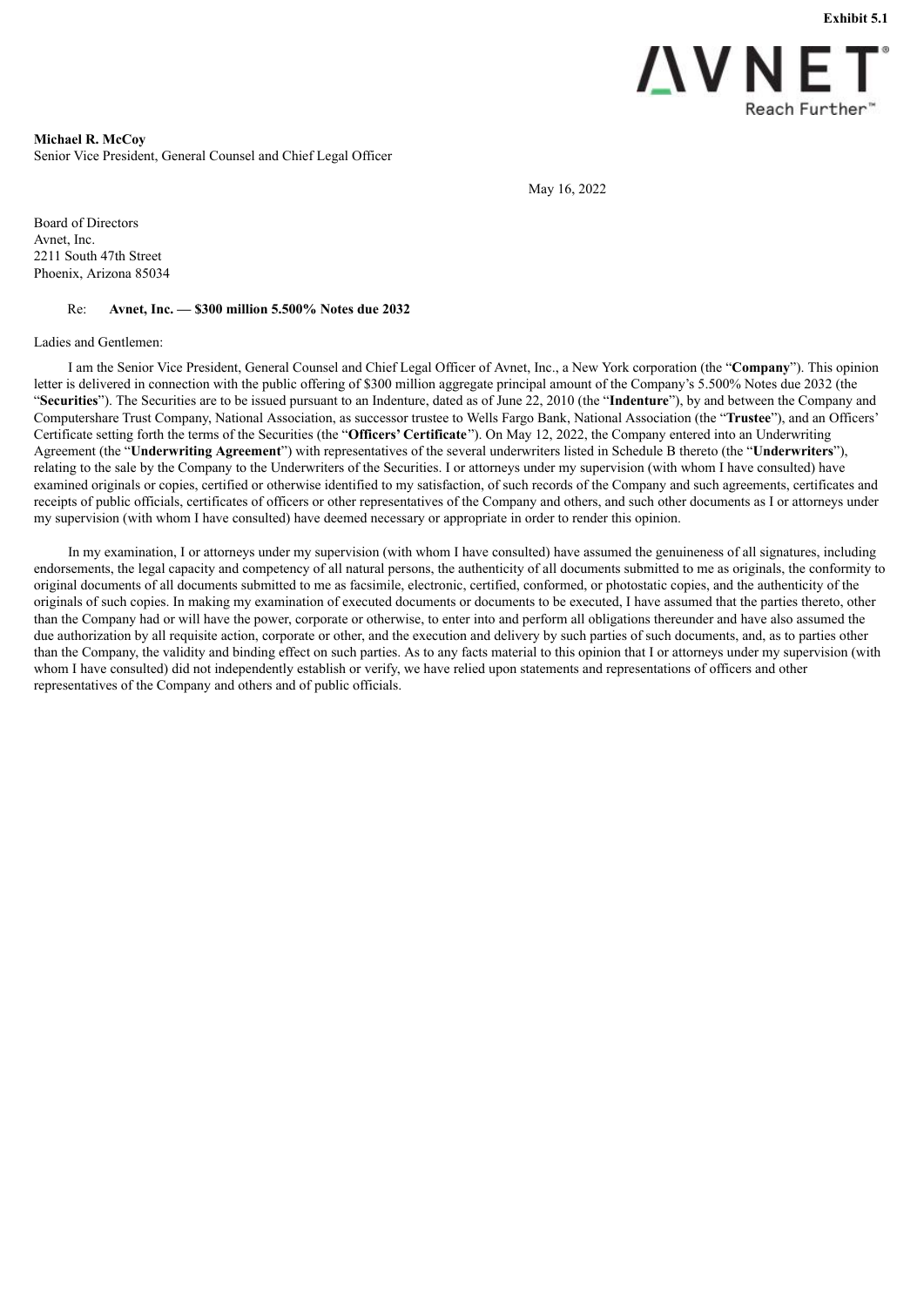**Exhibit 5.1**

AVNET
Reach Further™

**Michael R. McCoy**
Senior Vice President, General Counsel and Chief Legal Officer

May 16, 2022

Board of Directors
Avnet, Inc.
2211 South 47th Street
Phoenix, Arizona 85034

Re: **Avnet, Inc. — $300 million 5.500% Notes due 2032**

Ladies and Gentlemen:

I am the Senior Vice President, General Counsel and Chief Legal Officer of Avnet, Inc., a New York corporation (the "**Company**"). This opinion letter is delivered in connection with the public offering of $300 million aggregate principal amount of the Company's 5.500% Notes due 2032 (the "**Securities**"). The Securities are to be issued pursuant to an Indenture, dated as of June 22, 2010 (the "**Indenture**"), by and between the Company and Computershare Trust Company, National Association, as successor trustee to Wells Fargo Bank, National Association (the "**Trustee**"), and an Officers' Certificate setting forth the terms of the Securities (the "**Officers' Certificate**"). On May 12, 2022, the Company entered into an Underwriting Agreement (the "**Underwriting Agreement**") with representatives of the several underwriters listed in Schedule B thereto (the "**Underwriters**"), relating to the sale by the Company to the Underwriters of the Securities. I or attorneys under my supervision (with whom I have consulted) have examined originals or copies, certified or otherwise identified to my satisfaction, of such records of the Company and such agreements, certificates and receipts of public officials, certificates of officers or other representatives of the Company and others, and such other documents as I or attorneys under my supervision (with whom I have consulted) have deemed necessary or appropriate in order to render this opinion.

In my examination, I or attorneys under my supervision (with whom I have consulted) have assumed the genuineness of all signatures, including endorsements, the legal capacity and competency of all natural persons, the authenticity of all documents submitted to me as originals, the conformity to original documents of all documents submitted to me as facsimile, electronic, certified, conformed, or photostatic copies, and the authenticity of the originals of such copies. In making my examination of executed documents or documents to be executed, I have assumed that the parties thereto, other than the Company had or will have the power, corporate or otherwise, to enter into and perform all obligations thereunder and have also assumed the due authorization by all requisite action, corporate or other, and the execution and delivery by such parties of such documents, and, as to parties other than the Company, the validity and binding effect on such parties. As to any facts material to this opinion that I or attorneys under my supervision (with whom I have consulted) did not independently establish or verify, we have relied upon statements and representations of officers and other representatives of the Company and others and of public officials.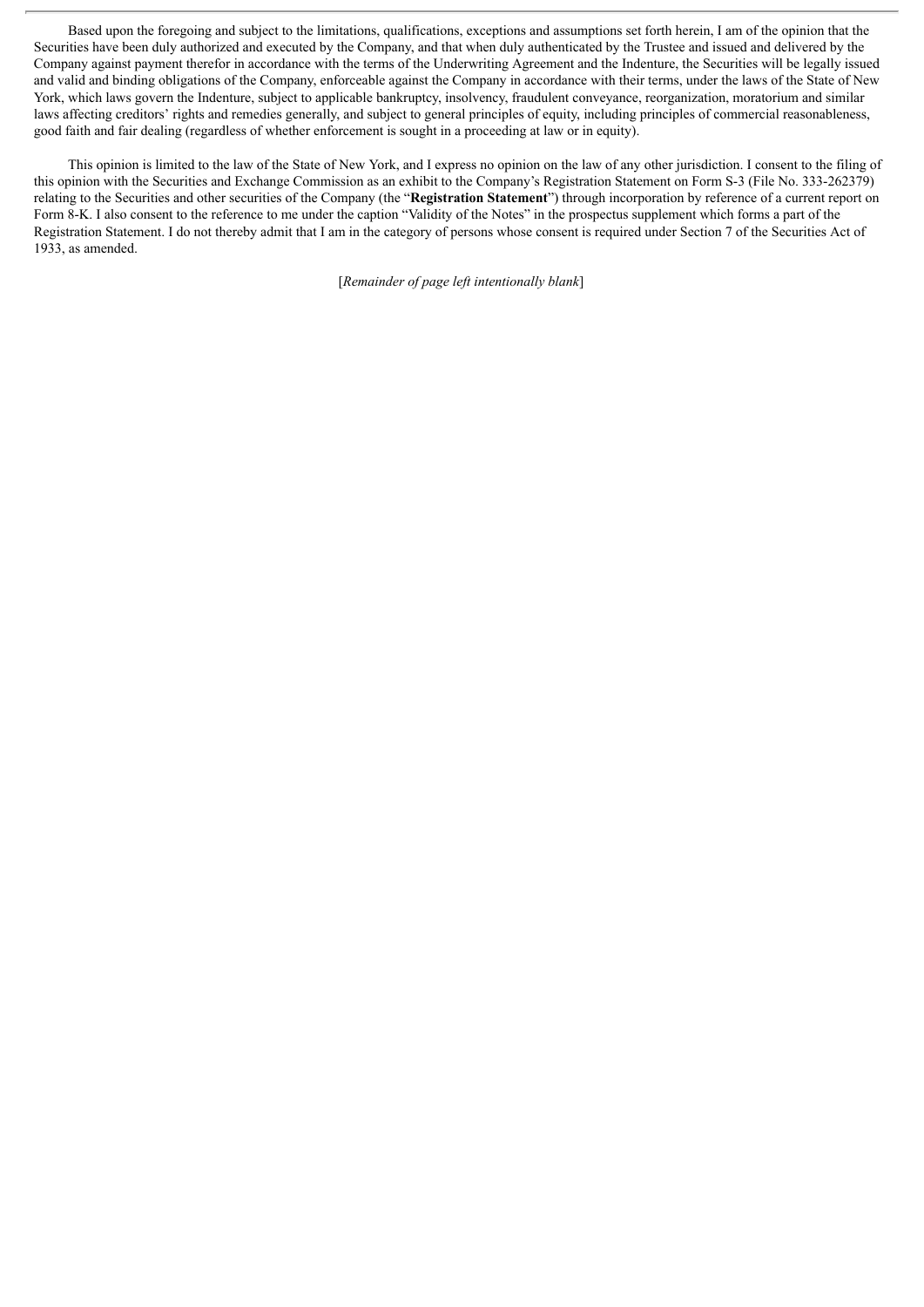Based upon the foregoing and subject to the limitations, qualifications, exceptions and assumptions set forth herein, I am of the opinion that the Securities have been duly authorized and executed by the Company, and that when duly authenticated by the Trustee and issued and delivered by the Company against payment therefor in accordance with the terms of the Underwriting Agreement and the Indenture, the Securities will be legally issued and valid and binding obligations of the Company, enforceable against the Company in accordance with their terms, under the laws of the State of New York, which laws govern the Indenture, subject to applicable bankruptcy, insolvency, fraudulent conveyance, reorganization, moratorium and similar laws affecting creditors' rights and remedies generally, and subject to general principles of equity, including principles of commercial reasonableness, good faith and fair dealing (regardless of whether enforcement is sought in a proceeding at law or in equity).

This opinion is limited to the law of the State of New York, and I express no opinion on the law of any other jurisdiction. I consent to the filing of this opinion with the Securities and Exchange Commission as an exhibit to the Company's Registration Statement on Form S-3 (File No. 333-262379) relating to the Securities and other securities of the Company (the "**Registration Statement**") through incorporation by reference of a current report on Form 8-K. I also consent to the reference to me under the caption "Validity of the Notes" in the prospectus supplement which forms a part of the Registration Statement. I do not thereby admit that I am in the category of persons whose consent is required under Section 7 of the Securities Act of 1933, as amended.

[*Remainder of page left intentionally blank*]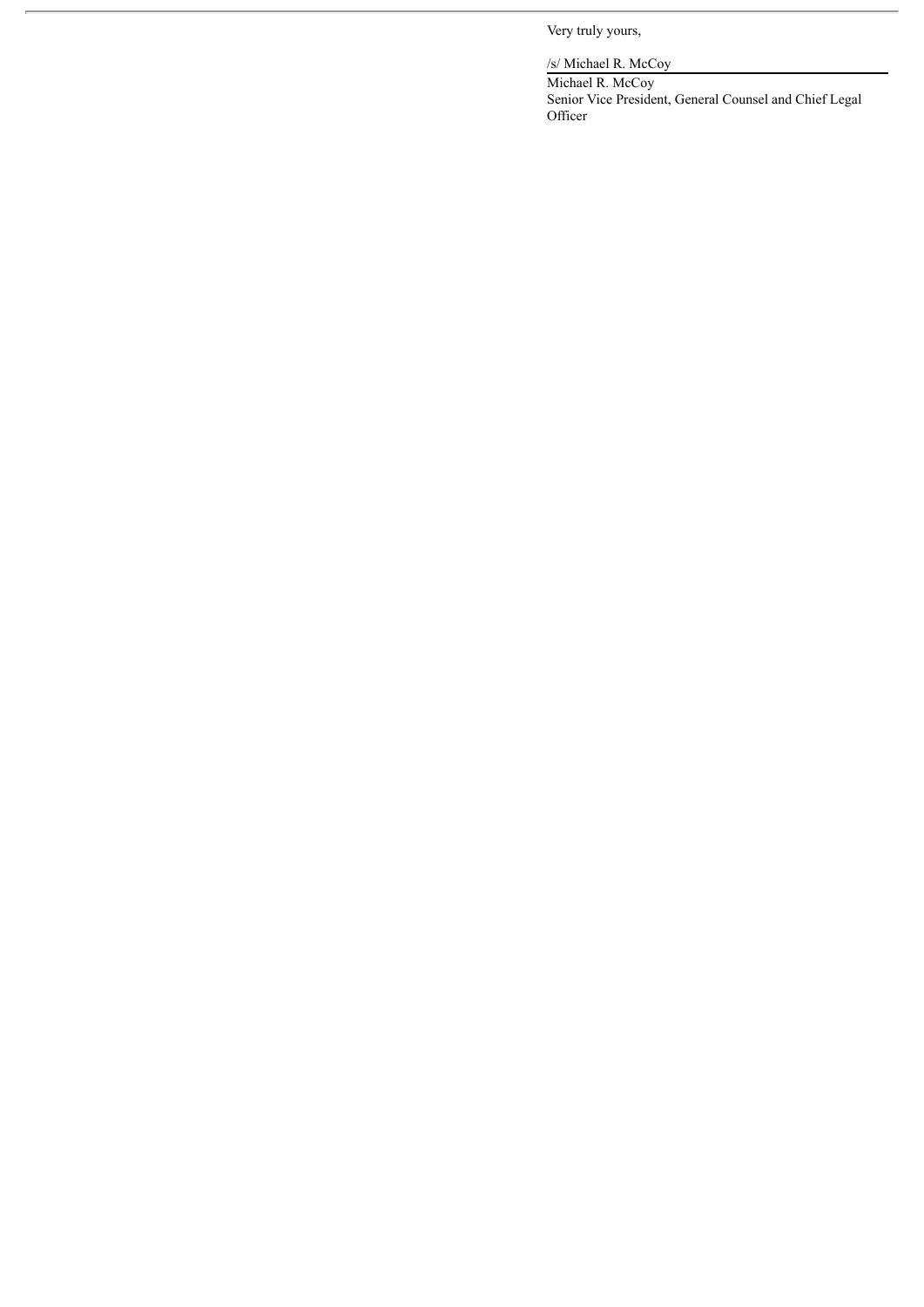Very truly yours,

/s/ Michael R. McCoy

Michael R. McCoy
Senior Vice President, General Counsel and Chief Legal Officer